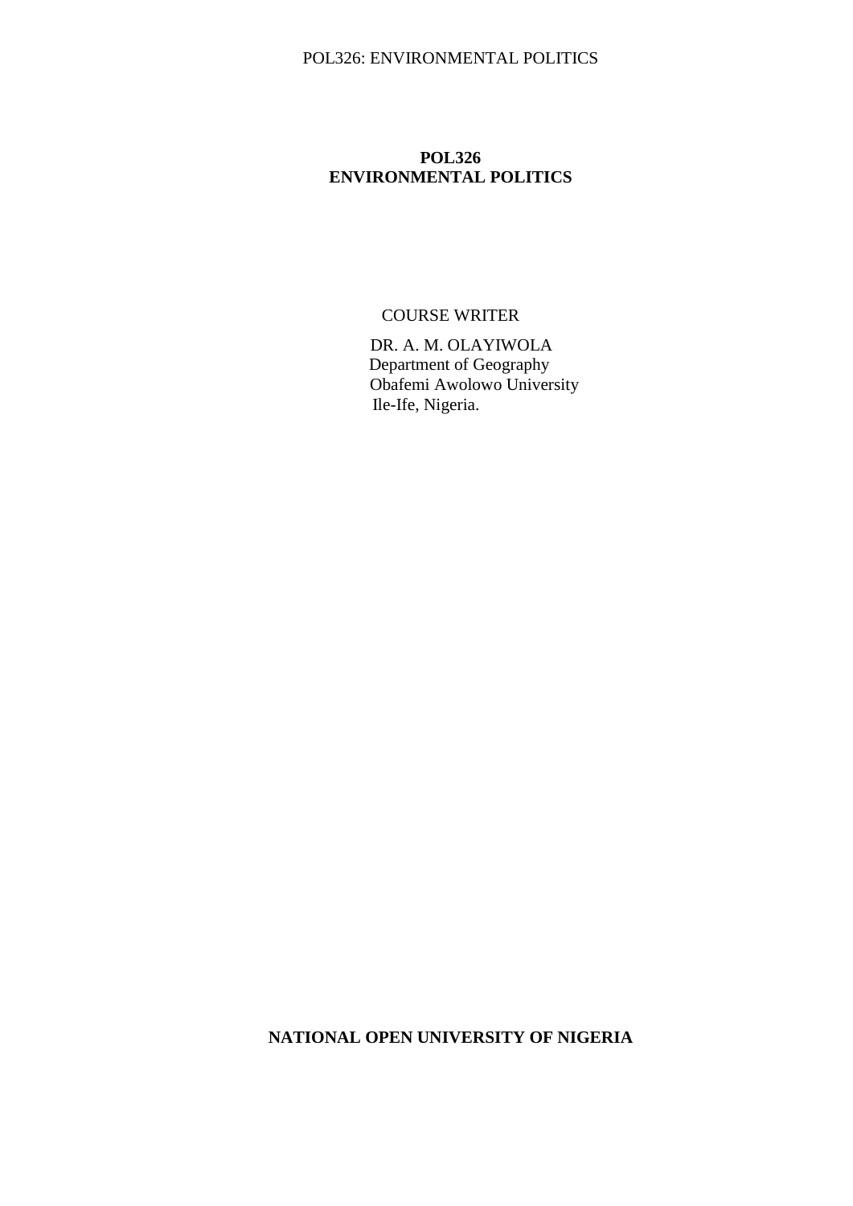**POL326**
**ENVIRONMENTAL POLITICS**

COURSE WRITER

DR. A. M. OLAYIWOLA
Department of Geography
Obafemi Awolowo University
Ile-Ife, Nigeria.

**NATIONAL OPEN UNIVERSITY OF NIGERIA**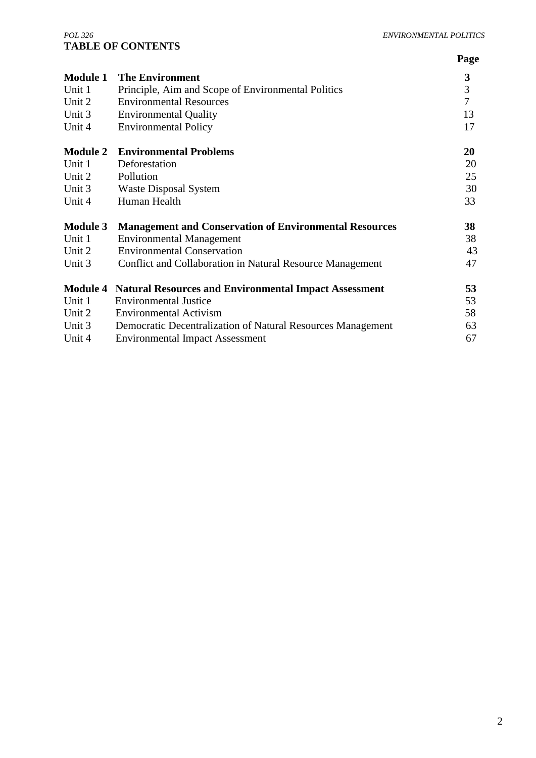# TABLE OF CONTENTS

| | | Page |
|---|---|---|
| **Module 1** | **The Environment** | **3** |
| Unit 1 | Principle, Aim and Scope of Environmental Politics | 3 |
| Unit 2 | Environmental Resources | 7 |
| Unit 3 | Environmental Quality | 13 |
| Unit 4 | Environmental Policy | 17 |
| **Module 2** | **Environmental Problems** | **20** |
| Unit 1 | Deforestation | 20 |
| Unit 2 | Pollution | 25 |
| Unit 3 | Waste Disposal System | 30 |
| Unit 4 | Human Health | 33 |
| **Module 3** | **Management and Conservation of Environmental Resources** | **38** |
| Unit 1 | Environmental Management | 38 |
| Unit 2 | Environmental Conservation | 43 |
| Unit 3 | Conflict and Collaboration in Natural Resource Management | 47 |
| **Module 4** | **Natural Resources and Environmental Impact Assessment** | **53** |
| Unit 1 | Environmental Justice | 53 |
| Unit 2 | Environmental Activism | 58 |
| Unit 3 | Democratic Decentralization of Natural Resources Management | 63 |
| Unit 4 | Environmental Impact Assessment | 67 |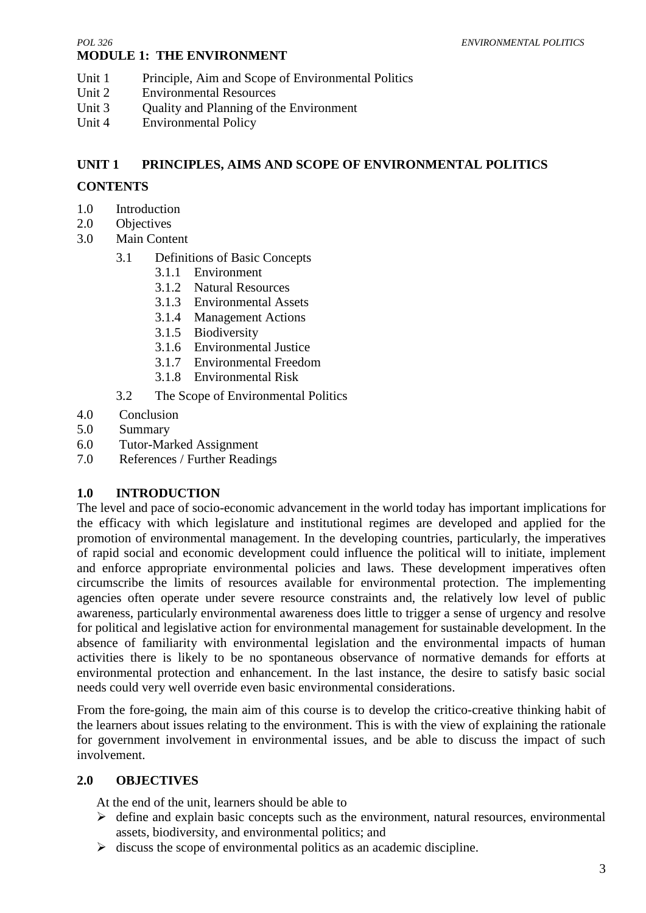## MODULE 1: THE ENVIRONMENT

Unit 1 Principle, Aim and Scope of Environmental Politics
Unit 2 Environmental Resources
Unit 3 Quality and Planning of the Environment
Unit 4 Environmental Policy

## UNIT 1 PRINCIPLES, AIMS AND SCOPE OF ENVIRONMENTAL POLITICS

### CONTENTS

1.0 Introduction
2.0 Objectives
3.0 Main Content
  3.1 Definitions of Basic Concepts
    3.1.1 Environment
    3.1.2 Natural Resources
    3.1.3 Environmental Assets
    3.1.4 Management Actions
    3.1.5 Biodiversity
    3.1.6 Environmental Justice
    3.1.7 Environmental Freedom
    3.1.8 Environmental Risk
  3.2 The Scope of Environmental Politics
4.0 Conclusion
5.0 Summary
6.0 Tutor-Marked Assignment
7.0 References / Further Readings

### 1.0 INTRODUCTION

The level and pace of socio-economic advancement in the world today has important implications for the efficacy with which legislature and institutional regimes are developed and applied for the promotion of environmental management. In the developing countries, particularly, the imperatives of rapid social and economic development could influence the political will to initiate, implement and enforce appropriate environmental policies and laws. These development imperatives often circumscribe the limits of resources available for environmental protection. The implementing agencies often operate under severe resource constraints and, the relatively low level of public awareness, particularly environmental awareness does little to trigger a sense of urgency and resolve for political and legislative action for environmental management for sustainable development. In the absence of familiarity with environmental legislation and the environmental impacts of human activities there is likely to be no spontaneous observance of normative demands for efforts at environmental protection and enhancement. In the last instance, the desire to satisfy basic social needs could very well override even basic environmental considerations.

From the fore-going, the main aim of this course is to develop the critico-creative thinking habit of the learners about issues relating to the environment. This is with the view of explaining the rationale for government involvement in environmental issues, and be able to discuss the impact of such involvement.

### 2.0 OBJECTIVES

At the end of the unit, learners should be able to

- define and explain basic concepts such as the environment, natural resources, environmental assets, biodiversity, and environmental politics; and
- discuss the scope of environmental politics as an academic discipline.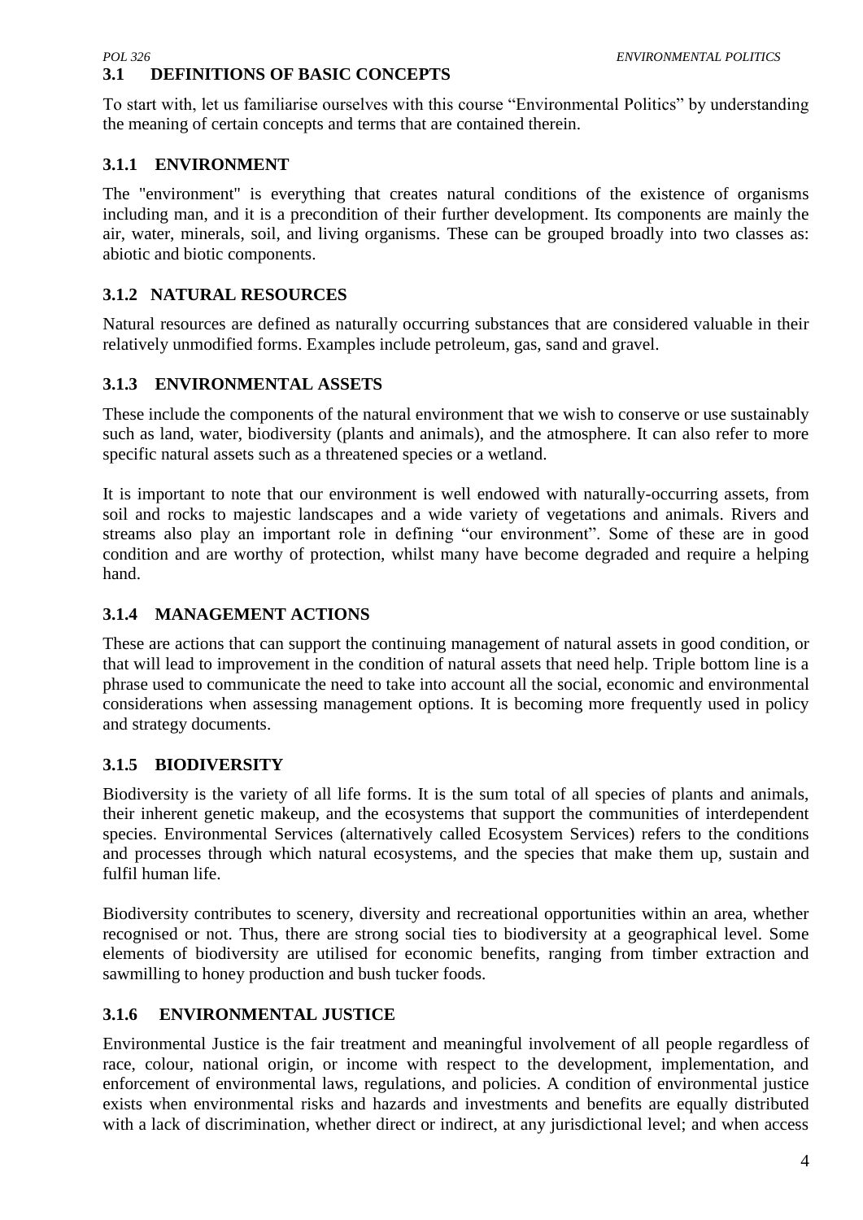## 3.1 DEFINITIONS OF BASIC CONCEPTS

To start with, let us familiarise ourselves with this course "Environmental Politics" by understanding the meaning of certain concepts and terms that are contained therein.

### 3.1.1 ENVIRONMENT

The "environment" is everything that creates natural conditions of the existence of organisms including man, and it is a precondition of their further development. Its components are mainly the air, water, minerals, soil, and living organisms. These can be grouped broadly into two classes as: abiotic and biotic components.

### 3.1.2 NATURAL RESOURCES

Natural resources are defined as naturally occurring substances that are considered valuable in their relatively unmodified forms. Examples include petroleum, gas, sand and gravel.

### 3.1.3 ENVIRONMENTAL ASSETS

These include the components of the natural environment that we wish to conserve or use sustainably such as land, water, biodiversity (plants and animals), and the atmosphere. It can also refer to more specific natural assets such as a threatened species or a wetland.

It is important to note that our environment is well endowed with naturally-occurring assets, from soil and rocks to majestic landscapes and a wide variety of vegetations and animals. Rivers and streams also play an important role in defining "our environment". Some of these are in good condition and are worthy of protection, whilst many have become degraded and require a helping hand.

### 3.1.4 MANAGEMENT ACTIONS

These are actions that can support the continuing management of natural assets in good condition, or that will lead to improvement in the condition of natural assets that need help. Triple bottom line is a phrase used to communicate the need to take into account all the social, economic and environmental considerations when assessing management options. It is becoming more frequently used in policy and strategy documents.

### 3.1.5 BIODIVERSITY

Biodiversity is the variety of all life forms. It is the sum total of all species of plants and animals, their inherent genetic makeup, and the ecosystems that support the communities of interdependent species. Environmental Services (alternatively called Ecosystem Services) refers to the conditions and processes through which natural ecosystems, and the species that make them up, sustain and fulfil human life.

Biodiversity contributes to scenery, diversity and recreational opportunities within an area, whether recognised or not. Thus, there are strong social ties to biodiversity at a geographical level. Some elements of biodiversity are utilised for economic benefits, ranging from timber extraction and sawmilling to honey production and bush tucker foods.

### 3.1.6 ENVIRONMENTAL JUSTICE

Environmental Justice is the fair treatment and meaningful involvement of all people regardless of race, colour, national origin, or income with respect to the development, implementation, and enforcement of environmental laws, regulations, and policies. A condition of environmental justice exists when environmental risks and hazards and investments and benefits are equally distributed with a lack of discrimination, whether direct or indirect, at any jurisdictional level; and when access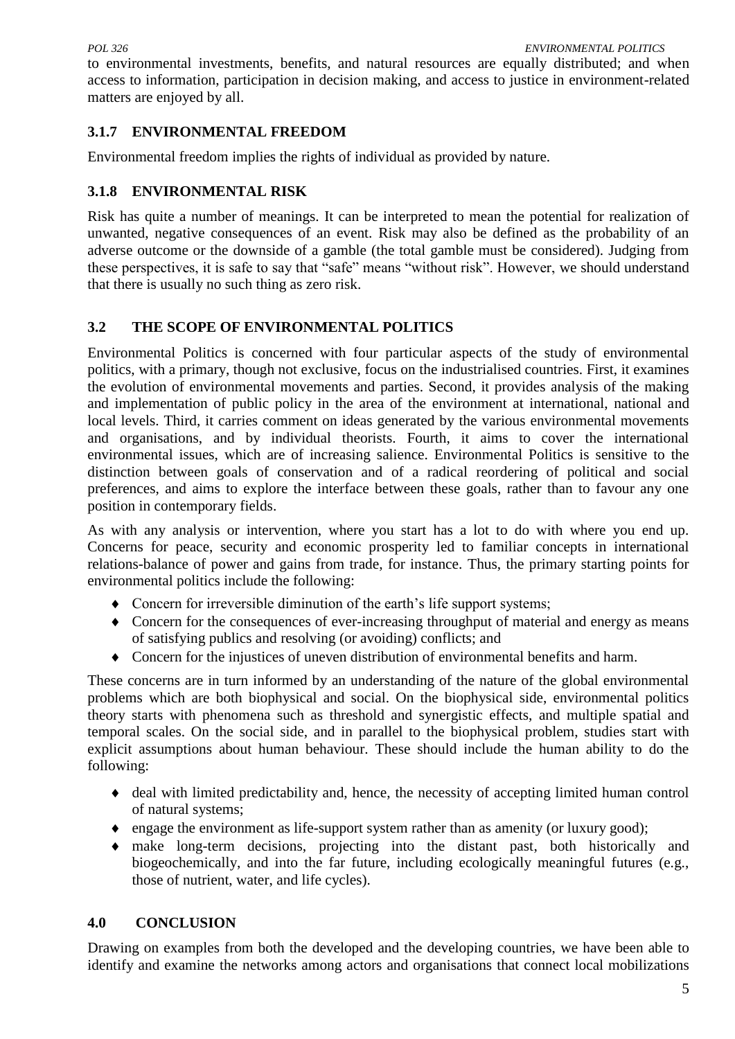to environmental investments, benefits, and natural resources are equally distributed; and when access to information, participation in decision making, and access to justice in environment-related matters are enjoyed by all.

### 3.1.7 ENVIRONMENTAL FREEDOM

Environmental freedom implies the rights of individual as provided by nature.

### 3.1.8 ENVIRONMENTAL RISK

Risk has quite a number of meanings. It can be interpreted to mean the potential for realization of unwanted, negative consequences of an event. Risk may also be defined as the probability of an adverse outcome or the downside of a gamble (the total gamble must be considered). Judging from these perspectives, it is safe to say that "safe" means "without risk". However, we should understand that there is usually no such thing as zero risk.

## 3.2 THE SCOPE OF ENVIRONMENTAL POLITICS

Environmental Politics is concerned with four particular aspects of the study of environmental politics, with a primary, though not exclusive, focus on the industrialised countries. First, it examines the evolution of environmental movements and parties. Second, it provides analysis of the making and implementation of public policy in the area of the environment at international, national and local levels. Third, it carries comment on ideas generated by the various environmental movements and organisations, and by individual theorists. Fourth, it aims to cover the international environmental issues, which are of increasing salience. Environmental Politics is sensitive to the distinction between goals of conservation and of a radical reordering of political and social preferences, and aims to explore the interface between these goals, rather than to favour any one position in contemporary fields.

As with any analysis or intervention, where you start has a lot to do with where you end up. Concerns for peace, security and economic prosperity led to familiar concepts in international relations-balance of power and gains from trade, for instance. Thus, the primary starting points for environmental politics include the following:

- Concern for irreversible diminution of the earth's life support systems;
- Concern for the consequences of ever-increasing throughput of material and energy as means of satisfying publics and resolving (or avoiding) conflicts; and
- Concern for the injustices of uneven distribution of environmental benefits and harm.

These concerns are in turn informed by an understanding of the nature of the global environmental problems which are both biophysical and social. On the biophysical side, environmental politics theory starts with phenomena such as threshold and synergistic effects, and multiple spatial and temporal scales. On the social side, and in parallel to the biophysical problem, studies start with explicit assumptions about human behaviour. These should include the human ability to do the following:

- deal with limited predictability and, hence, the necessity of accepting limited human control of natural systems;
- engage the environment as life-support system rather than as amenity (or luxury good);
- make long-term decisions, projecting into the distant past, both historically and biogeochemically, and into the far future, including ecologically meaningful futures (e.g., those of nutrient, water, and life cycles).

## 4.0 CONCLUSION

Drawing on examples from both the developed and the developing countries, we have been able to identify and examine the networks among actors and organisations that connect local mobilizations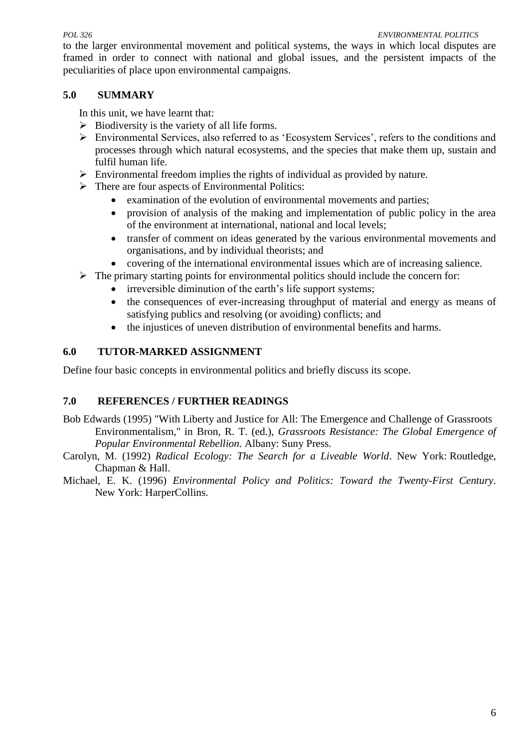to the larger environmental movement and political systems, the ways in which local disputes are framed in order to connect with national and global issues, and the persistent impacts of the peculiarities of place upon environmental campaigns.

## 5.0 SUMMARY

In this unit, we have learnt that:

- Biodiversity is the variety of all life forms.
- Environmental Services, also referred to as 'Ecosystem Services', refers to the conditions and processes through which natural ecosystems, and the species that make them up, sustain and fulfil human life.
- Environmental freedom implies the rights of individual as provided by nature.
- There are four aspects of Environmental Politics:
  - examination of the evolution of environmental movements and parties;
  - provision of analysis of the making and implementation of public policy in the area of the environment at international, national and local levels;
  - transfer of comment on ideas generated by the various environmental movements and organisations, and by individual theorists; and
  - covering of the international environmental issues which are of increasing salience.
- The primary starting points for environmental politics should include the concern for:
  - irreversible diminution of the earth's life support systems;
  - the consequences of ever-increasing throughput of material and energy as means of satisfying publics and resolving (or avoiding) conflicts; and
  - the injustices of uneven distribution of environmental benefits and harms.

## 6.0 TUTOR-MARKED ASSIGNMENT

Define four basic concepts in environmental politics and briefly discuss its scope.

## 7.0 REFERENCES / FURTHER READINGS

Bob Edwards (1995) "With Liberty and Justice for All: The Emergence and Challenge of Grassroots Environmentalism," in Bron, R. T. (ed.), *Grassroots Resistance: The Global Emergence of Popular Environmental Rebellion.* Albany: Suny Press.

Carolyn, M. (1992) *Radical Ecology: The Search for a Liveable World*. New York: Routledge, Chapman & Hall.

Michael, E. K. (1996) *Environmental Policy and Politics: Toward the Twenty-First Century*. New York: HarperCollins.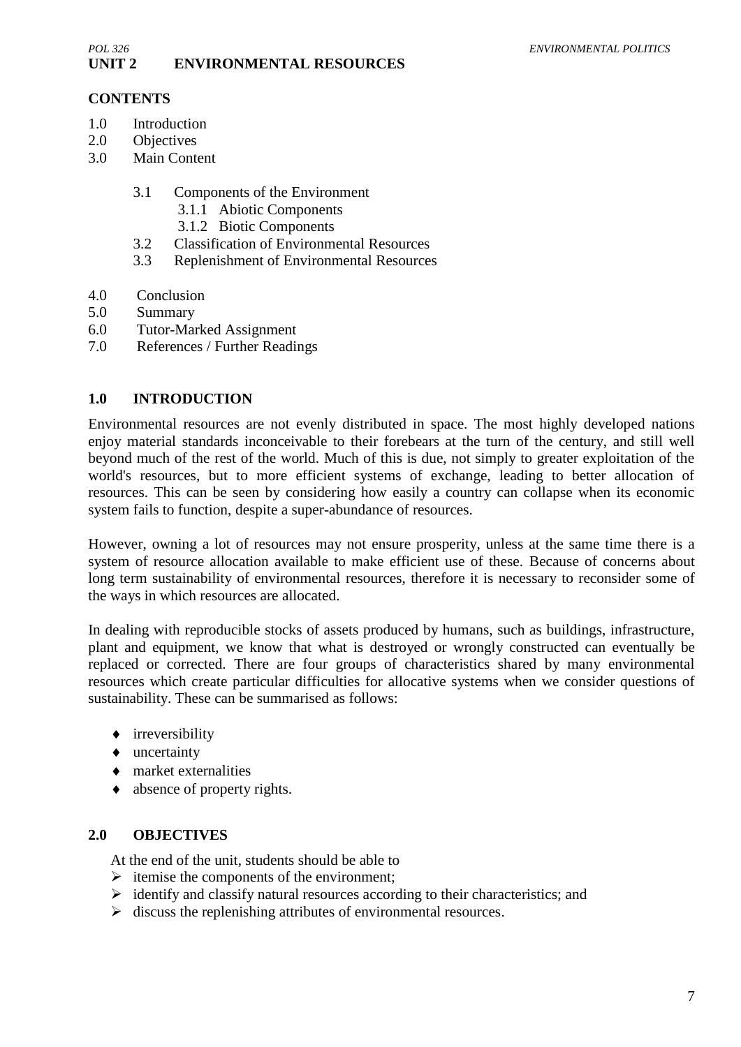# UNIT 2 ENVIRONMENTAL RESOURCES

**CONTENTS**

1.0 Introduction
2.0 Objectives
3.0 Main Content

- 3.1 Components of the Environment
  - 3.1.1 Abiotic Components
  - 3.1.2 Biotic Components
- 3.2 Classification of Environmental Resources
- 3.3 Replenishment of Environmental Resources

4.0 Conclusion
5.0 Summary
6.0 Tutor-Marked Assignment
7.0 References / Further Readings

## 1.0 INTRODUCTION

Environmental resources are not evenly distributed in space. The most highly developed nations enjoy material standards inconceivable to their forebears at the turn of the century, and still well beyond much of the rest of the world. Much of this is due, not simply to greater exploitation of the world's resources, but to more efficient systems of exchange, leading to better allocation of resources. This can be seen by considering how easily a country can collapse when its economic system fails to function, despite a super-abundance of resources.

However, owning a lot of resources may not ensure prosperity, unless at the same time there is a system of resource allocation available to make efficient use of these. Because of concerns about long term sustainability of environmental resources, therefore it is necessary to reconsider some of the ways in which resources are allocated.

In dealing with reproducible stocks of assets produced by humans, such as buildings, infrastructure, plant and equipment, we know that what is destroyed or wrongly constructed can eventually be replaced or corrected. There are four groups of characteristics shared by many environmental resources which create particular difficulties for allocative systems when we consider questions of sustainability. These can be summarised as follows:

- irreversibility
- uncertainty
- market externalities
- absence of property rights.

## 2.0 OBJECTIVES

At the end of the unit, students should be able to

- itemise the components of the environment;
- identify and classify natural resources according to their characteristics; and
- discuss the replenishing attributes of environmental resources.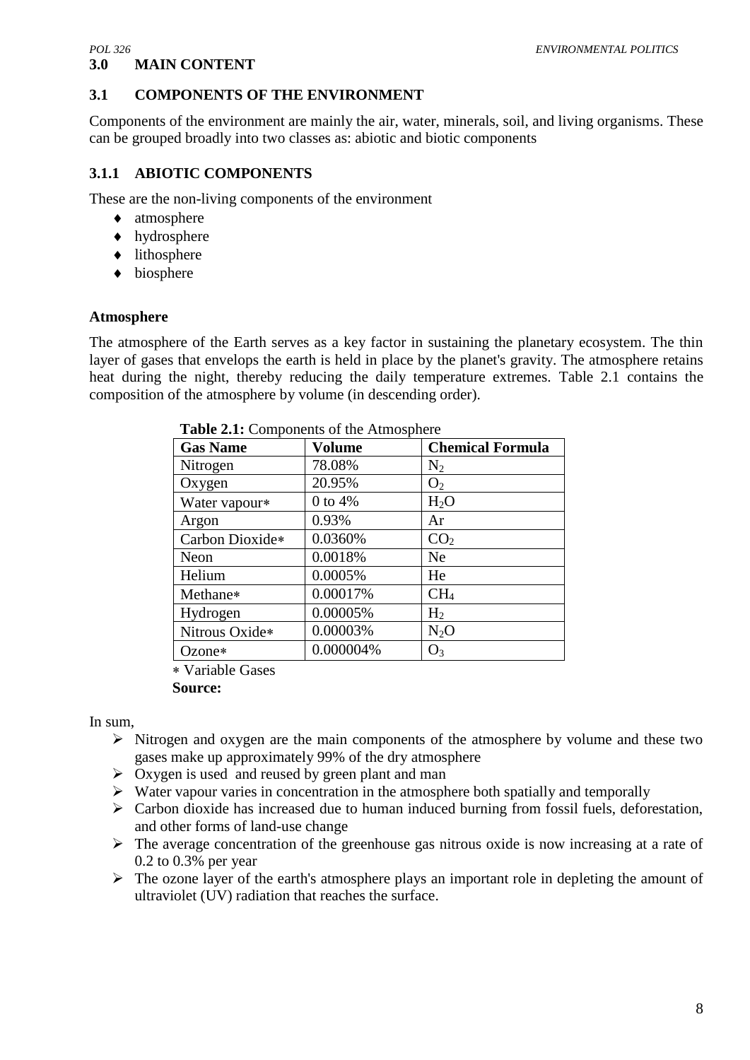## 3.0 MAIN CONTENT

### 3.1 COMPONENTS OF THE ENVIRONMENT

Components of the environment are mainly the air, water, minerals, soil, and living organisms. These can be grouped broadly into two classes as: abiotic and biotic components

### 3.1.1 ABIOTIC COMPONENTS

These are the non-living components of the environment

- atmosphere
- hydrosphere
- lithosphere
- biosphere

**Atmosphere**

The atmosphere of the Earth serves as a key factor in sustaining the planetary ecosystem. The thin layer of gases that envelops the earth is held in place by the planet's gravity. The atmosphere retains heat during the night, thereby reducing the daily temperature extremes. Table 2.1 contains the composition of the atmosphere by volume (in descending order).

**Table 2.1:** Components of the Atmosphere

| Gas Name | Volume | Chemical Formula |
|---|---|---|
| Nitrogen | 78.08% | $N_2$ |
| Oxygen | 20.95% | $O_2$ |
| Water vapour* | 0 to 4% | $H_2O$ |
| Argon | 0.93% | Ar |
| Carbon Dioxide* | 0.0360% | $CO_2$ |
| Neon | 0.0018% | Ne |
| Helium | 0.0005% | He |
| Methane* | 0.00017% | $CH_4$ |
| Hydrogen | 0.00005% | $H_2$ |
| Nitrous Oxide* | 0.00003% | $N_2O$ |
| Ozone* | 0.000004% | $O_3$ |

* Variable Gases

**Source:**

In sum,

- Nitrogen and oxygen are the main components of the atmosphere by volume and these two gases make up approximately 99% of the dry atmosphere
- Oxygen is used and reused by green plant and man
- Water vapour varies in concentration in the atmosphere both spatially and temporally
- Carbon dioxide has increased due to human induced burning from fossil fuels, deforestation, and other forms of land-use change
- The average concentration of the greenhouse gas nitrous oxide is now increasing at a rate of 0.2 to 0.3% per year
- The ozone layer of the earth's atmosphere plays an important role in depleting the amount of ultraviolet (UV) radiation that reaches the surface.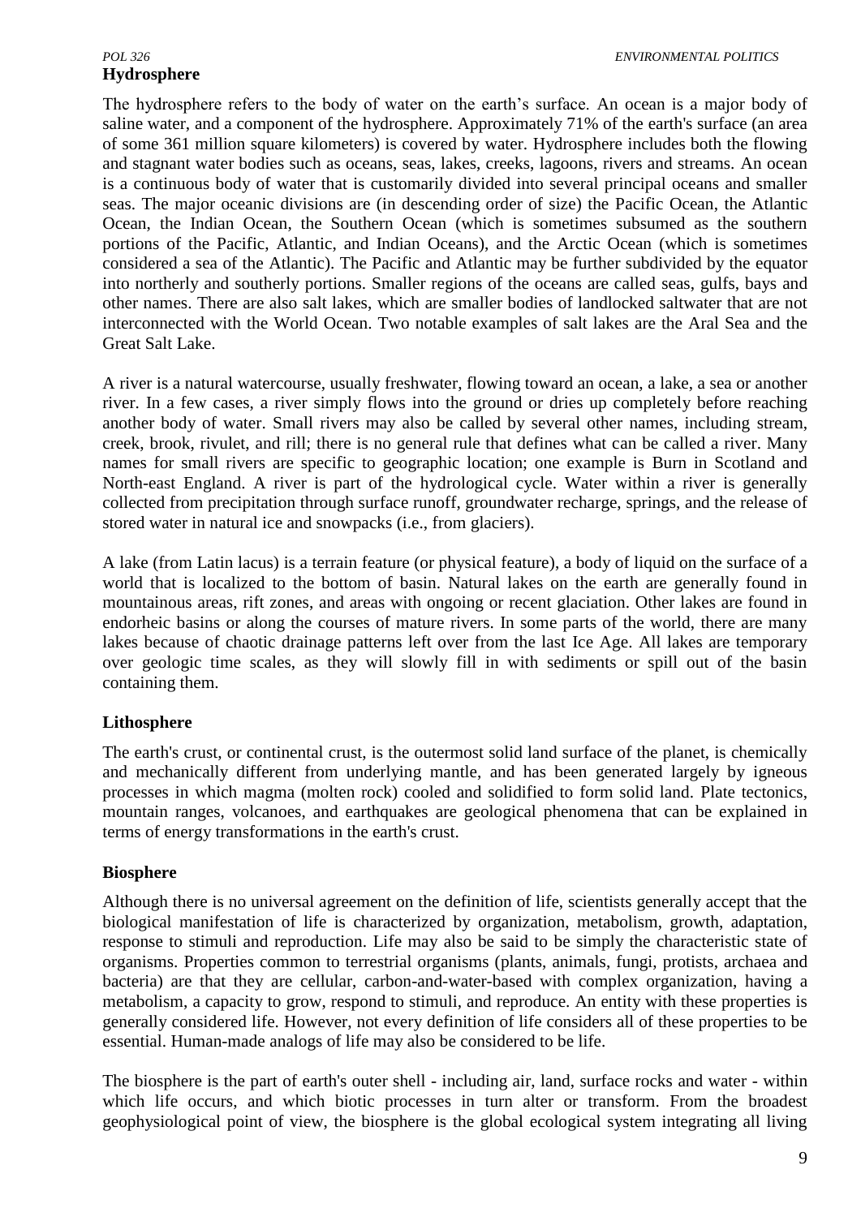**Hydrosphere**

The hydrosphere refers to the body of water on the earth's surface. An ocean is a major body of saline water, and a component of the hydrosphere. Approximately 71% of the earth's surface (an area of some 361 million square kilometers) is covered by water. Hydrosphere includes both the flowing and stagnant water bodies such as oceans, seas, lakes, creeks, lagoons, rivers and streams. An ocean is a continuous body of water that is customarily divided into several principal oceans and smaller seas. The major oceanic divisions are (in descending order of size) the Pacific Ocean, the Atlantic Ocean, the Indian Ocean, the Southern Ocean (which is sometimes subsumed as the southern portions of the Pacific, Atlantic, and Indian Oceans), and the Arctic Ocean (which is sometimes considered a sea of the Atlantic). The Pacific and Atlantic may be further subdivided by the equator into northerly and southerly portions. Smaller regions of the oceans are called seas, gulfs, bays and other names. There are also salt lakes, which are smaller bodies of landlocked saltwater that are not interconnected with the World Ocean. Two notable examples of salt lakes are the Aral Sea and the Great Salt Lake.

A river is a natural watercourse, usually freshwater, flowing toward an ocean, a lake, a sea or another river. In a few cases, a river simply flows into the ground or dries up completely before reaching another body of water. Small rivers may also be called by several other names, including stream, creek, brook, rivulet, and rill; there is no general rule that defines what can be called a river. Many names for small rivers are specific to geographic location; one example is Burn in Scotland and North-east England. A river is part of the hydrological cycle. Water within a river is generally collected from precipitation through surface runoff, groundwater recharge, springs, and the release of stored water in natural ice and snowpacks (i.e., from glaciers).

A lake (from Latin lacus) is a terrain feature (or physical feature), a body of liquid on the surface of a world that is localized to the bottom of basin. Natural lakes on the earth are generally found in mountainous areas, rift zones, and areas with ongoing or recent glaciation. Other lakes are found in endorheic basins or along the courses of mature rivers. In some parts of the world, there are many lakes because of chaotic drainage patterns left over from the last Ice Age. All lakes are temporary over geologic time scales, as they will slowly fill in with sediments or spill out of the basin containing them.

**Lithosphere**

The earth's crust, or continental crust, is the outermost solid land surface of the planet, is chemically and mechanically different from underlying mantle, and has been generated largely by igneous processes in which magma (molten rock) cooled and solidified to form solid land. Plate tectonics, mountain ranges, volcanoes, and earthquakes are geological phenomena that can be explained in terms of energy transformations in the earth's crust.

**Biosphere**

Although there is no universal agreement on the definition of life, scientists generally accept that the biological manifestation of life is characterized by organization, metabolism, growth, adaptation, response to stimuli and reproduction. Life may also be said to be simply the characteristic state of organisms. Properties common to terrestrial organisms (plants, animals, fungi, protists, archaea and bacteria) are that they are cellular, carbon-and-water-based with complex organization, having a metabolism, a capacity to grow, respond to stimuli, and reproduce. An entity with these properties is generally considered life. However, not every definition of life considers all of these properties to be essential. Human-made analogs of life may also be considered to be life.

The biosphere is the part of earth's outer shell - including air, land, surface rocks and water - within which life occurs, and which biotic processes in turn alter or transform. From the broadest geophysiological point of view, the biosphere is the global ecological system integrating all living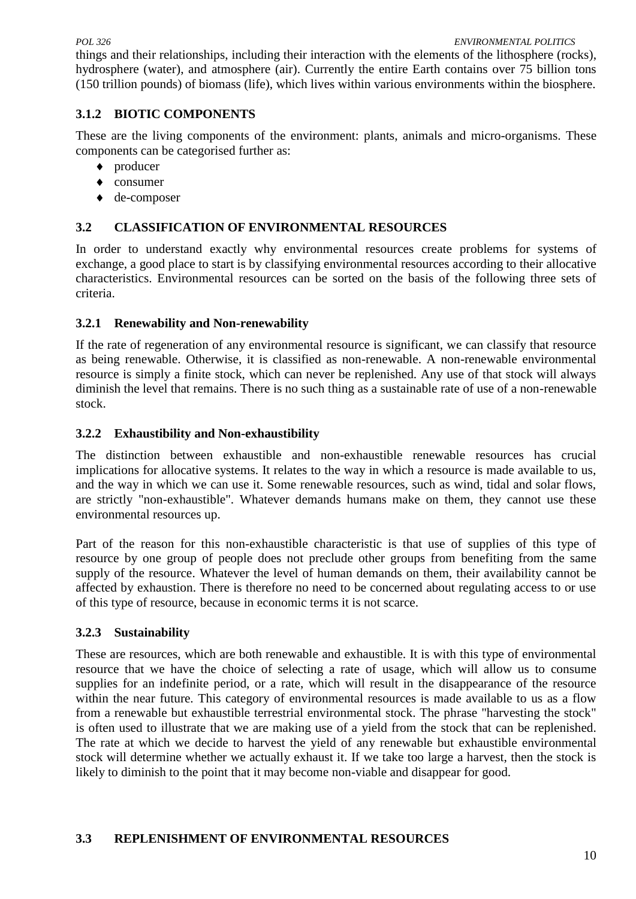things and their relationships, including their interaction with the elements of the lithosphere (rocks), hydrosphere (water), and atmosphere (air). Currently the entire Earth contains over 75 billion tons (150 trillion pounds) of biomass (life), which lives within various environments within the biosphere.

### 3.1.2 BIOTIC COMPONENTS

These are the living components of the environment: plants, animals and micro-organisms. These components can be categorised further as:

- producer
- consumer
- de-composer

## 3.2 CLASSIFICATION OF ENVIRONMENTAL RESOURCES

In order to understand exactly why environmental resources create problems for systems of exchange, a good place to start is by classifying environmental resources according to their allocative characteristics. Environmental resources can be sorted on the basis of the following three sets of criteria.

### 3.2.1 Renewability and Non-renewability

If the rate of regeneration of any environmental resource is significant, we can classify that resource as being renewable. Otherwise, it is classified as non-renewable. A non-renewable environmental resource is simply a finite stock, which can never be replenished. Any use of that stock will always diminish the level that remains. There is no such thing as a sustainable rate of use of a non-renewable stock.

### 3.2.2 Exhaustibility and Non-exhaustibility

The distinction between exhaustible and non-exhaustible renewable resources has crucial implications for allocative systems. It relates to the way in which a resource is made available to us, and the way in which we can use it. Some renewable resources, such as wind, tidal and solar flows, are strictly "non-exhaustible". Whatever demands humans make on them, they cannot use these environmental resources up.

Part of the reason for this non-exhaustible characteristic is that use of supplies of this type of resource by one group of people does not preclude other groups from benefiting from the same supply of the resource. Whatever the level of human demands on them, their availability cannot be affected by exhaustion. There is therefore no need to be concerned about regulating access to or use of this type of resource, because in economic terms it is not scarce.

### 3.2.3 Sustainability

These are resources, which are both renewable and exhaustible. It is with this type of environmental resource that we have the choice of selecting a rate of usage, which will allow us to consume supplies for an indefinite period, or a rate, which will result in the disappearance of the resource within the near future. This category of environmental resources is made available to us as a flow from a renewable but exhaustible terrestrial environmental stock. The phrase "harvesting the stock" is often used to illustrate that we are making use of a yield from the stock that can be replenished. The rate at which we decide to harvest the yield of any renewable but exhaustible environmental stock will determine whether we actually exhaust it. If we take too large a harvest, then the stock is likely to diminish to the point that it may become non-viable and disappear for good.

## 3.3 REPLENISHMENT OF ENVIRONMENTAL RESOURCES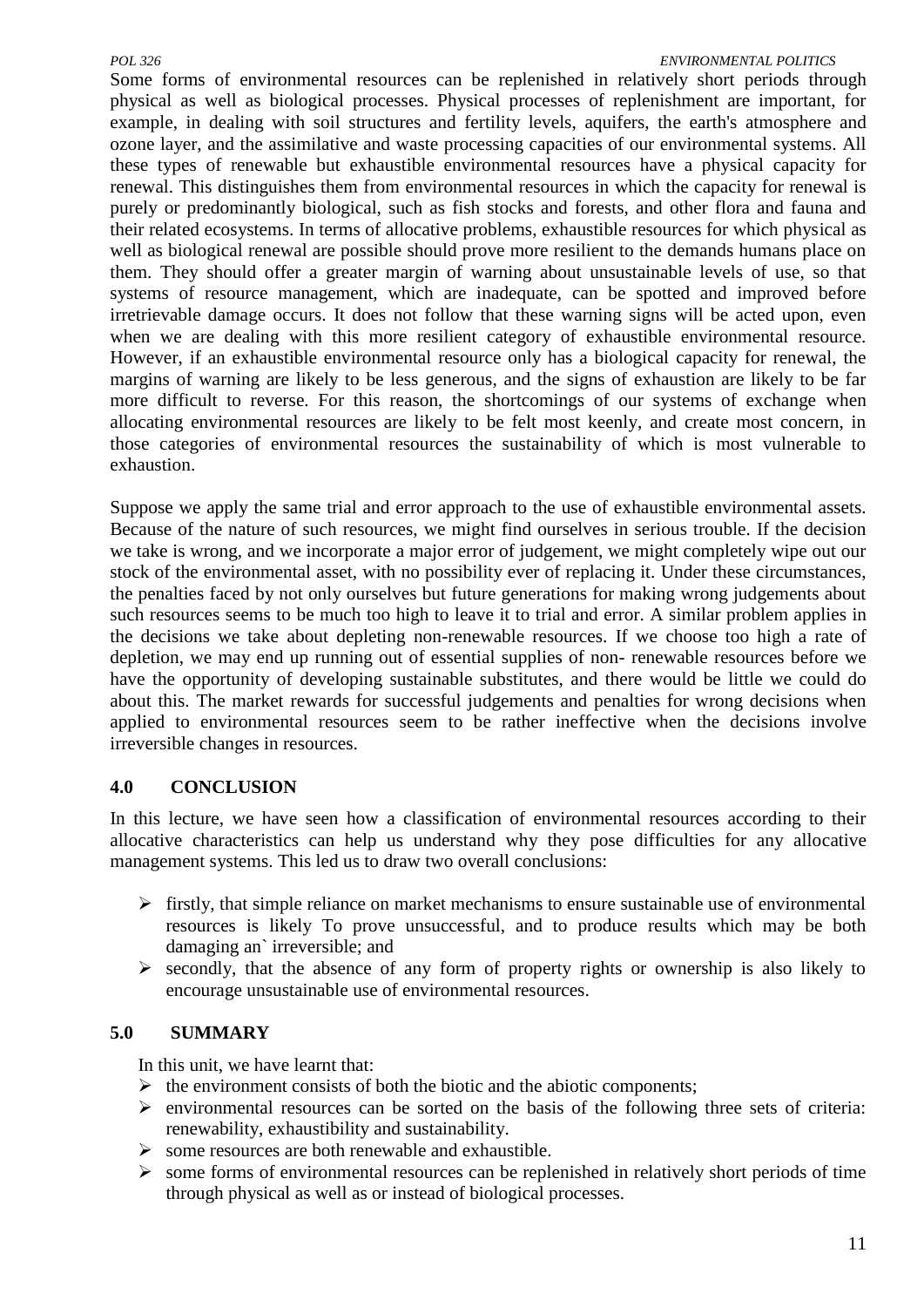Some forms of environmental resources can be replenished in relatively short periods through physical as well as biological processes. Physical processes of replenishment are important, for example, in dealing with soil structures and fertility levels, aquifers, the earth's atmosphere and ozone layer, and the assimilative and waste processing capacities of our environmental systems. All these types of renewable but exhaustible environmental resources have a physical capacity for renewal. This distinguishes them from environmental resources in which the capacity for renewal is purely or predominantly biological, such as fish stocks and forests, and other flora and fauna and their related ecosystems. In terms of allocative problems, exhaustible resources for which physical as well as biological renewal are possible should prove more resilient to the demands humans place on them. They should offer a greater margin of warning about unsustainable levels of use, so that systems of resource management, which are inadequate, can be spotted and improved before irretrievable damage occurs. It does not follow that these warning signs will be acted upon, even when we are dealing with this more resilient category of exhaustible environmental resource. However, if an exhaustible environmental resource only has a biological capacity for renewal, the margins of warning are likely to be less generous, and the signs of exhaustion are likely to be far more difficult to reverse. For this reason, the shortcomings of our systems of exchange when allocating environmental resources are likely to be felt most keenly, and create most concern, in those categories of environmental resources the sustainability of which is most vulnerable to exhaustion.

Suppose we apply the same trial and error approach to the use of exhaustible environmental assets. Because of the nature of such resources, we might find ourselves in serious trouble. If the decision we take is wrong, and we incorporate a major error of judgement, we might completely wipe out our stock of the environmental asset, with no possibility ever of replacing it. Under these circumstances, the penalties faced by not only ourselves but future generations for making wrong judgements about such resources seems to be much too high to leave it to trial and error. A similar problem applies in the decisions we take about depleting non-renewable resources. If we choose too high a rate of depletion, we may end up running out of essential supplies of non- renewable resources before we have the opportunity of developing sustainable substitutes, and there would be little we could do about this. The market rewards for successful judgements and penalties for wrong decisions when applied to environmental resources seem to be rather ineffective when the decisions involve irreversible changes in resources.

## 4.0 CONCLUSION

In this lecture, we have seen how a classification of environmental resources according to their allocative characteristics can help us understand why they pose difficulties for any allocative management systems. This led us to draw two overall conclusions:

- firstly, that simple reliance on market mechanisms to ensure sustainable use of environmental resources is likely To prove unsuccessful, and to produce results which may be both damaging an` irreversible; and
- secondly, that the absence of any form of property rights or ownership is also likely to encourage unsustainable use of environmental resources.

## 5.0 SUMMARY

In this unit, we have learnt that:

- the environment consists of both the biotic and the abiotic components;
- environmental resources can be sorted on the basis of the following three sets of criteria: renewability, exhaustibility and sustainability.
- some resources are both renewable and exhaustible.
- some forms of environmental resources can be replenished in relatively short periods of time through physical as well as or instead of biological processes.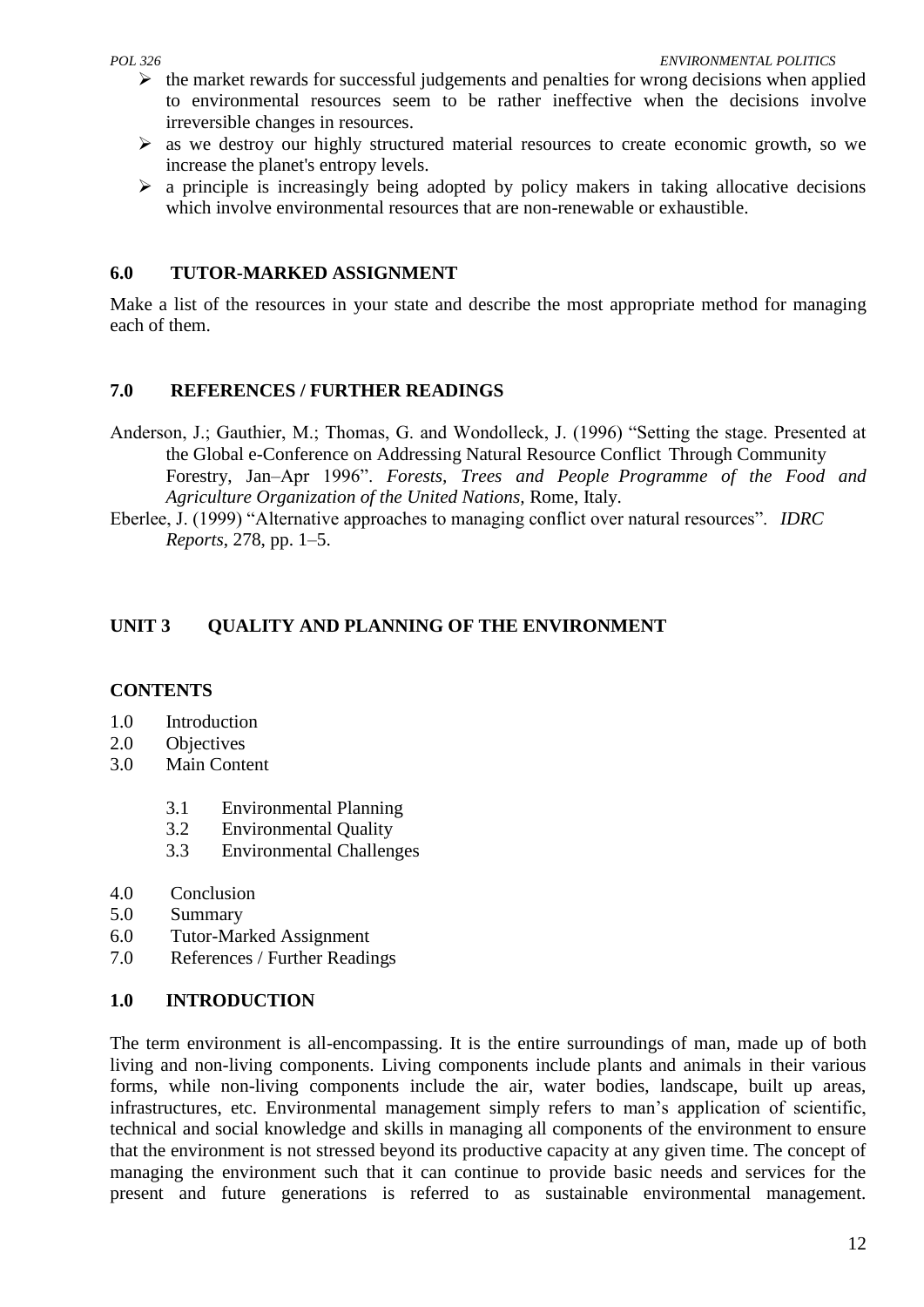- the market rewards for successful judgements and penalties for wrong decisions when applied to environmental resources seem to be rather ineffective when the decisions involve irreversible changes in resources.
- as we destroy our highly structured material resources to create economic growth, so we increase the planet's entropy levels.
- a principle is increasingly being adopted by policy makers in taking allocative decisions which involve environmental resources that are non-renewable or exhaustible.

## 6.0 TUTOR-MARKED ASSIGNMENT

Make a list of the resources in your state and describe the most appropriate method for managing each of them.

## 7.0 REFERENCES / FURTHER READINGS

Anderson, J.; Gauthier, M.; Thomas, G. and Wondolleck, J. (1996) "Setting the stage. Presented at the Global e-Conference on Addressing Natural Resource Conflict Through Community Forestry, Jan–Apr 1996". *Forests, Trees and People Programme of the Food and Agriculture Organization of the United Nations,* Rome, Italy.

Eberlee, J. (1999) "Alternative approaches to managing conflict over natural resources". *IDRC Reports*, 278, pp. 1–5.

# UNIT 3 QUALITY AND PLANNING OF THE ENVIRONMENT

## CONTENTS

1.0 Introduction
2.0 Objectives
3.0 Main Content
 3.1 Environmental Planning
 3.2 Environmental Quality
 3.3 Environmental Challenges
4.0 Conclusion
5.0 Summary
6.0 Tutor-Marked Assignment
7.0 References / Further Readings

## 1.0 INTRODUCTION

The term environment is all-encompassing. It is the entire surroundings of man, made up of both living and non-living components. Living components include plants and animals in their various forms, while non-living components include the air, water bodies, landscape, built up areas, infrastructures, etc. Environmental management simply refers to man's application of scientific, technical and social knowledge and skills in managing all components of the environment to ensure that the environment is not stressed beyond its productive capacity at any given time. The concept of managing the environment such that it can continue to provide basic needs and services for the present and future generations is referred to as sustainable environmental management.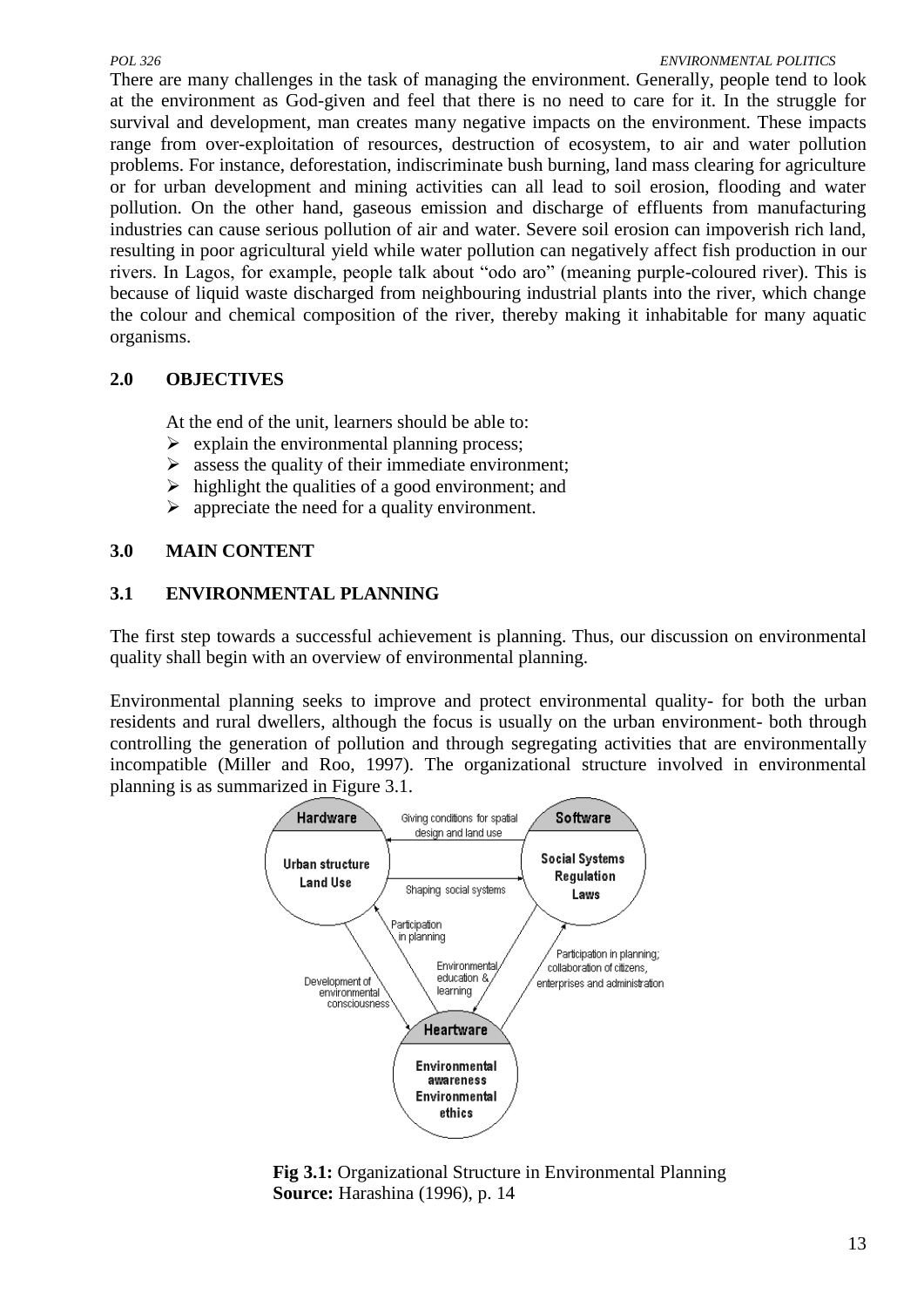There are many challenges in the task of managing the environment. Generally, people tend to look at the environment as God-given and feel that there is no need to care for it. In the struggle for survival and development, man creates many negative impacts on the environment. These impacts range from over-exploitation of resources, destruction of ecosystem, to air and water pollution problems. For instance, deforestation, indiscriminate bush burning, land mass clearing for agriculture or for urban development and mining activities can all lead to soil erosion, flooding and water pollution. On the other hand, gaseous emission and discharge of effluents from manufacturing industries can cause serious pollution of air and water. Severe soil erosion can impoverish rich land, resulting in poor agricultural yield while water pollution can negatively affect fish production in our rivers. In Lagos, for example, people talk about "odo aro" (meaning purple-coloured river). This is because of liquid waste discharged from neighbouring industrial plants into the river, which change the colour and chemical composition of the river, thereby making it inhabitable for many aquatic organisms.

## 2.0 OBJECTIVES

At the end of the unit, learners should be able to:

- explain the environmental planning process;
- assess the quality of their immediate environment;
- highlight the qualities of a good environment; and
- appreciate the need for a quality environment.

## 3.0 MAIN CONTENT

### 3.1 ENVIRONMENTAL PLANNING

The first step towards a successful achievement is planning. Thus, our discussion on environmental quality shall begin with an overview of environmental planning.

Environmental planning seeks to improve and protect environmental quality- for both the urban residents and rural dwellers, although the focus is usually on the urban environment- both through controlling the generation of pollution and through segregating activities that are environmentally incompatible (Miller and Roo, 1997). The organizational structure involved in environmental planning is as summarized in Figure 3.1.

**Fig 3.1:** Organizational Structure in Environmental Planning
**Source:** Harashina (1996), p. 14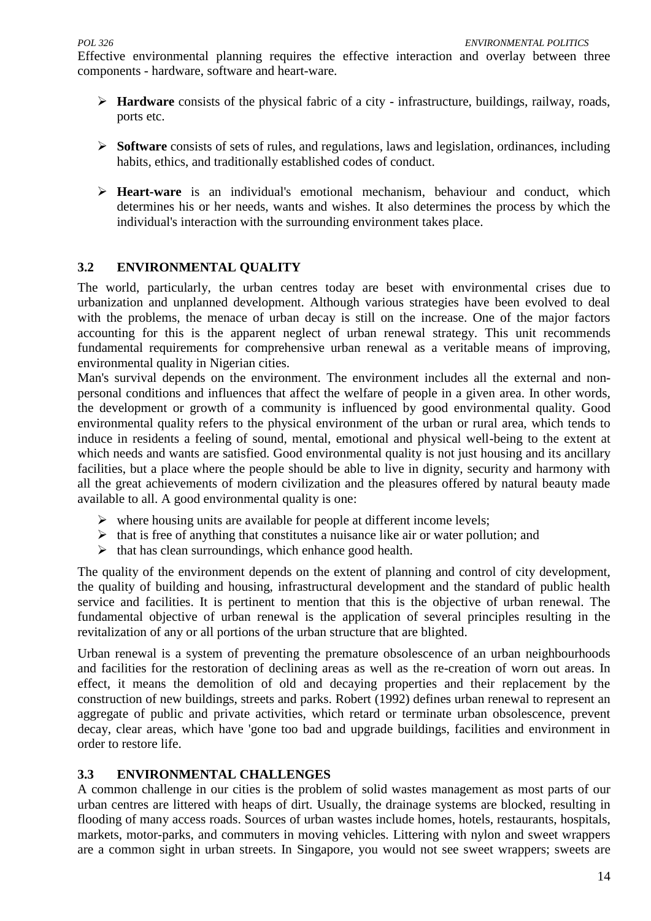Effective environmental planning requires the effective interaction and overlay between three components - hardware, software and heart-ware.

- **Hardware** consists of the physical fabric of a city - infrastructure, buildings, railway, roads, ports etc.

- **Software** consists of sets of rules, and regulations, laws and legislation, ordinances, including habits, ethics, and traditionally established codes of conduct.

- **Heart-ware** is an individual's emotional mechanism, behaviour and conduct, which determines his or her needs, wants and wishes. It also determines the process by which the individual's interaction with the surrounding environment takes place.

## 3.2 ENVIRONMENTAL QUALITY

The world, particularly, the urban centres today are beset with environmental crises due to urbanization and unplanned development. Although various strategies have been evolved to deal with the problems, the menace of urban decay is still on the increase. One of the major factors accounting for this is the apparent neglect of urban renewal strategy. This unit recommends fundamental requirements for comprehensive urban renewal as a veritable means of improving, environmental quality in Nigerian cities.

Man's survival depends on the environment. The environment includes all the external and non-personal conditions and influences that affect the welfare of people in a given area. In other words, the development or growth of a community is influenced by good environmental quality. Good environmental quality refers to the physical environment of the urban or rural area, which tends to induce in residents a feeling of sound, mental, emotional and physical well-being to the extent at which needs and wants are satisfied. Good environmental quality is not just housing and its ancillary facilities, but a place where the people should be able to live in dignity, security and harmony with all the great achievements of modern civilization and the pleasures offered by natural beauty made available to all. A good environmental quality is one:

- where housing units are available for people at different income levels;
- that is free of anything that constitutes a nuisance like air or water pollution; and
- that has clean surroundings, which enhance good health.

The quality of the environment depends on the extent of planning and control of city development, the quality of building and housing, infrastructural development and the standard of public health service and facilities. It is pertinent to mention that this is the objective of urban renewal. The fundamental objective of urban renewal is the application of several principles resulting in the revitalization of any or all portions of the urban structure that are blighted.

Urban renewal is a system of preventing the premature obsolescence of an urban neighbourhoods and facilities for the restoration of declining areas as well as the re-creation of worn out areas. In effect, it means the demolition of old and decaying properties and their replacement by the construction of new buildings, streets and parks. Robert (1992) defines urban renewal to represent an aggregate of public and private activities, which retard or terminate urban obsolescence, prevent decay, clear areas, which have 'gone too bad and upgrade buildings, facilities and environment in order to restore life.

## 3.3 ENVIRONMENTAL CHALLENGES

A common challenge in our cities is the problem of solid wastes management as most parts of our urban centres are littered with heaps of dirt. Usually, the drainage systems are blocked, resulting in flooding of many access roads. Sources of urban wastes include homes, hotels, restaurants, hospitals, markets, motor-parks, and commuters in moving vehicles. Littering with nylon and sweet wrappers are a common sight in urban streets. In Singapore, you would not see sweet wrappers; sweets are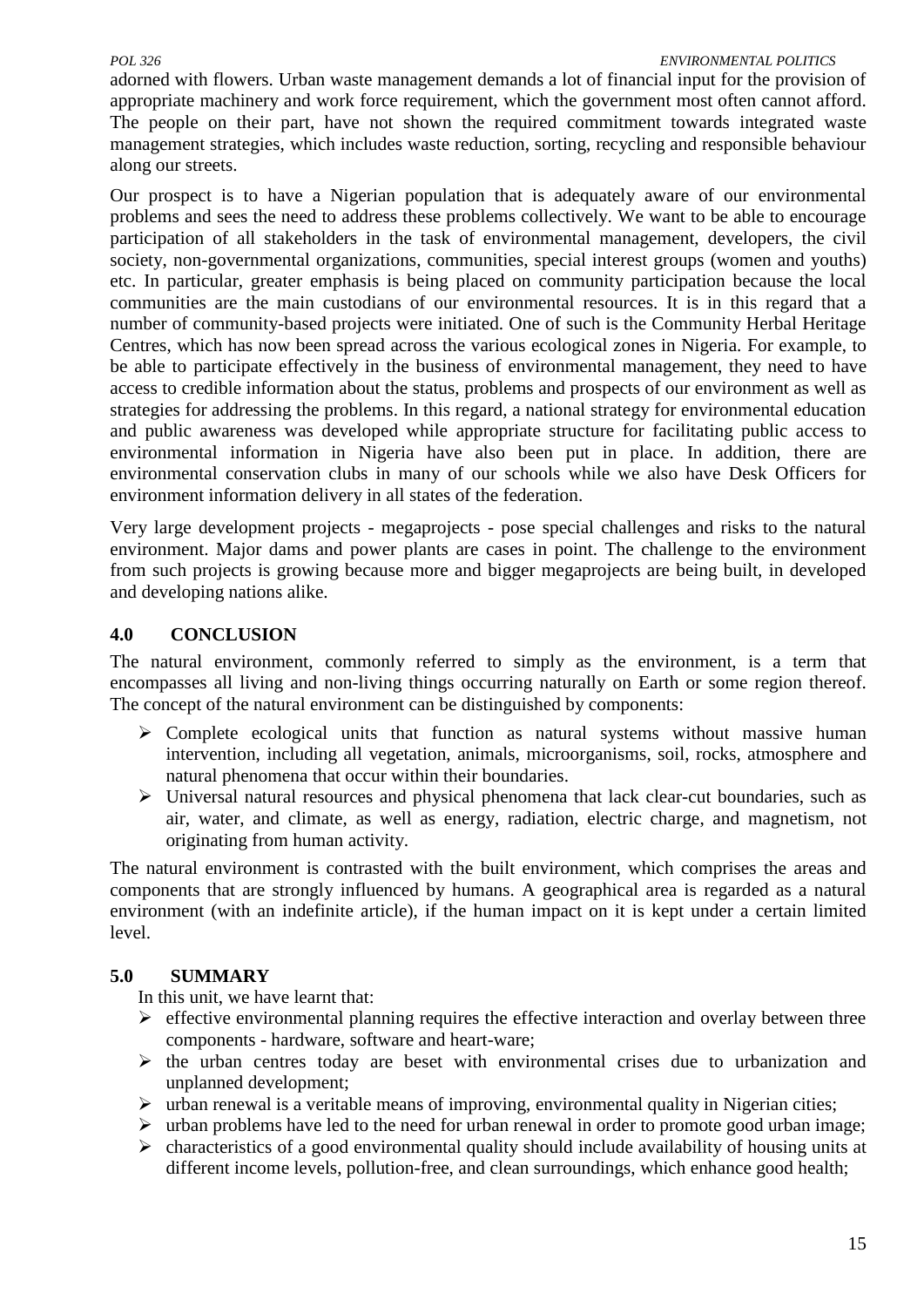adorned with flowers. Urban waste management demands a lot of financial input for the provision of appropriate machinery and work force requirement, which the government most often cannot afford. The people on their part, have not shown the required commitment towards integrated waste management strategies, which includes waste reduction, sorting, recycling and responsible behaviour along our streets.

Our prospect is to have a Nigerian population that is adequately aware of our environmental problems and sees the need to address these problems collectively. We want to be able to encourage participation of all stakeholders in the task of environmental management, developers, the civil society, non-governmental organizations, communities, special interest groups (women and youths) etc. In particular, greater emphasis is being placed on community participation because the local communities are the main custodians of our environmental resources. It is in this regard that a number of community-based projects were initiated. One of such is the Community Herbal Heritage Centres, which has now been spread across the various ecological zones in Nigeria. For example, to be able to participate effectively in the business of environmental management, they need to have access to credible information about the status, problems and prospects of our environment as well as strategies for addressing the problems. In this regard, a national strategy for environmental education and public awareness was developed while appropriate structure for facilitating public access to environmental information in Nigeria have also been put in place. In addition, there are environmental conservation clubs in many of our schools while we also have Desk Officers for environment information delivery in all states of the federation.

Very large development projects - megaprojects - pose special challenges and risks to the natural environment. Major dams and power plants are cases in point. The challenge to the environment from such projects is growing because more and bigger megaprojects are being built, in developed and developing nations alike.

## 4.0 CONCLUSION

The natural environment, commonly referred to simply as the environment, is a term that encompasses all living and non-living things occurring naturally on Earth or some region thereof. The concept of the natural environment can be distinguished by components:

- Complete ecological units that function as natural systems without massive human intervention, including all vegetation, animals, microorganisms, soil, rocks, atmosphere and natural phenomena that occur within their boundaries.
- Universal natural resources and physical phenomena that lack clear-cut boundaries, such as air, water, and climate, as well as energy, radiation, electric charge, and magnetism, not originating from human activity.

The natural environment is contrasted with the built environment, which comprises the areas and components that are strongly influenced by humans. A geographical area is regarded as a natural environment (with an indefinite article), if the human impact on it is kept under a certain limited level.

## 5.0 SUMMARY

In this unit, we have learnt that:

- effective environmental planning requires the effective interaction and overlay between three components - hardware, software and heart-ware;
- the urban centres today are beset with environmental crises due to urbanization and unplanned development;
- urban renewal is a veritable means of improving, environmental quality in Nigerian cities;
- urban problems have led to the need for urban renewal in order to promote good urban image;
- characteristics of a good environmental quality should include availability of housing units at different income levels, pollution-free, and clean surroundings, which enhance good health;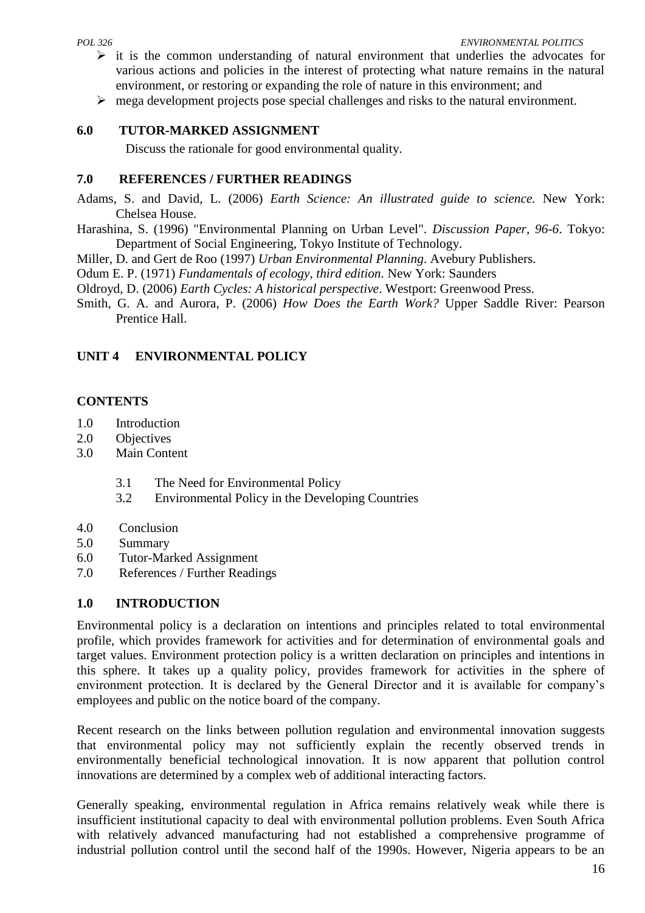- it is the common understanding of natural environment that underlies the advocates for various actions and policies in the interest of protecting what nature remains in the natural environment, or restoring or expanding the role of nature in this environment; and
- mega development projects pose special challenges and risks to the natural environment.

## 6.0 TUTOR-MARKED ASSIGNMENT

Discuss the rationale for good environmental quality.

## 7.0 REFERENCES / FURTHER READINGS

Adams, S. and David, L. (2006) *Earth Science: An illustrated guide to science.* New York: Chelsea House.

Harashina, S. (1996) "Environmental Planning on Urban Level". *Discussion Paper, 96-6*. Tokyo: Department of Social Engineering, Tokyo Institute of Technology.

Miller, D. and Gert de Roo (1997) *Urban Environmental Planning*. Avebury Publishers.

Odum E. P. (1971) *Fundamentals of ecology, third edition*. New York: Saunders

Oldroyd, D. (2006) *Earth Cycles: A historical perspective*. Westport: Greenwood Press.

Smith, G. A. and Aurora, P. (2006) *How Does the Earth Work?* Upper Saddle River: Pearson Prentice Hall.

# UNIT 4 ENVIRONMENTAL POLICY

## CONTENTS

1.0 Introduction
2.0 Objectives
3.0 Main Content
  3.1 The Need for Environmental Policy
  3.2 Environmental Policy in the Developing Countries
4.0 Conclusion
5.0 Summary
6.0 Tutor-Marked Assignment
7.0 References / Further Readings

## 1.0 INTRODUCTION

Environmental policy is a declaration on intentions and principles related to total environmental profile, which provides framework for activities and for determination of environmental goals and target values. Environment protection policy is a written declaration on principles and intentions in this sphere. It takes up a quality policy, provides framework for activities in the sphere of environment protection. It is declared by the General Director and it is available for company's employees and public on the notice board of the company.

Recent research on the links between pollution regulation and environmental innovation suggests that environmental policy may not sufficiently explain the recently observed trends in environmentally beneficial technological innovation. It is now apparent that pollution control innovations are determined by a complex web of additional interacting factors.

Generally speaking, environmental regulation in Africa remains relatively weak while there is insufficient institutional capacity to deal with environmental pollution problems. Even South Africa with relatively advanced manufacturing had not established a comprehensive programme of industrial pollution control until the second half of the 1990s. However, Nigeria appears to be an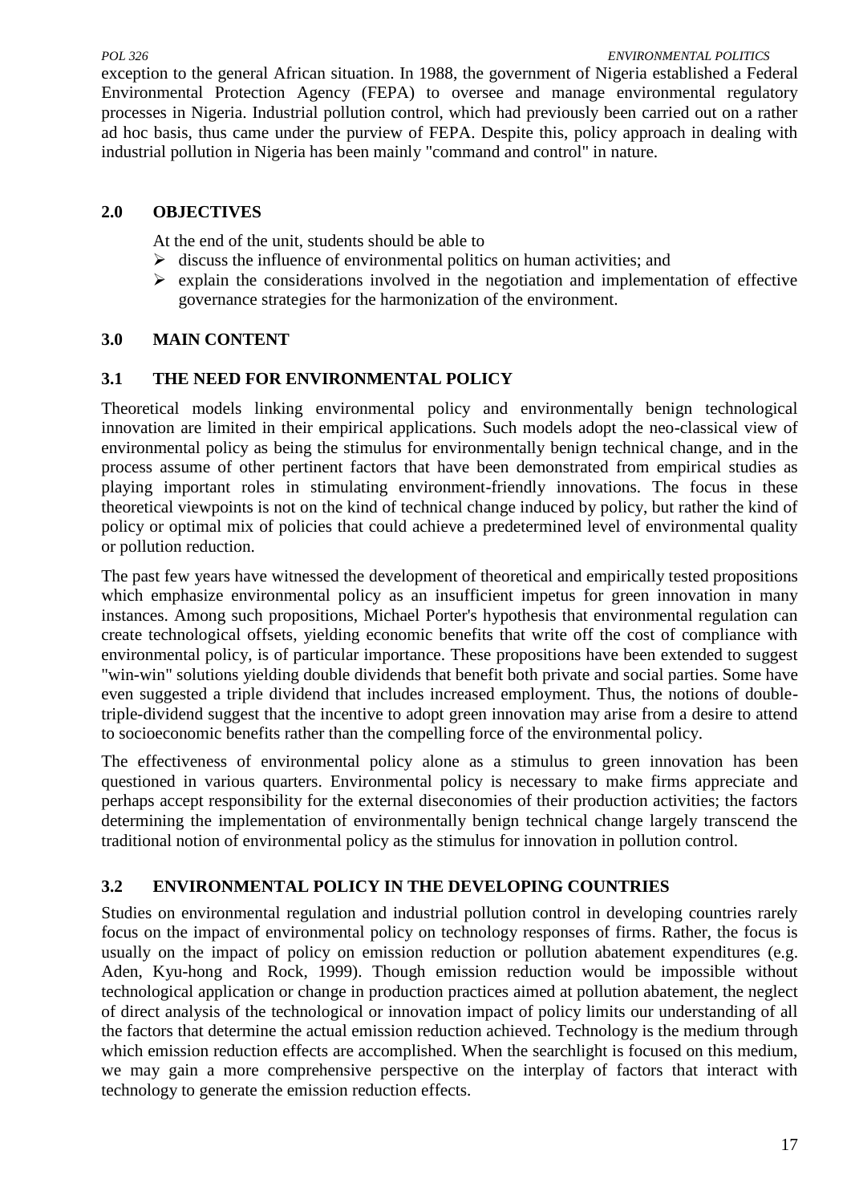exception to the general African situation. In 1988, the government of Nigeria established a Federal Environmental Protection Agency (FEPA) to oversee and manage environmental regulatory processes in Nigeria. Industrial pollution control, which had previously been carried out on a rather ad hoc basis, thus came under the purview of FEPA. Despite this, policy approach in dealing with industrial pollution in Nigeria has been mainly "command and control" in nature.

## 2.0 OBJECTIVES

At the end of the unit, students should be able to

- discuss the influence of environmental politics on human activities; and
- explain the considerations involved in the negotiation and implementation of effective governance strategies for the harmonization of the environment.

## 3.0 MAIN CONTENT

### 3.1 THE NEED FOR ENVIRONMENTAL POLICY

Theoretical models linking environmental policy and environmentally benign technological innovation are limited in their empirical applications. Such models adopt the neo-classical view of environmental policy as being the stimulus for environmentally benign technical change, and in the process assume of other pertinent factors that have been demonstrated from empirical studies as playing important roles in stimulating environment-friendly innovations. The focus in these theoretical viewpoints is not on the kind of technical change induced by policy, but rather the kind of policy or optimal mix of policies that could achieve a predetermined level of environmental quality or pollution reduction.

The past few years have witnessed the development of theoretical and empirically tested propositions which emphasize environmental policy as an insufficient impetus for green innovation in many instances. Among such propositions, Michael Porter's hypothesis that environmental regulation can create technological offsets, yielding economic benefits that write off the cost of compliance with environmental policy, is of particular importance. These propositions have been extended to suggest "win-win" solutions yielding double dividends that benefit both private and social parties. Some have even suggested a triple dividend that includes increased employment. Thus, the notions of double-triple-dividend suggest that the incentive to adopt green innovation may arise from a desire to attend to socioeconomic benefits rather than the compelling force of the environmental policy.

The effectiveness of environmental policy alone as a stimulus to green innovation has been questioned in various quarters. Environmental policy is necessary to make firms appreciate and perhaps accept responsibility for the external diseconomies of their production activities; the factors determining the implementation of environmentally benign technical change largely transcend the traditional notion of environmental policy as the stimulus for innovation in pollution control.

### 3.2 ENVIRONMENTAL POLICY IN THE DEVELOPING COUNTRIES

Studies on environmental regulation and industrial pollution control in developing countries rarely focus on the impact of environmental policy on technology responses of firms. Rather, the focus is usually on the impact of policy on emission reduction or pollution abatement expenditures (e.g. Aden, Kyu-hong and Rock, 1999). Though emission reduction would be impossible without technological application or change in production practices aimed at pollution abatement, the neglect of direct analysis of the technological or innovation impact of policy limits our understanding of all the factors that determine the actual emission reduction achieved. Technology is the medium through which emission reduction effects are accomplished. When the searchlight is focused on this medium, we may gain a more comprehensive perspective on the interplay of factors that interact with technology to generate the emission reduction effects.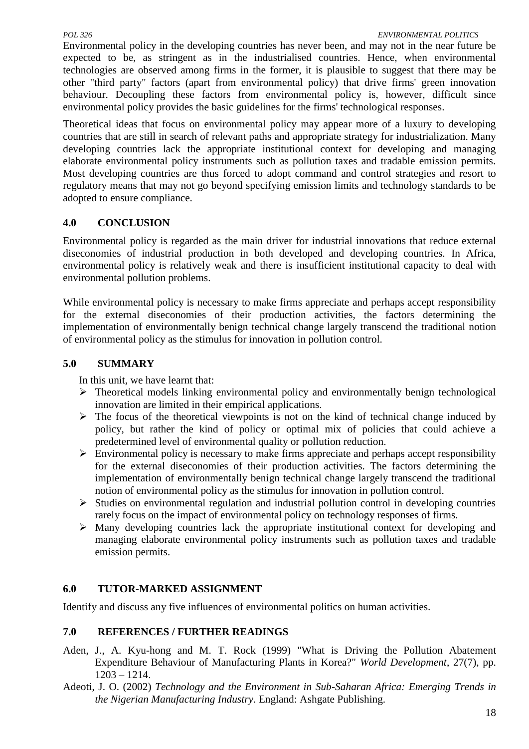Environmental policy in the developing countries has never been, and may not in the near future be expected to be, as stringent as in the industrialised countries. Hence, when environmental technologies are observed among firms in the former, it is plausible to suggest that there may be other "third party" factors (apart from environmental policy) that drive firms' green innovation behaviour. Decoupling these factors from environmental policy is, however, difficult since environmental policy provides the basic guidelines for the firms' technological responses.

Theoretical ideas that focus on environmental policy may appear more of a luxury to developing countries that are still in search of relevant paths and appropriate strategy for industrialization. Many developing countries lack the appropriate institutional context for developing and managing elaborate environmental policy instruments such as pollution taxes and tradable emission permits. Most developing countries are thus forced to adopt command and control strategies and resort to regulatory means that may not go beyond specifying emission limits and technology standards to be adopted to ensure compliance.

## 4.0 CONCLUSION

Environmental policy is regarded as the main driver for industrial innovations that reduce external diseconomies of industrial production in both developed and developing countries. In Africa, environmental policy is relatively weak and there is insufficient institutional capacity to deal with environmental pollution problems.

While environmental policy is necessary to make firms appreciate and perhaps accept responsibility for the external diseconomies of their production activities, the factors determining the implementation of environmentally benign technical change largely transcend the traditional notion of environmental policy as the stimulus for innovation in pollution control.

## 5.0 SUMMARY

In this unit, we have learnt that:

- Theoretical models linking environmental policy and environmentally benign technological innovation are limited in their empirical applications.
- The focus of the theoretical viewpoints is not on the kind of technical change induced by policy, but rather the kind of policy or optimal mix of policies that could achieve a predetermined level of environmental quality or pollution reduction.
- Environmental policy is necessary to make firms appreciate and perhaps accept responsibility for the external diseconomies of their production activities. The factors determining the implementation of environmentally benign technical change largely transcend the traditional notion of environmental policy as the stimulus for innovation in pollution control.
- Studies on environmental regulation and industrial pollution control in developing countries rarely focus on the impact of environmental policy on technology responses of firms.
- Many developing countries lack the appropriate institutional context for developing and managing elaborate environmental policy instruments such as pollution taxes and tradable emission permits.

## 6.0 TUTOR-MARKED ASSIGNMENT

Identify and discuss any five influences of environmental politics on human activities.

## 7.0 REFERENCES / FURTHER READINGS

Aden, J., A. Kyu-hong and M. T. Rock (1999) "What is Driving the Pollution Abatement Expenditure Behaviour of Manufacturing Plants in Korea?" *World Development*, 27(7), pp. 1203 – 1214.

Adeoti, J. O. (2002) *Technology and the Environment in Sub-Saharan Africa: Emerging Trends in the Nigerian Manufacturing Industry*. England: Ashgate Publishing.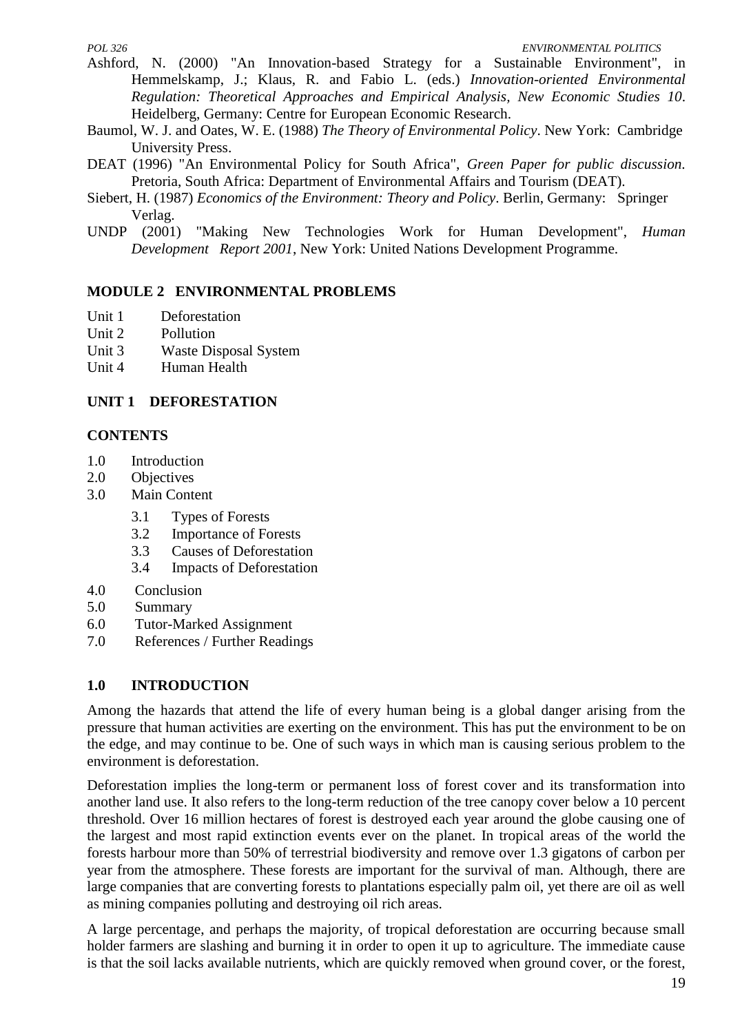Ashford, N. (2000) "An Innovation-based Strategy for a Sustainable Environment", in Hemmelskamp, J.; Klaus, R. and Fabio L. (eds.) *Innovation-oriented Environmental Regulation: Theoretical Approaches and Empirical Analysis, New Economic Studies 10*. Heidelberg, Germany: Centre for European Economic Research.

Baumol, W. J. and Oates, W. E. (1988) *The Theory of Environmental Policy*. New York: Cambridge University Press.

DEAT (1996) "An Environmental Policy for South Africa", *Green Paper for public discussion*. Pretoria, South Africa: Department of Environmental Affairs and Tourism (DEAT).

Siebert, H. (1987) *Economics of the Environment: Theory and Policy*. Berlin, Germany: Springer Verlag.

UNDP (2001) "Making New Technologies Work for Human Development", *Human Development Report 2001*, New York: United Nations Development Programme.

## MODULE 2 ENVIRONMENTAL PROBLEMS

Unit 1 Deforestation
Unit 2 Pollution
Unit 3 Waste Disposal System
Unit 4 Human Health

## UNIT 1 DEFORESTATION

### CONTENTS

1.0 Introduction
2.0 Objectives
3.0 Main Content
 3.1 Types of Forests
 3.2 Importance of Forests
 3.3 Causes of Deforestation
 3.4 Impacts of Deforestation
4.0 Conclusion
5.0 Summary
6.0 Tutor-Marked Assignment
7.0 References / Further Readings

### 1.0 INTRODUCTION

Among the hazards that attend the life of every human being is a global danger arising from the pressure that human activities are exerting on the environment. This has put the environment to be on the edge, and may continue to be. One of such ways in which man is causing serious problem to the environment is deforestation.

Deforestation implies the long-term or permanent loss of forest cover and its transformation into another land use. It also refers to the long-term reduction of the tree canopy cover below a 10 percent threshold. Over 16 million hectares of forest is destroyed each year around the globe causing one of the largest and most rapid extinction events ever on the planet. In tropical areas of the world the forests harbour more than 50% of terrestrial biodiversity and remove over 1.3 gigatons of carbon per year from the atmosphere. These forests are important for the survival of man. Although, there are large companies that are converting forests to plantations especially palm oil, yet there are oil as well as mining companies polluting and destroying oil rich areas.

A large percentage, and perhaps the majority, of tropical deforestation are occurring because small holder farmers are slashing and burning it in order to open it up to agriculture. The immediate cause is that the soil lacks available nutrients, which are quickly removed when ground cover, or the forest,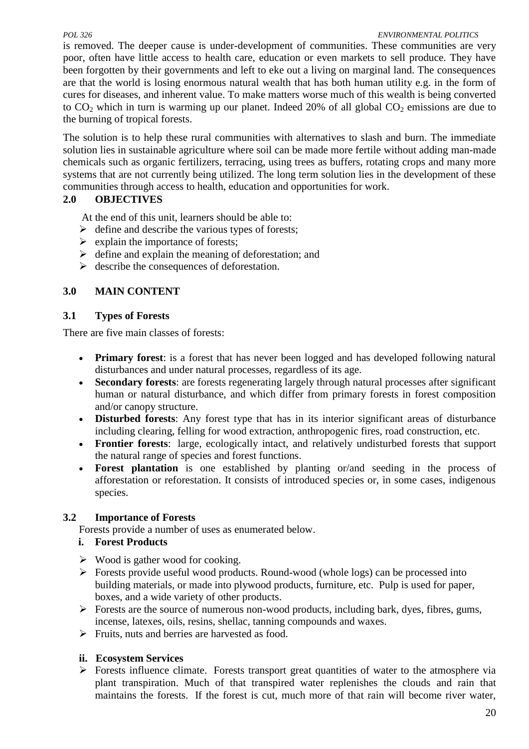is removed. The deeper cause is under-development of communities. These communities are very poor, often have little access to health care, education or even markets to sell produce. They have been forgotten by their governments and left to eke out a living on marginal land. The consequences are that the world is losing enormous natural wealth that has both human utility e.g. in the form of cures for diseases, and inherent value. To make matters worse much of this wealth is being converted to $CO_2$ which in turn is warming up our planet. Indeed 20% of all global $CO_2$ emissions are due to the burning of tropical forests.

The solution is to help these rural communities with alternatives to slash and burn. The immediate solution lies in sustainable agriculture where soil can be made more fertile without adding man-made chemicals such as organic fertilizers, terracing, using trees as buffers, rotating crops and many more systems that are not currently being utilized. The long term solution lies in the development of these communities through access to health, education and opportunities for work.

## 2.0 OBJECTIVES

At the end of this unit, learners should be able to:

- define and describe the various types of forests;
- explain the importance of forests;
- define and explain the meaning of deforestation; and
- describe the consequences of deforestation.

## 3.0 MAIN CONTENT

### 3.1 Types of Forests

There are five main classes of forests:

- **Primary forest**: is a forest that has never been logged and has developed following natural disturbances and under natural processes, regardless of its age.
- **Secondary forests**: are forests regenerating largely through natural processes after significant human or natural disturbance, and which differ from primary forests in forest composition and/or canopy structure.
- **Disturbed forests**: Any forest type that has in its interior significant areas of disturbance including clearing, felling for wood extraction, anthropogenic fires, road construction, etc.
- **Frontier forests**: large, ecologically intact, and relatively undisturbed forests that support the natural range of species and forest functions.
- **Forest plantation** is one established by planting or/and seeding in the process of afforestation or reforestation. It consists of introduced species or, in some cases, indigenous species.

### 3.2 Importance of Forests

Forests provide a number of uses as enumerated below.

**i. Forest Products**

- Wood is gather wood for cooking.
- Forests provide useful wood products. Round-wood (whole logs) can be processed into building materials, or made into plywood products, furniture, etc. Pulp is used for paper, boxes, and a wide variety of other products.
- Forests are the source of numerous non-wood products, including bark, dyes, fibres, gums, incense, latexes, oils, resins, shellac, tanning compounds and waxes.
- Fruits, nuts and berries are harvested as food.

**ii. Ecosystem Services**

- Forests influence climate. Forests transport great quantities of water to the atmosphere via plant transpiration. Much of that transpired water replenishes the clouds and rain that maintains the forests. If the forest is cut, much more of that rain will become river water,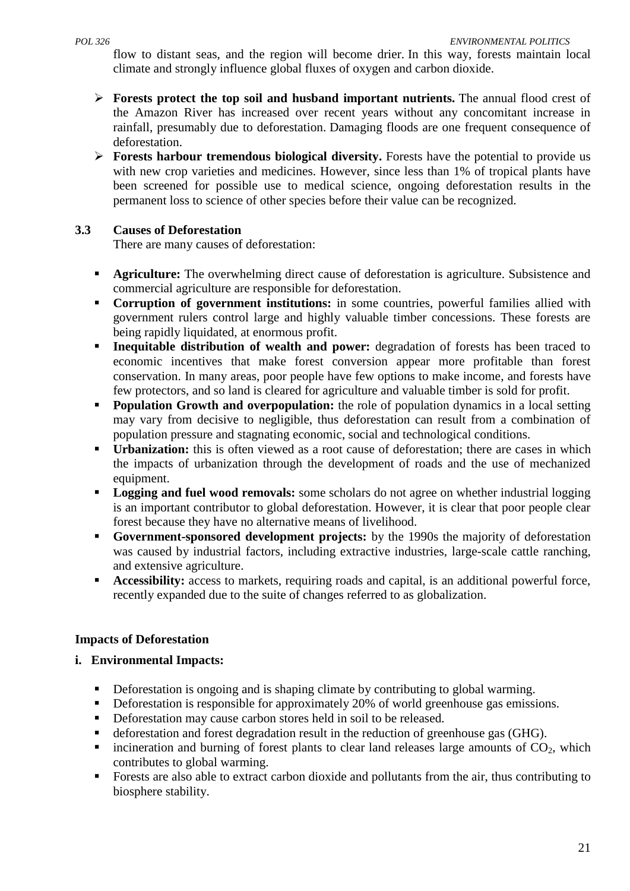flow to distant seas, and the region will become drier. In this way, forests maintain local climate and strongly influence global fluxes of oxygen and carbon dioxide.

- **Forests protect the top soil and husband important nutrients.** The annual flood crest of the Amazon River has increased over recent years without any concomitant increase in rainfall, presumably due to deforestation. Damaging floods are one frequent consequence of deforestation.
- **Forests harbour tremendous biological diversity.** Forests have the potential to provide us with new crop varieties and medicines. However, since less than 1% of tropical plants have been screened for possible use to medical science, ongoing deforestation results in the permanent loss to science of other species before their value can be recognized.

### 3.3 Causes of Deforestation

There are many causes of deforestation:

- **Agriculture:** The overwhelming direct cause of deforestation is agriculture. Subsistence and commercial agriculture are responsible for deforestation.
- **Corruption of government institutions:** in some countries, powerful families allied with government rulers control large and highly valuable timber concessions. These forests are being rapidly liquidated, at enormous profit.
- **Inequitable distribution of wealth and power:** degradation of forests has been traced to economic incentives that make forest conversion appear more profitable than forest conservation. In many areas, poor people have few options to make income, and forests have few protectors, and so land is cleared for agriculture and valuable timber is sold for profit.
- **Population Growth and overpopulation:** the role of population dynamics in a local setting may vary from decisive to negligible, thus deforestation can result from a combination of population pressure and stagnating economic, social and technological conditions.
- **Urbanization:** this is often viewed as a root cause of deforestation; there are cases in which the impacts of urbanization through the development of roads and the use of mechanized equipment.
- **Logging and fuel wood removals:** some scholars do not agree on whether industrial logging is an important contributor to global deforestation. However, it is clear that poor people clear forest because they have no alternative means of livelihood.
- **Government-sponsored development projects:** by the 1990s the majority of deforestation was caused by industrial factors, including extractive industries, large-scale cattle ranching, and extensive agriculture.
- **Accessibility:** access to markets, requiring roads and capital, is an additional powerful force, recently expanded due to the suite of changes referred to as globalization.

### Impacts of Deforestation

**i. Environmental Impacts:**

- Deforestation is ongoing and is shaping climate by contributing to global warming.
- Deforestation is responsible for approximately 20% of world greenhouse gas emissions.
- Deforestation may cause carbon stores held in soil to be released.
- deforestation and forest degradation result in the reduction of greenhouse gas (GHG).
- incineration and burning of forest plants to clear land releases large amounts of $CO_2$, which contributes to global warming.
- Forests are also able to extract carbon dioxide and pollutants from the air, thus contributing to biosphere stability.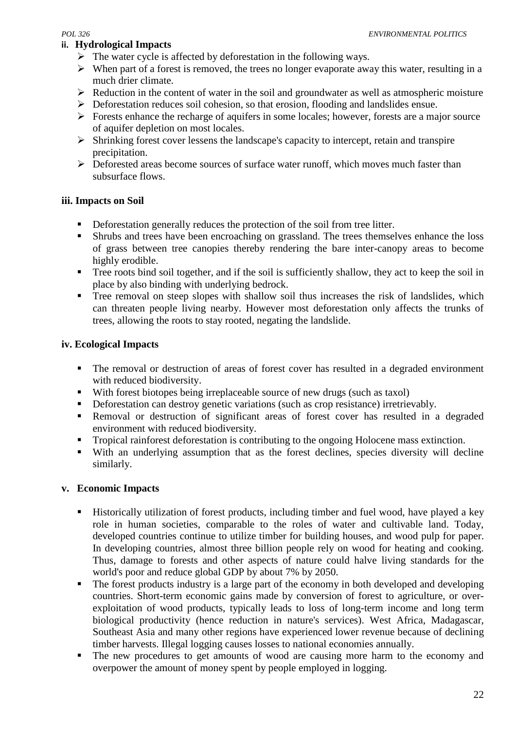#### ii. Hydrological Impacts

- The water cycle is affected by deforestation in the following ways.
- When part of a forest is removed, the trees no longer evaporate away this water, resulting in a much drier climate.
- Reduction in the content of water in the soil and groundwater as well as atmospheric moisture
- Deforestation reduces soil cohesion, so that erosion, flooding and landslides ensue.
- Forests enhance the recharge of aquifers in some locales; however, forests are a major source of aquifer depletion on most locales.
- Shrinking forest cover lessens the landscape's capacity to intercept, retain and transpire precipitation.
- Deforested areas become sources of surface water runoff, which moves much faster than subsurface flows.

#### iii. Impacts on Soil

- Deforestation generally reduces the protection of the soil from tree litter.
- Shrubs and trees have been encroaching on grassland. The trees themselves enhance the loss of grass between tree canopies thereby rendering the bare inter-canopy areas to become highly erodible.
- Tree roots bind soil together, and if the soil is sufficiently shallow, they act to keep the soil in place by also binding with underlying bedrock.
- Tree removal on steep slopes with shallow soil thus increases the risk of landslides, which can threaten people living nearby. However most deforestation only affects the trunks of trees, allowing the roots to stay rooted, negating the landslide.

#### iv. Ecological Impacts

- The removal or destruction of areas of forest cover has resulted in a degraded environment with reduced biodiversity.
- With forest biotopes being irreplaceable source of new drugs (such as taxol)
- Deforestation can destroy genetic variations (such as crop resistance) irretrievably.
- Removal or destruction of significant areas of forest cover has resulted in a degraded environment with reduced biodiversity.
- Tropical rainforest deforestation is contributing to the ongoing Holocene mass extinction.
- With an underlying assumption that as the forest declines, species diversity will decline similarly.

#### v. Economic Impacts

- Historically utilization of forest products, including timber and fuel wood, have played a key role in human societies, comparable to the roles of water and cultivable land. Today, developed countries continue to utilize timber for building houses, and wood pulp for paper. In developing countries, almost three billion people rely on wood for heating and cooking. Thus, damage to forests and other aspects of nature could halve living standards for the world's poor and reduce global GDP by about 7% by 2050.
- The forest products industry is a large part of the economy in both developed and developing countries. Short-term economic gains made by conversion of forest to agriculture, or over-exploitation of wood products, typically leads to loss of long-term income and long term biological productivity (hence reduction in nature's services). West Africa, Madagascar, Southeast Asia and many other regions have experienced lower revenue because of declining timber harvests. Illegal logging causes losses to national economies annually.
- The new procedures to get amounts of wood are causing more harm to the economy and overpower the amount of money spent by people employed in logging.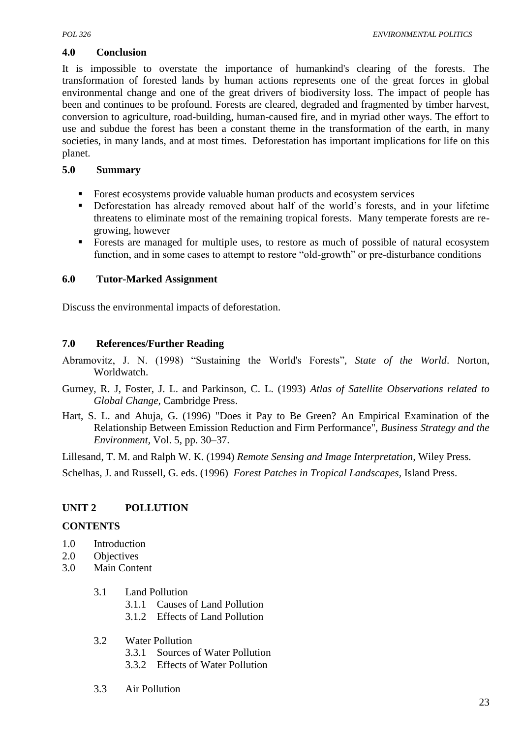## 4.0 Conclusion

It is impossible to overstate the importance of humankind's clearing of the forests. The transformation of forested lands by human actions represents one of the great forces in global environmental change and one of the great drivers of biodiversity loss. The impact of people has been and continues to be profound. Forests are cleared, degraded and fragmented by timber harvest, conversion to agriculture, road-building, human-caused fire, and in myriad other ways. The effort to use and subdue the forest has been a constant theme in the transformation of the earth, in many societies, in many lands, and at most times. Deforestation has important implications for life on this planet.

## 5.0 Summary

- Forest ecosystems provide valuable human products and ecosystem services
- Deforestation has already removed about half of the world's forests, and in your lifetime threatens to eliminate most of the remaining tropical forests. Many temperate forests are re-growing, however
- Forests are managed for multiple uses, to restore as much of possible of natural ecosystem function, and in some cases to attempt to restore "old-growth" or pre-disturbance conditions

## 6.0 Tutor-Marked Assignment

Discuss the environmental impacts of deforestation.

## 7.0 References/Further Reading

Abramovitz, J. N. (1998) "Sustaining the World's Forests", *State of the World*. Norton, Worldwatch.

Gurney, R. J, Foster, J. L. and Parkinson, C. L. (1993) *Atlas of Satellite Observations related to Global Change*, Cambridge Press.

Hart, S. L. and Ahuja, G. (1996) "Does it Pay to Be Green? An Empirical Examination of the Relationship Between Emission Reduction and Firm Performance", *Business Strategy and the Environment*, Vol. 5, pp. 30–37.

Lillesand, T. M. and Ralph W. K. (1994) *Remote Sensing and Image Interpretation*, Wiley Press.

Schelhas, J. and Russell, G. eds. (1996) *Forest Patches in Tropical Landscapes*, Island Press.

# UNIT 2 POLLUTION

**CONTENTS**

1.0 Introduction
2.0 Objectives
3.0 Main Content

- 3.1 Land Pollution
  - 3.1.1 Causes of Land Pollution
  - 3.1.2 Effects of Land Pollution
- 3.2 Water Pollution
  - 3.3.1 Sources of Water Pollution
  - 3.3.2 Effects of Water Pollution
- 3.3 Air Pollution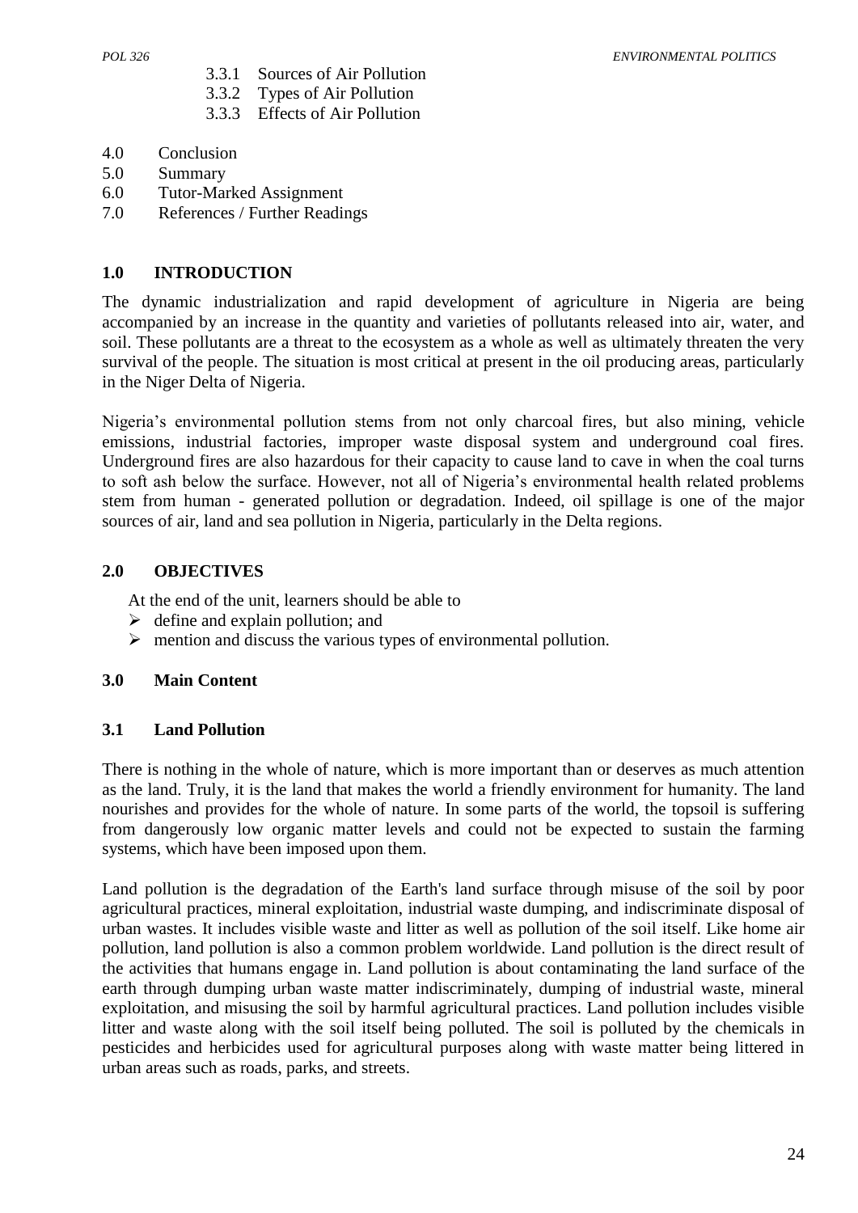3.3.1 Sources of Air Pollution
3.3.2 Types of Air Pollution
3.3.3 Effects of Air Pollution

4.0 Conclusion
5.0 Summary
6.0 Tutor-Marked Assignment
7.0 References / Further Readings

## 1.0 INTRODUCTION

The dynamic industrialization and rapid development of agriculture in Nigeria are being accompanied by an increase in the quantity and varieties of pollutants released into air, water, and soil. These pollutants are a threat to the ecosystem as a whole as well as ultimately threaten the very survival of the people. The situation is most critical at present in the oil producing areas, particularly in the Niger Delta of Nigeria.

Nigeria's environmental pollution stems from not only charcoal fires, but also mining, vehicle emissions, industrial factories, improper waste disposal system and underground coal fires. Underground fires are also hazardous for their capacity to cause land to cave in when the coal turns to soft ash below the surface. However, not all of Nigeria's environmental health related problems stem from human - generated pollution or degradation. Indeed, oil spillage is one of the major sources of air, land and sea pollution in Nigeria, particularly in the Delta regions.

## 2.0 OBJECTIVES

At the end of the unit, learners should be able to

- define and explain pollution; and
- mention and discuss the various types of environmental pollution.

## 3.0 Main Content

### 3.1 Land Pollution

There is nothing in the whole of nature, which is more important than or deserves as much attention as the land. Truly, it is the land that makes the world a friendly environment for humanity. The land nourishes and provides for the whole of nature. In some parts of the world, the topsoil is suffering from dangerously low organic matter levels and could not be expected to sustain the farming systems, which have been imposed upon them.

Land pollution is the degradation of the Earth's land surface through misuse of the soil by poor agricultural practices, mineral exploitation, industrial waste dumping, and indiscriminate disposal of urban wastes. It includes visible waste and litter as well as pollution of the soil itself. Like home air pollution, land pollution is also a common problem worldwide. Land pollution is the direct result of the activities that humans engage in. Land pollution is about contaminating the land surface of the earth through dumping urban waste matter indiscriminately, dumping of industrial waste, mineral exploitation, and misusing the soil by harmful agricultural practices. Land pollution includes visible litter and waste along with the soil itself being polluted. The soil is polluted by the chemicals in pesticides and herbicides used for agricultural purposes along with waste matter being littered in urban areas such as roads, parks, and streets.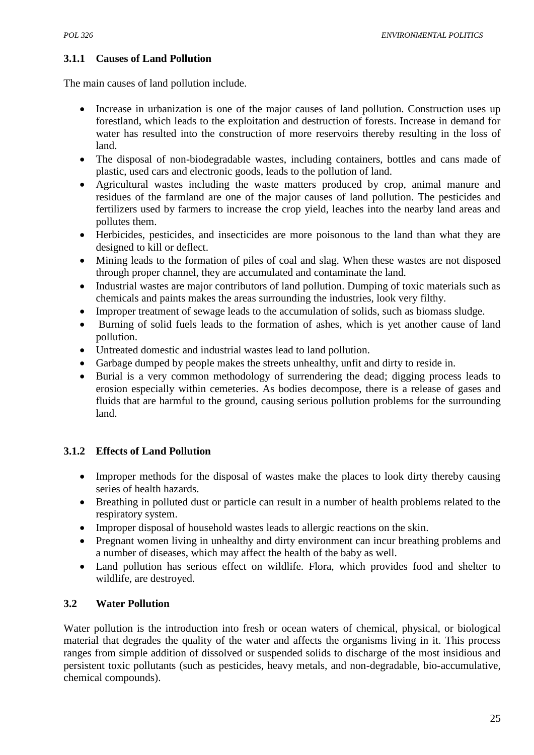### 3.1.1 Causes of Land Pollution

The main causes of land pollution include.

- Increase in urbanization is one of the major causes of land pollution. Construction uses up forestland, which leads to the exploitation and destruction of forests. Increase in demand for water has resulted into the construction of more reservoirs thereby resulting in the loss of land.
- The disposal of non-biodegradable wastes, including containers, bottles and cans made of plastic, used cars and electronic goods, leads to the pollution of land.
- Agricultural wastes including the waste matters produced by crop, animal manure and residues of the farmland are one of the major causes of land pollution. The pesticides and fertilizers used by farmers to increase the crop yield, leaches into the nearby land areas and pollutes them.
- Herbicides, pesticides, and insecticides are more poisonous to the land than what they are designed to kill or deflect.
- Mining leads to the formation of piles of coal and slag. When these wastes are not disposed through proper channel, they are accumulated and contaminate the land.
- Industrial wastes are major contributors of land pollution. Dumping of toxic materials such as chemicals and paints makes the areas surrounding the industries, look very filthy.
- Improper treatment of sewage leads to the accumulation of solids, such as biomass sludge.
- Burning of solid fuels leads to the formation of ashes, which is yet another cause of land pollution.
- Untreated domestic and industrial wastes lead to land pollution.
- Garbage dumped by people makes the streets unhealthy, unfit and dirty to reside in.
- Burial is a very common methodology of surrendering the dead; digging process leads to erosion especially within cemeteries. As bodies decompose, there is a release of gases and fluids that are harmful to the ground, causing serious pollution problems for the surrounding land.

### 3.1.2 Effects of Land Pollution

- Improper methods for the disposal of wastes make the places to look dirty thereby causing series of health hazards.
- Breathing in polluted dust or particle can result in a number of health problems related to the respiratory system.
- Improper disposal of household wastes leads to allergic reactions on the skin.
- Pregnant women living in unhealthy and dirty environment can incur breathing problems and a number of diseases, which may affect the health of the baby as well.
- Land pollution has serious effect on wildlife. Flora, which provides food and shelter to wildlife, are destroyed.

## 3.2 Water Pollution

Water pollution is the introduction into fresh or ocean waters of chemical, physical, or biological material that degrades the quality of the water and affects the organisms living in it. This process ranges from simple addition of dissolved or suspended solids to discharge of the most insidious and persistent toxic pollutants (such as pesticides, heavy metals, and non-degradable, bio-accumulative, chemical compounds).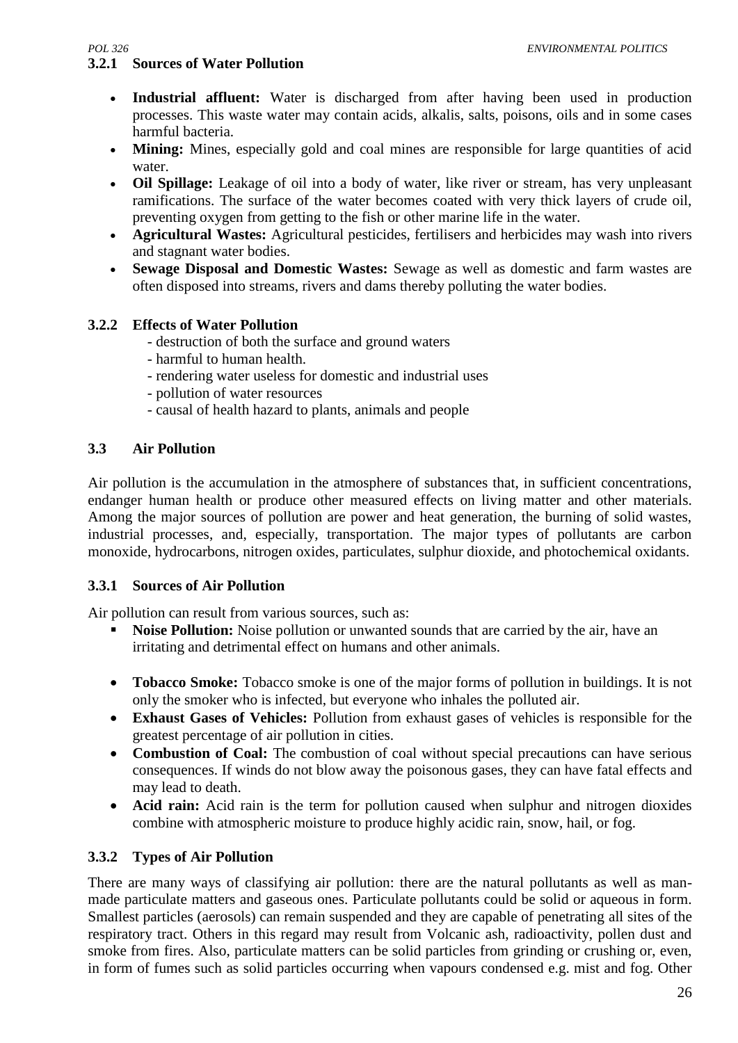### 3.2.1 Sources of Water Pollution

- **Industrial affluent:** Water is discharged from after having been used in production processes. This waste water may contain acids, alkalis, salts, poisons, oils and in some cases harmful bacteria.
- **Mining:** Mines, especially gold and coal mines are responsible for large quantities of acid water.
- **Oil Spillage:** Leakage of oil into a body of water, like river or stream, has very unpleasant ramifications. The surface of the water becomes coated with very thick layers of crude oil, preventing oxygen from getting to the fish or other marine life in the water.
- **Agricultural Wastes:** Agricultural pesticides, fertilisers and herbicides may wash into rivers and stagnant water bodies.
- **Sewage Disposal and Domestic Wastes:** Sewage as well as domestic and farm wastes are often disposed into streams, rivers and dams thereby polluting the water bodies.

### 3.2.2 Effects of Water Pollution

- destruction of both the surface and ground waters
- harmful to human health.
- rendering water useless for domestic and industrial uses
- pollution of water resources
- causal of health hazard to plants, animals and people

## 3.3 Air Pollution

Air pollution is the accumulation in the atmosphere of substances that, in sufficient concentrations, endanger human health or produce other measured effects on living matter and other materials. Among the major sources of pollution are power and heat generation, the burning of solid wastes, industrial processes, and, especially, transportation. The major types of pollutants are carbon monoxide, hydrocarbons, nitrogen oxides, particulates, sulphur dioxide, and photochemical oxidants.

### 3.3.1 Sources of Air Pollution

Air pollution can result from various sources, such as:

- **Noise Pollution:** Noise pollution or unwanted sounds that are carried by the air, have an irritating and detrimental effect on humans and other animals.

- **Tobacco Smoke:** Tobacco smoke is one of the major forms of pollution in buildings. It is not only the smoker who is infected, but everyone who inhales the polluted air.
- **Exhaust Gases of Vehicles:** Pollution from exhaust gases of vehicles is responsible for the greatest percentage of air pollution in cities.
- **Combustion of Coal:** The combustion of coal without special precautions can have serious consequences. If winds do not blow away the poisonous gases, they can have fatal effects and may lead to death.
- **Acid rain:** Acid rain is the term for pollution caused when sulphur and nitrogen dioxides combine with atmospheric moisture to produce highly acidic rain, snow, hail, or fog.

### 3.3.2 Types of Air Pollution

There are many ways of classifying air pollution: there are the natural pollutants as well as man-made particulate matters and gaseous ones. Particulate pollutants could be solid or aqueous in form. Smallest particles (aerosols) can remain suspended and they are capable of penetrating all sites of the respiratory tract. Others in this regard may result from Volcanic ash, radioactivity, pollen dust and smoke from fires. Also, particulate matters can be solid particles from grinding or crushing or, even, in form of fumes such as solid particles occurring when vapours condensed e.g. mist and fog. Other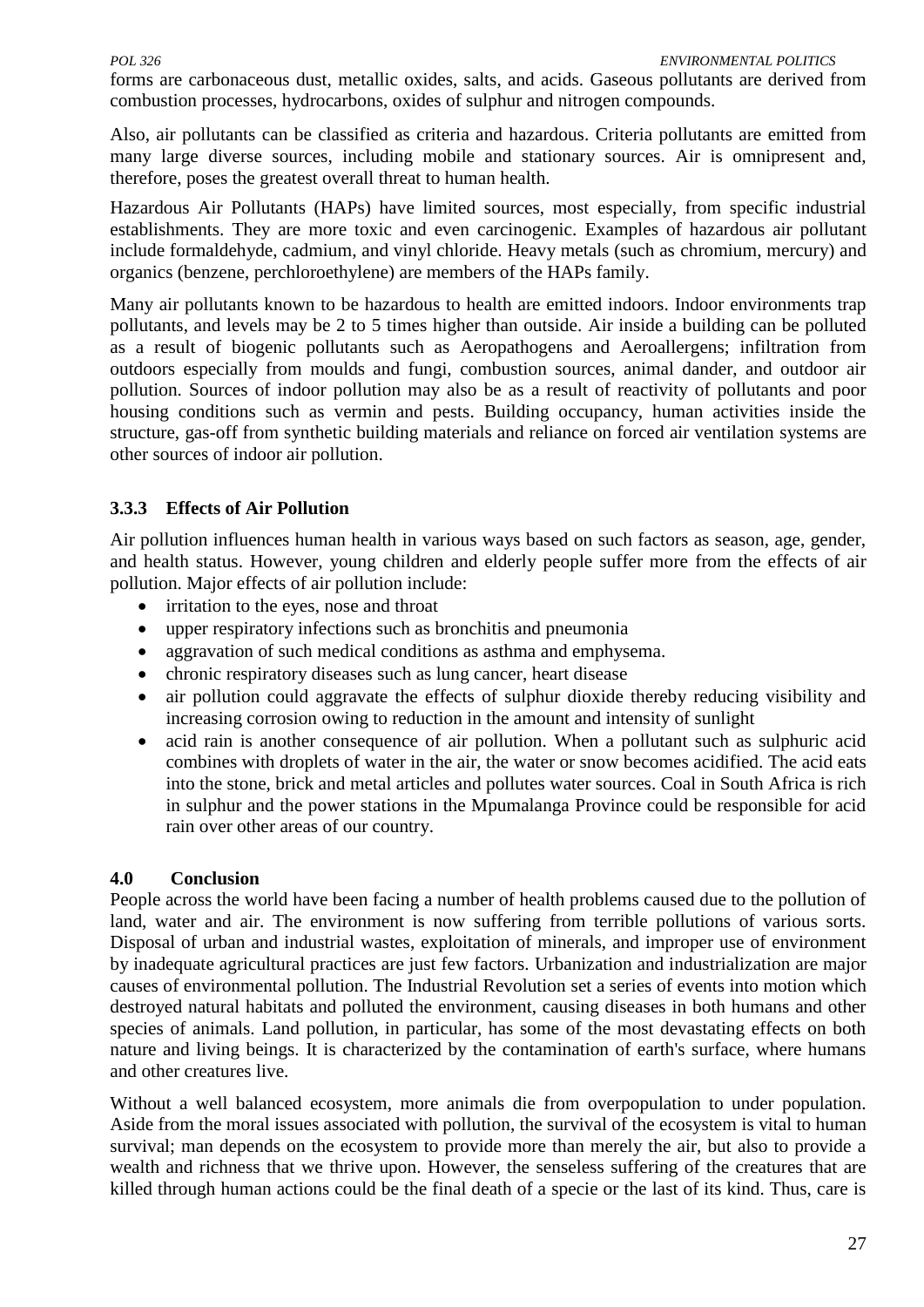forms are carbonaceous dust, metallic oxides, salts, and acids. Gaseous pollutants are derived from combustion processes, hydrocarbons, oxides of sulphur and nitrogen compounds.

Also, air pollutants can be classified as criteria and hazardous. Criteria pollutants are emitted from many large diverse sources, including mobile and stationary sources. Air is omnipresent and, therefore, poses the greatest overall threat to human health.

Hazardous Air Pollutants (HAPs) have limited sources, most especially, from specific industrial establishments. They are more toxic and even carcinogenic. Examples of hazardous air pollutant include formaldehyde, cadmium, and vinyl chloride. Heavy metals (such as chromium, mercury) and organics (benzene, perchloroethylene) are members of the HAPs family.

Many air pollutants known to be hazardous to health are emitted indoors. Indoor environments trap pollutants, and levels may be 2 to 5 times higher than outside. Air inside a building can be polluted as a result of biogenic pollutants such as Aeropathogens and Aeroallergens; infiltration from outdoors especially from moulds and fungi, combustion sources, animal dander, and outdoor air pollution. Sources of indoor pollution may also be as a result of reactivity of pollutants and poor housing conditions such as vermin and pests. Building occupancy, human activities inside the structure, gas-off from synthetic building materials and reliance on forced air ventilation systems are other sources of indoor air pollution.

### 3.3.3 Effects of Air Pollution

Air pollution influences human health in various ways based on such factors as season, age, gender, and health status. However, young children and elderly people suffer more from the effects of air pollution. Major effects of air pollution include:

- irritation to the eyes, nose and throat
- upper respiratory infections such as bronchitis and pneumonia
- aggravation of such medical conditions as asthma and emphysema.
- chronic respiratory diseases such as lung cancer, heart disease
- air pollution could aggravate the effects of sulphur dioxide thereby reducing visibility and increasing corrosion owing to reduction in the amount and intensity of sunlight
- acid rain is another consequence of air pollution. When a pollutant such as sulphuric acid combines with droplets of water in the air, the water or snow becomes acidified. The acid eats into the stone, brick and metal articles and pollutes water sources. Coal in South Africa is rich in sulphur and the power stations in the Mpumalanga Province could be responsible for acid rain over other areas of our country.

## 4.0 Conclusion

People across the world have been facing a number of health problems caused due to the pollution of land, water and air. The environment is now suffering from terrible pollutions of various sorts. Disposal of urban and industrial wastes, exploitation of minerals, and improper use of environment by inadequate agricultural practices are just few factors. Urbanization and industrialization are major causes of environmental pollution. The Industrial Revolution set a series of events into motion which destroyed natural habitats and polluted the environment, causing diseases in both humans and other species of animals. Land pollution, in particular, has some of the most devastating effects on both nature and living beings. It is characterized by the contamination of earth's surface, where humans and other creatures live.

Without a well balanced ecosystem, more animals die from overpopulation to under population. Aside from the moral issues associated with pollution, the survival of the ecosystem is vital to human survival; man depends on the ecosystem to provide more than merely the air, but also to provide a wealth and richness that we thrive upon. However, the senseless suffering of the creatures that are killed through human actions could be the final death of a specie or the last of its kind. Thus, care is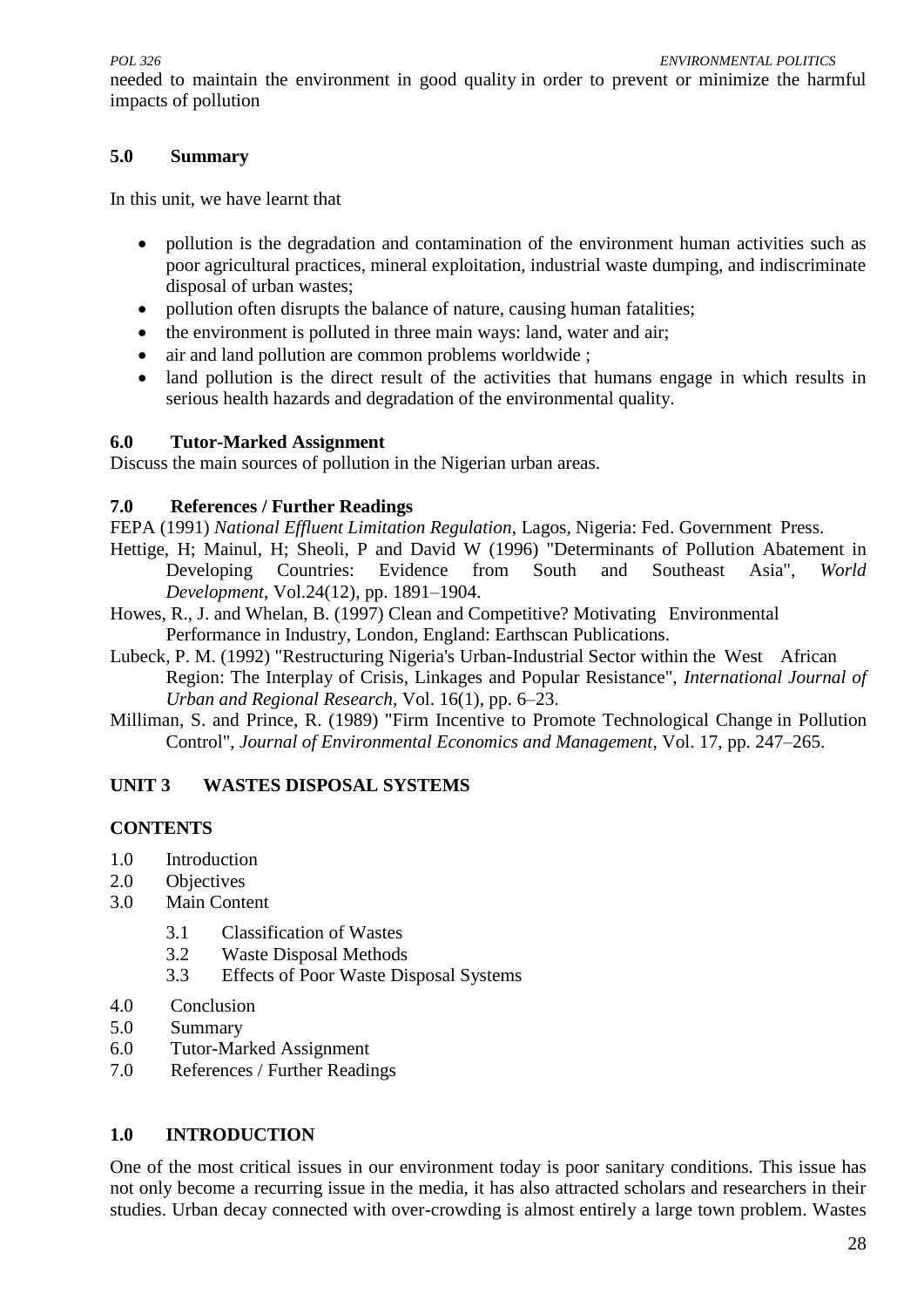needed to maintain the environment in good quality in order to prevent or minimize the harmful impacts of pollution

## 5.0 Summary

In this unit, we have learnt that

- pollution is the degradation and contamination of the environment human activities such as poor agricultural practices, mineral exploitation, industrial waste dumping, and indiscriminate disposal of urban wastes;
- pollution often disrupts the balance of nature, causing human fatalities;
- the environment is polluted in three main ways: land, water and air;
- air and land pollution are common problems worldwide ;
- land pollution is the direct result of the activities that humans engage in which results in serious health hazards and degradation of the environmental quality.

## 6.0 Tutor-Marked Assignment

Discuss the main sources of pollution in the Nigerian urban areas.

## 7.0 References / Further Readings

FEPA (1991) *National Effluent Limitation Regulation*, Lagos, Nigeria: Fed. Government Press.

Hettige, H; Mainul, H; Sheoli, P and David W (1996) "Determinants of Pollution Abatement in Developing Countries: Evidence from South and Southeast Asia", *World Development*, Vol.24(12), pp. 1891–1904.

Howes, R., J. and Whelan, B. (1997) Clean and Competitive? Motivating Environmental Performance in Industry, London, England: Earthscan Publications.

Lubeck, P. M. (1992) "Restructuring Nigeria's Urban-Industrial Sector within the West African Region: The Interplay of Crisis, Linkages and Popular Resistance", *International Journal of Urban and Regional Research*, Vol. 16(1), pp. 6–23.

Milliman, S. and Prince, R. (1989) "Firm Incentive to Promote Technological Change in Pollution Control", *Journal of Environmental Economics and Management*, Vol. 17, pp. 247–265.

# UNIT 3 WASTES DISPOSAL SYSTEMS

## CONTENTS

1.0 Introduction
2.0 Objectives
3.0 Main Content
 3.1 Classification of Wastes
 3.2 Waste Disposal Methods
 3.3 Effects of Poor Waste Disposal Systems
4.0 Conclusion
5.0 Summary
6.0 Tutor-Marked Assignment
7.0 References / Further Readings

## 1.0 INTRODUCTION

One of the most critical issues in our environment today is poor sanitary conditions. This issue has not only become a recurring issue in the media, it has also attracted scholars and researchers in their studies. Urban decay connected with over-crowding is almost entirely a large town problem. Wastes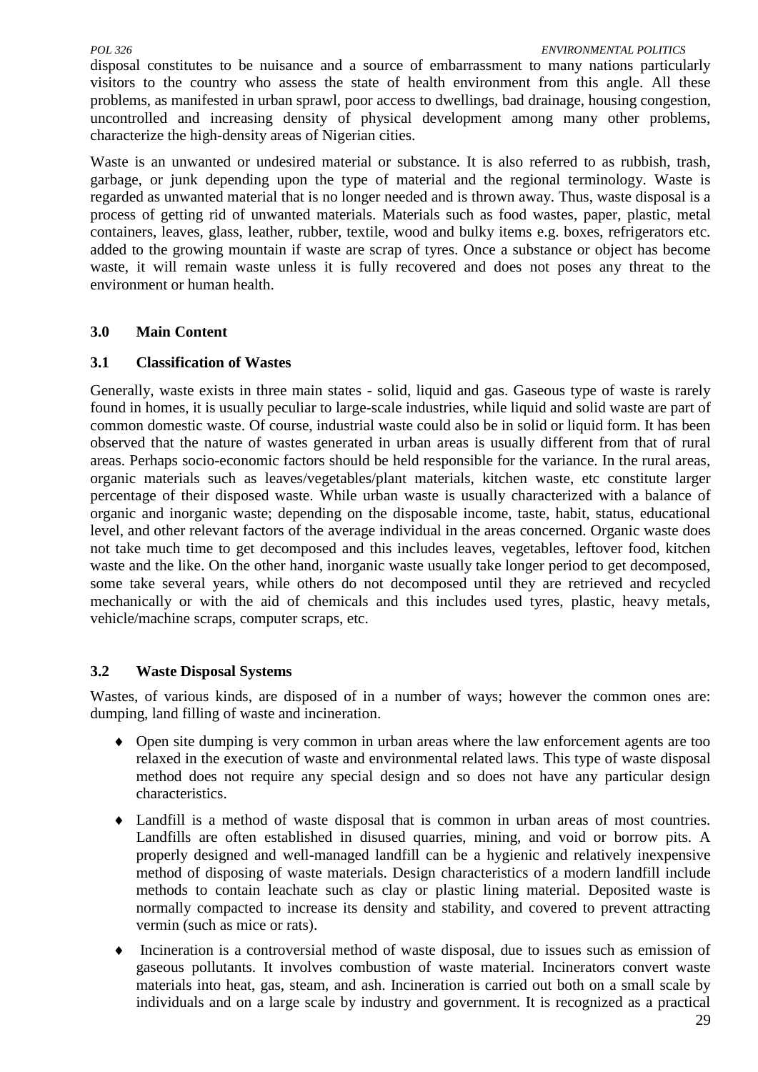disposal constitutes to be nuisance and a source of embarrassment to many nations particularly visitors to the country who assess the state of health environment from this angle. All these problems, as manifested in urban sprawl, poor access to dwellings, bad drainage, housing congestion, uncontrolled and increasing density of physical development among many other problems, characterize the high-density areas of Nigerian cities.

Waste is an unwanted or undesired material or substance. It is also referred to as rubbish, trash, garbage, or junk depending upon the type of material and the regional terminology. Waste is regarded as unwanted material that is no longer needed and is thrown away. Thus, waste disposal is a process of getting rid of unwanted materials. Materials such as food wastes, paper, plastic, metal containers, leaves, glass, leather, rubber, textile, wood and bulky items e.g. boxes, refrigerators etc. added to the growing mountain if waste are scrap of tyres. Once a substance or object has become waste, it will remain waste unless it is fully recovered and does not poses any threat to the environment or human health.

## 3.0 Main Content

### 3.1 Classification of Wastes

Generally, waste exists in three main states - solid, liquid and gas. Gaseous type of waste is rarely found in homes, it is usually peculiar to large-scale industries, while liquid and solid waste are part of common domestic waste. Of course, industrial waste could also be in solid or liquid form. It has been observed that the nature of wastes generated in urban areas is usually different from that of rural areas. Perhaps socio-economic factors should be held responsible for the variance. In the rural areas, organic materials such as leaves/vegetables/plant materials, kitchen waste, etc constitute larger percentage of their disposed waste. While urban waste is usually characterized with a balance of organic and inorganic waste; depending on the disposable income, taste, habit, status, educational level, and other relevant factors of the average individual in the areas concerned. Organic waste does not take much time to get decomposed and this includes leaves, vegetables, leftover food, kitchen waste and the like. On the other hand, inorganic waste usually take longer period to get decomposed, some take several years, while others do not decomposed until they are retrieved and recycled mechanically or with the aid of chemicals and this includes used tyres, plastic, heavy metals, vehicle/machine scraps, computer scraps, etc.

### 3.2 Waste Disposal Systems

Wastes, of various kinds, are disposed of in a number of ways; however the common ones are: dumping, land filling of waste and incineration.

- Open site dumping is very common in urban areas where the law enforcement agents are too relaxed in the execution of waste and environmental related laws. This type of waste disposal method does not require any special design and so does not have any particular design characteristics.
- Landfill is a method of waste disposal that is common in urban areas of most countries. Landfills are often established in disused quarries, mining, and void or borrow pits. A properly designed and well-managed landfill can be a hygienic and relatively inexpensive method of disposing of waste materials. Design characteristics of a modern landfill include methods to contain leachate such as clay or plastic lining material. Deposited waste is normally compacted to increase its density and stability, and covered to prevent attracting vermin (such as mice or rats).
- Incineration is a controversial method of waste disposal, due to issues such as emission of gaseous pollutants. It involves combustion of waste material. Incinerators convert waste materials into heat, gas, steam, and ash. Incineration is carried out both on a small scale by individuals and on a large scale by industry and government. It is recognized as a practical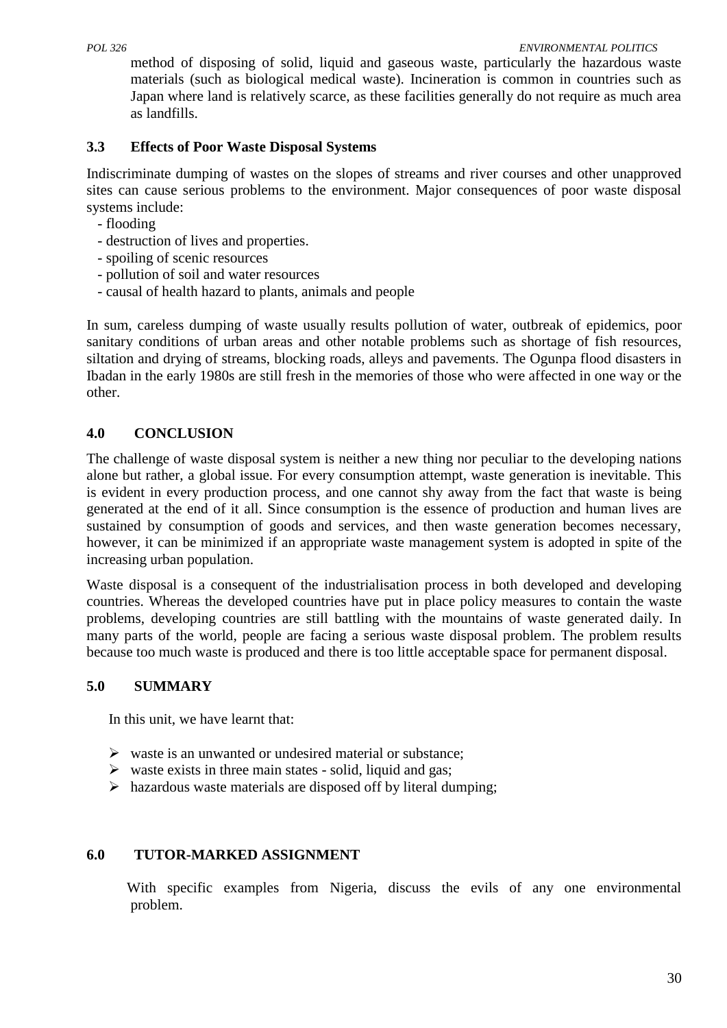method of disposing of solid, liquid and gaseous waste, particularly the hazardous waste materials (such as biological medical waste). Incineration is common in countries such as Japan where land is relatively scarce, as these facilities generally do not require as much area as landfills.

### 3.3 Effects of Poor Waste Disposal Systems

Indiscriminate dumping of wastes on the slopes of streams and river courses and other unapproved sites can cause serious problems to the environment. Major consequences of poor waste disposal systems include:

- flooding
- destruction of lives and properties.
- spoiling of scenic resources
- pollution of soil and water resources
- causal of health hazard to plants, animals and people

In sum, careless dumping of waste usually results pollution of water, outbreak of epidemics, poor sanitary conditions of urban areas and other notable problems such as shortage of fish resources, siltation and drying of streams, blocking roads, alleys and pavements. The Ogunpa flood disasters in Ibadan in the early 1980s are still fresh in the memories of those who were affected in one way or the other.

## 4.0 CONCLUSION

The challenge of waste disposal system is neither a new thing nor peculiar to the developing nations alone but rather, a global issue. For every consumption attempt, waste generation is inevitable. This is evident in every production process, and one cannot shy away from the fact that waste is being generated at the end of it all. Since consumption is the essence of production and human lives are sustained by consumption of goods and services, and then waste generation becomes necessary, however, it can be minimized if an appropriate waste management system is adopted in spite of the increasing urban population.

Waste disposal is a consequent of the industrialisation process in both developed and developing countries. Whereas the developed countries have put in place policy measures to contain the waste problems, developing countries are still battling with the mountains of waste generated daily. In many parts of the world, people are facing a serious waste disposal problem. The problem results because too much waste is produced and there is too little acceptable space for permanent disposal.

## 5.0 SUMMARY

In this unit, we have learnt that:

- waste is an unwanted or undesired material or substance;
- waste exists in three main states - solid, liquid and gas;
- hazardous waste materials are disposed off by literal dumping;

## 6.0 TUTOR-MARKED ASSIGNMENT

With specific examples from Nigeria, discuss the evils of any one environmental problem.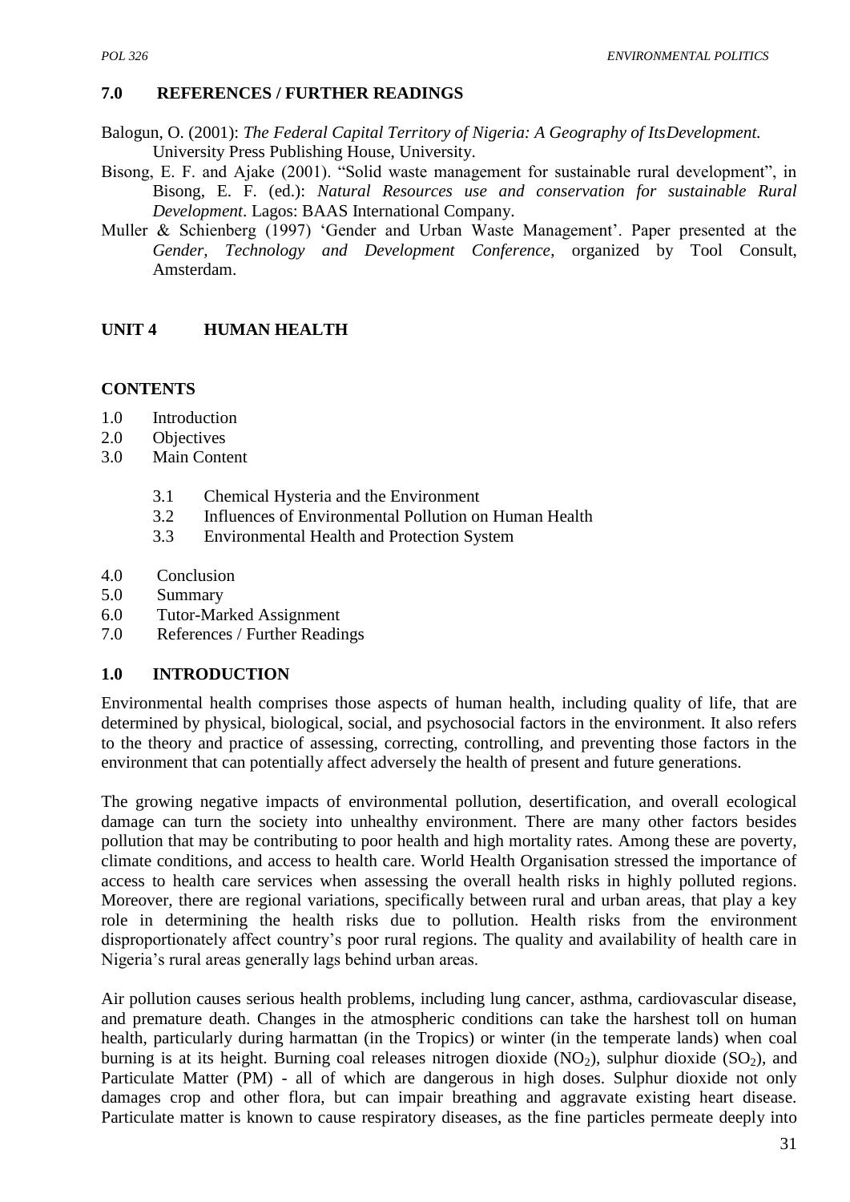## 7.0 REFERENCES / FURTHER READINGS

Balogun, O. (2001): *The Federal Capital Territory of Nigeria: A Geography of ItsDevelopment.* University Press Publishing House, University.

Bisong, E. F. and Ajake (2001). "Solid waste management for sustainable rural development", in Bisong, E. F. (ed.): *Natural Resources use and conservation for sustainable Rural Development*. Lagos: BAAS International Company.

Muller & Schienberg (1997) 'Gender and Urban Waste Management'. Paper presented at the *Gender, Technology and Development Conference*, organized by Tool Consult, Amsterdam.

# UNIT 4 HUMAN HEALTH

## CONTENTS

1.0 Introduction
2.0 Objectives
3.0 Main Content

- 3.1 Chemical Hysteria and the Environment
- 3.2 Influences of Environmental Pollution on Human Health
- 3.3 Environmental Health and Protection System

4.0 Conclusion
5.0 Summary
6.0 Tutor-Marked Assignment
7.0 References / Further Readings

## 1.0 INTRODUCTION

Environmental health comprises those aspects of human health, including quality of life, that are determined by physical, biological, social, and psychosocial factors in the environment. It also refers to the theory and practice of assessing, correcting, controlling, and preventing those factors in the environment that can potentially affect adversely the health of present and future generations.

The growing negative impacts of environmental pollution, desertification, and overall ecological damage can turn the society into unhealthy environment. There are many other factors besides pollution that may be contributing to poor health and high mortality rates. Among these are poverty, climate conditions, and access to health care. World Health Organisation stressed the importance of access to health care services when assessing the overall health risks in highly polluted regions. Moreover, there are regional variations, specifically between rural and urban areas, that play a key role in determining the health risks due to pollution. Health risks from the environment disproportionately affect country's poor rural regions. The quality and availability of health care in Nigeria's rural areas generally lags behind urban areas.

Air pollution causes serious health problems, including lung cancer, asthma, cardiovascular disease, and premature death. Changes in the atmospheric conditions can take the harshest toll on human health, particularly during harmattan (in the Tropics) or winter (in the temperate lands) when coal burning is at its height. Burning coal releases nitrogen dioxide ($NO_2$), sulphur dioxide ($SO_2$), and Particulate Matter (PM) - all of which are dangerous in high doses. Sulphur dioxide not only damages crop and other flora, but can impair breathing and aggravate existing heart disease. Particulate matter is known to cause respiratory diseases, as the fine particles permeate deeply into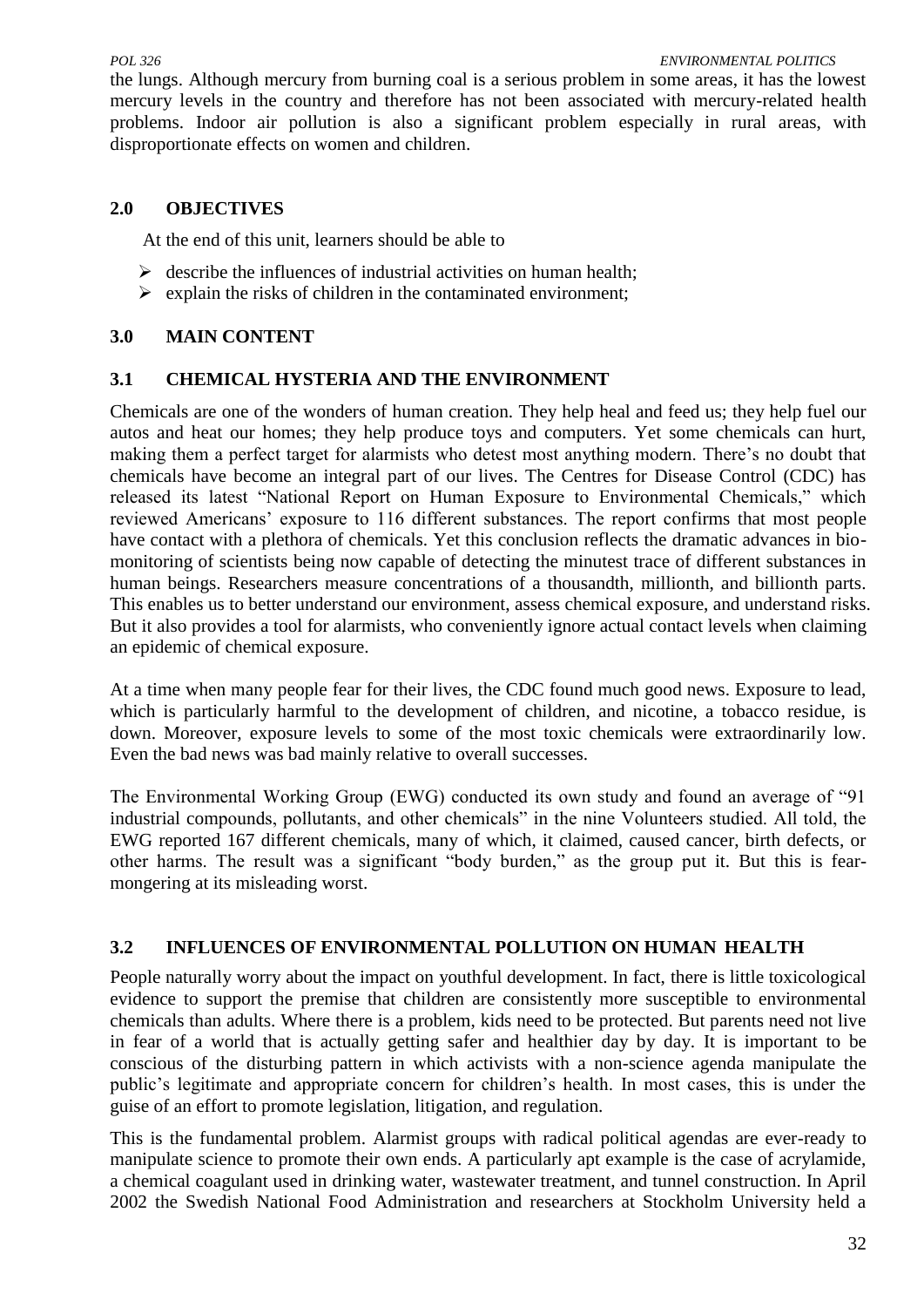the lungs. Although mercury from burning coal is a serious problem in some areas, it has the lowest mercury levels in the country and therefore has not been associated with mercury-related health problems. Indoor air pollution is also a significant problem especially in rural areas, with disproportionate effects on women and children.

## 2.0 OBJECTIVES

At the end of this unit, learners should be able to

- describe the influences of industrial activities on human health;
- explain the risks of children in the contaminated environment;

## 3.0 MAIN CONTENT

### 3.1 CHEMICAL HYSTERIA AND THE ENVIRONMENT

Chemicals are one of the wonders of human creation. They help heal and feed us; they help fuel our autos and heat our homes; they help produce toys and computers. Yet some chemicals can hurt, making them a perfect target for alarmists who detest most anything modern. There's no doubt that chemicals have become an integral part of our lives. The Centres for Disease Control (CDC) has released its latest "National Report on Human Exposure to Environmental Chemicals," which reviewed Americans' exposure to 116 different substances. The report confirms that most people have contact with a plethora of chemicals. Yet this conclusion reflects the dramatic advances in bio-monitoring of scientists being now capable of detecting the minutest trace of different substances in human beings. Researchers measure concentrations of a thousandth, millionth, and billionth parts. This enables us to better understand our environment, assess chemical exposure, and understand risks. But it also provides a tool for alarmists, who conveniently ignore actual contact levels when claiming an epidemic of chemical exposure.

At a time when many people fear for their lives, the CDC found much good news. Exposure to lead, which is particularly harmful to the development of children, and nicotine, a tobacco residue, is down. Moreover, exposure levels to some of the most toxic chemicals were extraordinarily low. Even the bad news was bad mainly relative to overall successes.

The Environmental Working Group (EWG) conducted its own study and found an average of "91 industrial compounds, pollutants, and other chemicals" in the nine Volunteers studied. All told, the EWG reported 167 different chemicals, many of which, it claimed, caused cancer, birth defects, or other harms. The result was a significant "body burden," as the group put it. But this is fear-mongering at its misleading worst.

### 3.2 INFLUENCES OF ENVIRONMENTAL POLLUTION ON HUMAN HEALTH

People naturally worry about the impact on youthful development. In fact, there is little toxicological evidence to support the premise that children are consistently more susceptible to environmental chemicals than adults. Where there is a problem, kids need to be protected. But parents need not live in fear of a world that is actually getting safer and healthier day by day. It is important to be conscious of the disturbing pattern in which activists with a non-science agenda manipulate the public's legitimate and appropriate concern for children's health. In most cases, this is under the guise of an effort to promote legislation, litigation, and regulation.

This is the fundamental problem. Alarmist groups with radical political agendas are ever-ready to manipulate science to promote their own ends. A particularly apt example is the case of acrylamide, a chemical coagulant used in drinking water, wastewater treatment, and tunnel construction. In April 2002 the Swedish National Food Administration and researchers at Stockholm University held a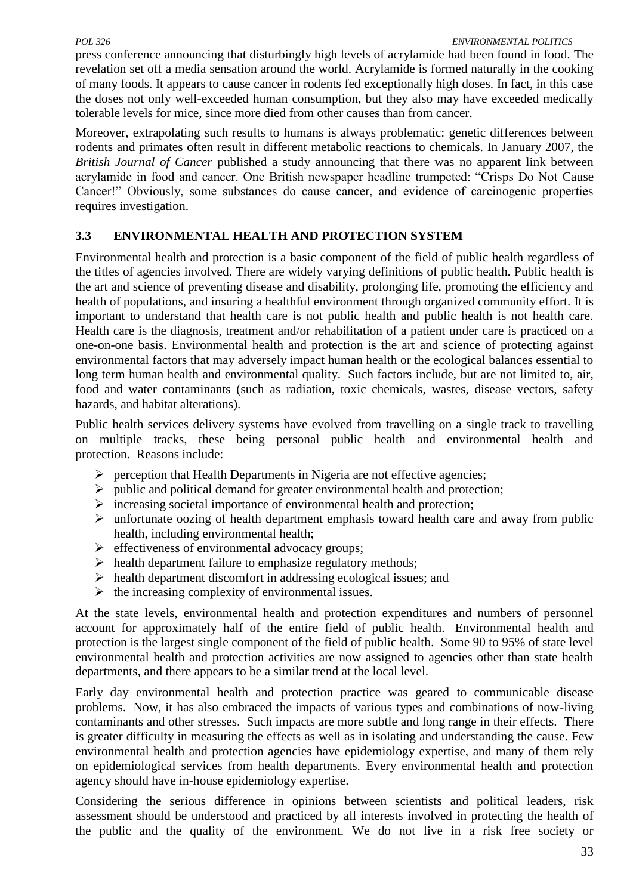press conference announcing that disturbingly high levels of acrylamide had been found in food. The revelation set off a media sensation around the world. Acrylamide is formed naturally in the cooking of many foods. It appears to cause cancer in rodents fed exceptionally high doses. In fact, in this case the doses not only well-exceeded human consumption, but they also may have exceeded medically tolerable levels for mice, since more died from other causes than from cancer.

Moreover, extrapolating such results to humans is always problematic: genetic differences between rodents and primates often result in different metabolic reactions to chemicals. In January 2007, the *British Journal of Cancer* published a study announcing that there was no apparent link between acrylamide in food and cancer. One British newspaper headline trumpeted: "Crisps Do Not Cause Cancer!" Obviously, some substances do cause cancer, and evidence of carcinogenic properties requires investigation.

### 3.3 ENVIRONMENTAL HEALTH AND PROTECTION SYSTEM

Environmental health and protection is a basic component of the field of public health regardless of the titles of agencies involved. There are widely varying definitions of public health. Public health is the art and science of preventing disease and disability, prolonging life, promoting the efficiency and health of populations, and insuring a healthful environment through organized community effort. It is important to understand that health care is not public health and public health is not health care. Health care is the diagnosis, treatment and/or rehabilitation of a patient under care is practiced on a one-on-one basis. Environmental health and protection is the art and science of protecting against environmental factors that may adversely impact human health or the ecological balances essential to long term human health and environmental quality. Such factors include, but are not limited to, air, food and water contaminants (such as radiation, toxic chemicals, wastes, disease vectors, safety hazards, and habitat alterations).

Public health services delivery systems have evolved from travelling on a single track to travelling on multiple tracks, these being personal public health and environmental health and protection. Reasons include:

- perception that Health Departments in Nigeria are not effective agencies;
- public and political demand for greater environmental health and protection;
- increasing societal importance of environmental health and protection;
- unfortunate oozing of health department emphasis toward health care and away from public health, including environmental health;
- effectiveness of environmental advocacy groups;
- health department failure to emphasize regulatory methods;
- health department discomfort in addressing ecological issues; and
- the increasing complexity of environmental issues.

At the state levels, environmental health and protection expenditures and numbers of personnel account for approximately half of the entire field of public health. Environmental health and protection is the largest single component of the field of public health. Some 90 to 95% of state level environmental health and protection activities are now assigned to agencies other than state health departments, and there appears to be a similar trend at the local level.

Early day environmental health and protection practice was geared to communicable disease problems. Now, it has also embraced the impacts of various types and combinations of now-living contaminants and other stresses. Such impacts are more subtle and long range in their effects. There is greater difficulty in measuring the effects as well as in isolating and understanding the cause. Few environmental health and protection agencies have epidemiology expertise, and many of them rely on epidemiological services from health departments. Every environmental health and protection agency should have in-house epidemiology expertise.

Considering the serious difference in opinions between scientists and political leaders, risk assessment should be understood and practiced by all interests involved in protecting the health of the public and the quality of the environment. We do not live in a risk free society or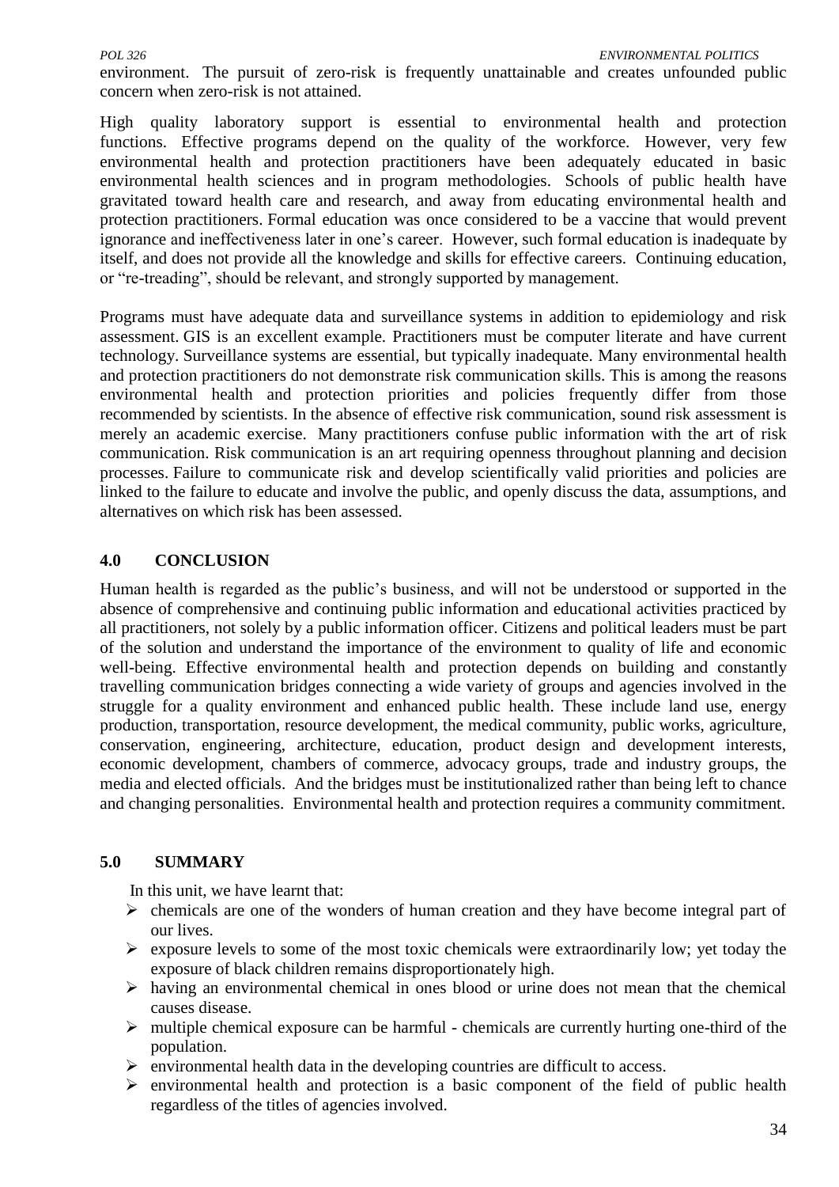environment. The pursuit of zero-risk is frequently unattainable and creates unfounded public concern when zero-risk is not attained.

High quality laboratory support is essential to environmental health and protection functions. Effective programs depend on the quality of the workforce. However, very few environmental health and protection practitioners have been adequately educated in basic environmental health sciences and in program methodologies. Schools of public health have gravitated toward health care and research, and away from educating environmental health and protection practitioners. Formal education was once considered to be a vaccine that would prevent ignorance and ineffectiveness later in one's career. However, such formal education is inadequate by itself, and does not provide all the knowledge and skills for effective careers. Continuing education, or "re-treading", should be relevant, and strongly supported by management.

Programs must have adequate data and surveillance systems in addition to epidemiology and risk assessment. GIS is an excellent example. Practitioners must be computer literate and have current technology. Surveillance systems are essential, but typically inadequate. Many environmental health and protection practitioners do not demonstrate risk communication skills. This is among the reasons environmental health and protection priorities and policies frequently differ from those recommended by scientists. In the absence of effective risk communication, sound risk assessment is merely an academic exercise. Many practitioners confuse public information with the art of risk communication. Risk communication is an art requiring openness throughout planning and decision processes. Failure to communicate risk and develop scientifically valid priorities and policies are linked to the failure to educate and involve the public, and openly discuss the data, assumptions, and alternatives on which risk has been assessed.

## 4.0 CONCLUSION

Human health is regarded as the public's business, and will not be understood or supported in the absence of comprehensive and continuing public information and educational activities practiced by all practitioners, not solely by a public information officer. Citizens and political leaders must be part of the solution and understand the importance of the environment to quality of life and economic well-being. Effective environmental health and protection depends on building and constantly travelling communication bridges connecting a wide variety of groups and agencies involved in the struggle for a quality environment and enhanced public health. These include land use, energy production, transportation, resource development, the medical community, public works, agriculture, conservation, engineering, architecture, education, product design and development interests, economic development, chambers of commerce, advocacy groups, trade and industry groups, the media and elected officials. And the bridges must be institutionalized rather than being left to chance and changing personalities. Environmental health and protection requires a community commitment.

## 5.0 SUMMARY

In this unit, we have learnt that:

- chemicals are one of the wonders of human creation and they have become integral part of our lives.
- exposure levels to some of the most toxic chemicals were extraordinarily low; yet today the exposure of black children remains disproportionately high.
- having an environmental chemical in ones blood or urine does not mean that the chemical causes disease.
- multiple chemical exposure can be harmful - chemicals are currently hurting one-third of the population.
- environmental health data in the developing countries are difficult to access.
- environmental health and protection is a basic component of the field of public health regardless of the titles of agencies involved.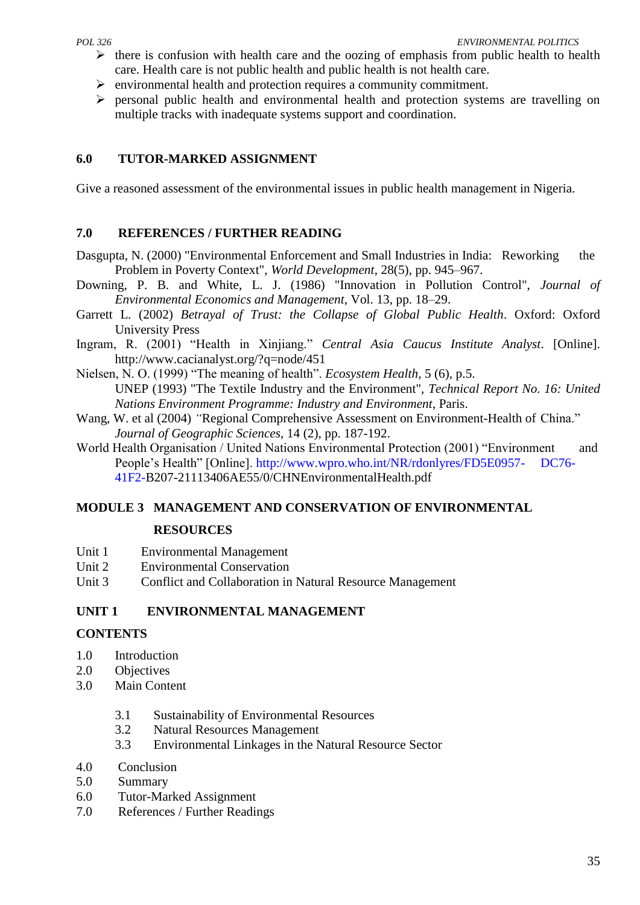- there is confusion with health care and the oozing of emphasis from public health to health care. Health care is not public health and public health is not health care.
- environmental health and protection requires a community commitment.
- personal public health and environmental health and protection systems are travelling on multiple tracks with inadequate systems support and coordination.

## 6.0 TUTOR-MARKED ASSIGNMENT

Give a reasoned assessment of the environmental issues in public health management in Nigeria.

## 7.0 REFERENCES / FURTHER READING

Dasgupta, N. (2000) "Environmental Enforcement and Small Industries in India: Reworking the Problem in Poverty Context", *World Development*, 28(5), pp. 945–967.

Downing, P. B. and White, L. J. (1986) "Innovation in Pollution Control", *Journal of Environmental Economics and Management*, Vol. 13, pp. 18–29.

Garrett L. (2002) *Betrayal of Trust: the Collapse of Global Public Health*. Oxford: Oxford University Press

Ingram, R. (2001) "Health in Xinjiang." *Central Asia Caucus Institute Analyst*. [Online]. http://www.cacianalyst.org/?q=node/451

Nielsen, N. O. (1999) "The meaning of health". *Ecosystem Health*, 5 (6), p.5.

UNEP (1993) "The Textile Industry and the Environment", *Technical Report No. 16: United Nations Environment Programme: Industry and Environment*, Paris.

Wang, W. et al (2004) "Regional Comprehensive Assessment on Environment-Health of China." *Journal of Geographic Sciences*, 14 (2), pp. 187-192.

World Health Organisation / United Nations Environmental Protection (2001) "Environment and People's Health" [Online]. http://www.wpro.who.int/NR/rdonlyres/FD5E0957- DC76-41F2-B207-21113406AE55/0/CHNEnvironmentalHealth.pdf

# MODULE 3 MANAGEMENT AND CONSERVATION OF ENVIRONMENTAL RESOURCES

Unit 1 Environmental Management
Unit 2 Environmental Conservation
Unit 3 Conflict and Collaboration in Natural Resource Management

## UNIT 1 ENVIRONMENTAL MANAGEMENT

### CONTENTS

1.0 Introduction
2.0 Objectives
3.0 Main Content

  3.1 Sustainability of Environmental Resources
  3.2 Natural Resources Management
  3.3 Environmental Linkages in the Natural Resource Sector

4.0 Conclusion
5.0 Summary
6.0 Tutor-Marked Assignment
7.0 References / Further Readings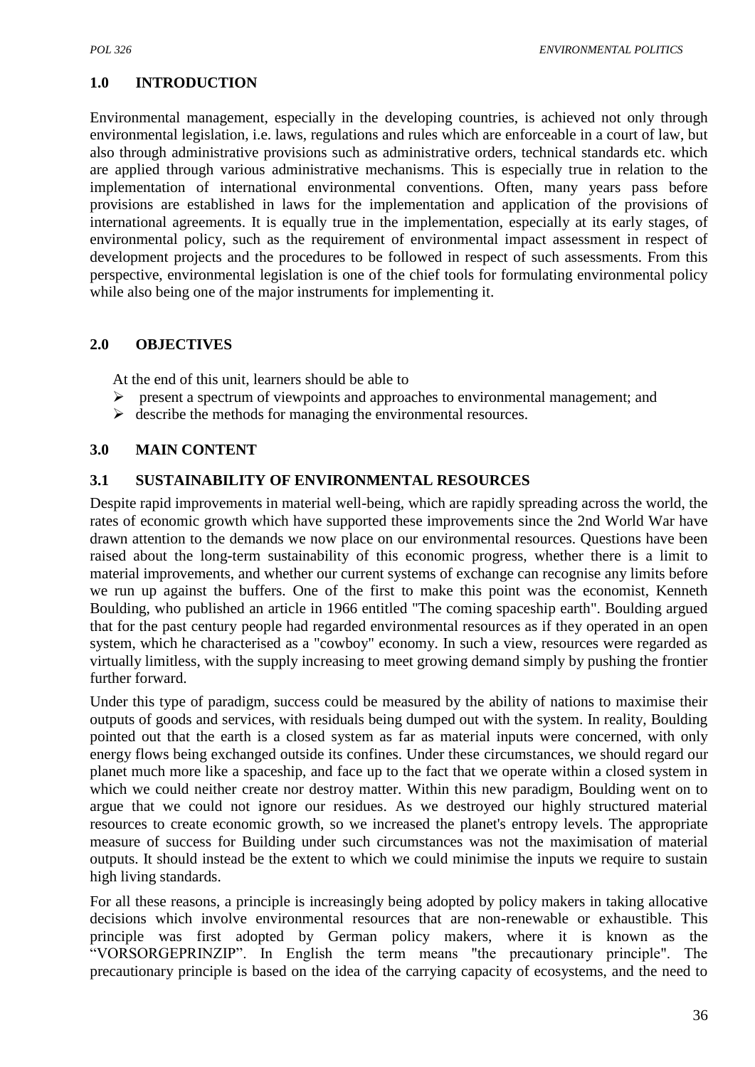## 1.0 INTRODUCTION

Environmental management, especially in the developing countries, is achieved not only through environmental legislation, i.e. laws, regulations and rules which are enforceable in a court of law, but also through administrative provisions such as administrative orders, technical standards etc. which are applied through various administrative mechanisms. This is especially true in relation to the implementation of international environmental conventions. Often, many years pass before provisions are established in laws for the implementation and application of the provisions of international agreements. It is equally true in the implementation, especially at its early stages, of environmental policy, such as the requirement of environmental impact assessment in respect of development projects and the procedures to be followed in respect of such assessments. From this perspective, environmental legislation is one of the chief tools for formulating environmental policy while also being one of the major instruments for implementing it.

## 2.0 OBJECTIVES

At the end of this unit, learners should be able to

- present a spectrum of viewpoints and approaches to environmental management; and
- describe the methods for managing the environmental resources.

## 3.0 MAIN CONTENT

### 3.1 SUSTAINABILITY OF ENVIRONMENTAL RESOURCES

Despite rapid improvements in material well-being, which are rapidly spreading across the world, the rates of economic growth which have supported these improvements since the 2nd World War have drawn attention to the demands we now place on our environmental resources. Questions have been raised about the long-term sustainability of this economic progress, whether there is a limit to material improvements, and whether our current systems of exchange can recognise any limits before we run up against the buffers. One of the first to make this point was the economist, Kenneth Boulding, who published an article in 1966 entitled "The coming spaceship earth". Boulding argued that for the past century people had regarded environmental resources as if they operated in an open system, which he characterised as a "cowboy" economy. In such a view, resources were regarded as virtually limitless, with the supply increasing to meet growing demand simply by pushing the frontier further forward.

Under this type of paradigm, success could be measured by the ability of nations to maximise their outputs of goods and services, with residuals being dumped out with the system. In reality, Boulding pointed out that the earth is a closed system as far as material inputs were concerned, with only energy flows being exchanged outside its confines. Under these circumstances, we should regard our planet much more like a spaceship, and face up to the fact that we operate within a closed system in which we could neither create nor destroy matter. Within this new paradigm, Boulding went on to argue that we could not ignore our residues. As we destroyed our highly structured material resources to create economic growth, so we increased the planet's entropy levels. The appropriate measure of success for Building under such circumstances was not the maximisation of material outputs. It should instead be the extent to which we could minimise the inputs we require to sustain high living standards.

For all these reasons, a principle is increasingly being adopted by policy makers in taking allocative decisions which involve environmental resources that are non-renewable or exhaustible. This principle was first adopted by German policy makers, where it is known as the "VORSORGEPRINZIP". In English the term means "the precautionary principle". The precautionary principle is based on the idea of the carrying capacity of ecosystems, and the need to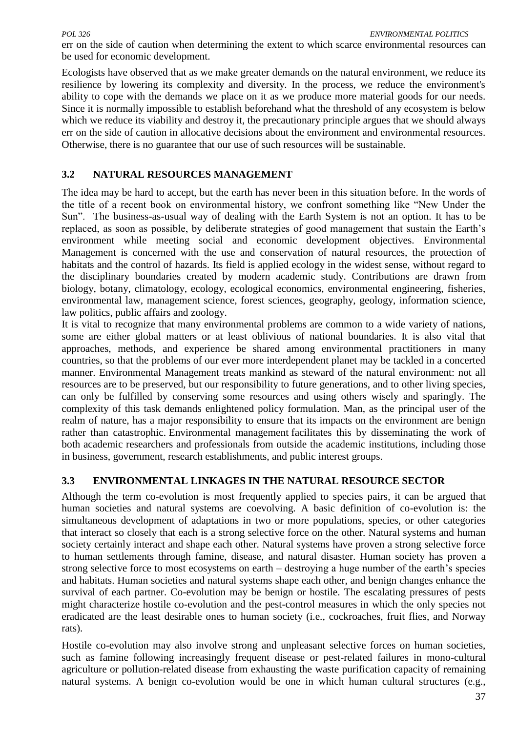err on the side of caution when determining the extent to which scarce environmental resources can be used for economic development.

Ecologists have observed that as we make greater demands on the natural environment, we reduce its resilience by lowering its complexity and diversity. In the process, we reduce the environment's ability to cope with the demands we place on it as we produce more material goods for our needs. Since it is normally impossible to establish beforehand what the threshold of any ecosystem is below which we reduce its viability and destroy it, the precautionary principle argues that we should always err on the side of caution in allocative decisions about the environment and environmental resources. Otherwise, there is no guarantee that our use of such resources will be sustainable.

### 3.2 NATURAL RESOURCES MANAGEMENT

The idea may be hard to accept, but the earth has never been in this situation before. In the words of the title of a recent book on environmental history, we confront something like "New Under the Sun". The business-as-usual way of dealing with the Earth System is not an option. It has to be replaced, as soon as possible, by deliberate strategies of good management that sustain the Earth's environment while meeting social and economic development objectives. Environmental Management is concerned with the use and conservation of natural resources, the protection of habitats and the control of hazards. Its field is applied ecology in the widest sense, without regard to the disciplinary boundaries created by modern academic study. Contributions are drawn from biology, botany, climatology, ecology, ecological economics, environmental engineering, fisheries, environmental law, management science, forest sciences, geography, geology, information science, law politics, public affairs and zoology.

It is vital to recognize that many environmental problems are common to a wide variety of nations, some are either global matters or at least oblivious of national boundaries. It is also vital that approaches, methods, and experience be shared among environmental practitioners in many countries, so that the problems of our ever more interdependent planet may be tackled in a concerted manner. Environmental Management treats mankind as steward of the natural environment: not all resources are to be preserved, but our responsibility to future generations, and to other living species, can only be fulfilled by conserving some resources and using others wisely and sparingly. The complexity of this task demands enlightened policy formulation. Man, as the principal user of the realm of nature, has a major responsibility to ensure that its impacts on the environment are benign rather than catastrophic. Environmental management facilitates this by disseminating the work of both academic researchers and professionals from outside the academic institutions, including those in business, government, research establishments, and public interest groups.

### 3.3 ENVIRONMENTAL LINKAGES IN THE NATURAL RESOURCE SECTOR

Although the term co-evolution is most frequently applied to species pairs, it can be argued that human societies and natural systems are coevolving. A basic definition of co-evolution is: the simultaneous development of adaptations in two or more populations, species, or other categories that interact so closely that each is a strong selective force on the other. Natural systems and human society certainly interact and shape each other. Natural systems have proven a strong selective force to human settlements through famine, disease, and natural disaster. Human society has proven a strong selective force to most ecosystems on earth – destroying a huge number of the earth's species and habitats. Human societies and natural systems shape each other, and benign changes enhance the survival of each partner. Co-evolution may be benign or hostile. The escalating pressures of pests might characterize hostile co-evolution and the pest-control measures in which the only species not eradicated are the least desirable ones to human society (i.e., cockroaches, fruit flies, and Norway rats).

Hostile co-evolution may also involve strong and unpleasant selective forces on human societies, such as famine following increasingly frequent disease or pest-related failures in mono-cultural agriculture or pollution-related disease from exhausting the waste purification capacity of remaining natural systems. A benign co-evolution would be one in which human cultural structures (e.g.,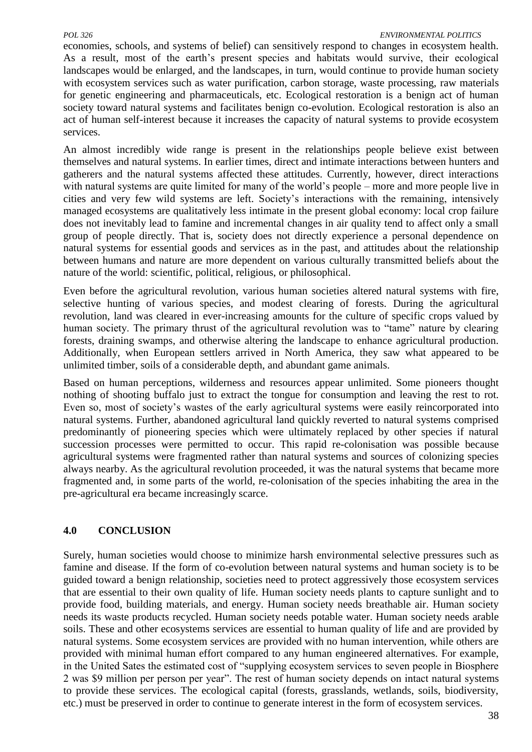economies, schools, and systems of belief) can sensitively respond to changes in ecosystem health. As a result, most of the earth's present species and habitats would survive, their ecological landscapes would be enlarged, and the landscapes, in turn, would continue to provide human society with ecosystem services such as water purification, carbon storage, waste processing, raw materials for genetic engineering and pharmaceuticals, etc. Ecological restoration is a benign act of human society toward natural systems and facilitates benign co-evolution. Ecological restoration is also an act of human self-interest because it increases the capacity of natural systems to provide ecosystem services.

An almost incredibly wide range is present in the relationships people believe exist between themselves and natural systems. In earlier times, direct and intimate interactions between hunters and gatherers and the natural systems affected these attitudes. Currently, however, direct interactions with natural systems are quite limited for many of the world's people – more and more people live in cities and very few wild systems are left. Society's interactions with the remaining, intensively managed ecosystems are qualitatively less intimate in the present global economy: local crop failure does not inevitably lead to famine and incremental changes in air quality tend to affect only a small group of people directly. That is, society does not directly experience a personal dependence on natural systems for essential goods and services as in the past, and attitudes about the relationship between humans and nature are more dependent on various culturally transmitted beliefs about the nature of the world: scientific, political, religious, or philosophical.

Even before the agricultural revolution, various human societies altered natural systems with fire, selective hunting of various species, and modest clearing of forests. During the agricultural revolution, land was cleared in ever-increasing amounts for the culture of specific crops valued by human society. The primary thrust of the agricultural revolution was to "tame" nature by clearing forests, draining swamps, and otherwise altering the landscape to enhance agricultural production. Additionally, when European settlers arrived in North America, they saw what appeared to be unlimited timber, soils of a considerable depth, and abundant game animals.

Based on human perceptions, wilderness and resources appear unlimited. Some pioneers thought nothing of shooting buffalo just to extract the tongue for consumption and leaving the rest to rot. Even so, most of society's wastes of the early agricultural systems were easily reincorporated into natural systems. Further, abandoned agricultural land quickly reverted to natural systems comprised predominantly of pioneering species which were ultimately replaced by other species if natural succession processes were permitted to occur. This rapid re-colonisation was possible because agricultural systems were fragmented rather than natural systems and sources of colonizing species always nearby. As the agricultural revolution proceeded, it was the natural systems that became more fragmented and, in some parts of the world, re-colonisation of the species inhabiting the area in the pre-agricultural era became increasingly scarce.

## 4.0 CONCLUSION

Surely, human societies would choose to minimize harsh environmental selective pressures such as famine and disease. If the form of co-evolution between natural systems and human society is to be guided toward a benign relationship, societies need to protect aggressively those ecosystem services that are essential to their own quality of life. Human society needs plants to capture sunlight and to provide food, building materials, and energy. Human society needs breathable air. Human society needs its waste products recycled. Human society needs potable water. Human society needs arable soils. These and other ecosystems services are essential to human quality of life and are provided by natural systems. Some ecosystem services are provided with no human intervention, while others are provided with minimal human effort compared to any human engineered alternatives. For example, in the United Sates the estimated cost of "supplying ecosystem services to seven people in Biosphere 2 was $9 million per person per year". The rest of human society depends on intact natural systems to provide these services. The ecological capital (forests, grasslands, wetlands, soils, biodiversity, etc.) must be preserved in order to continue to generate interest in the form of ecosystem services.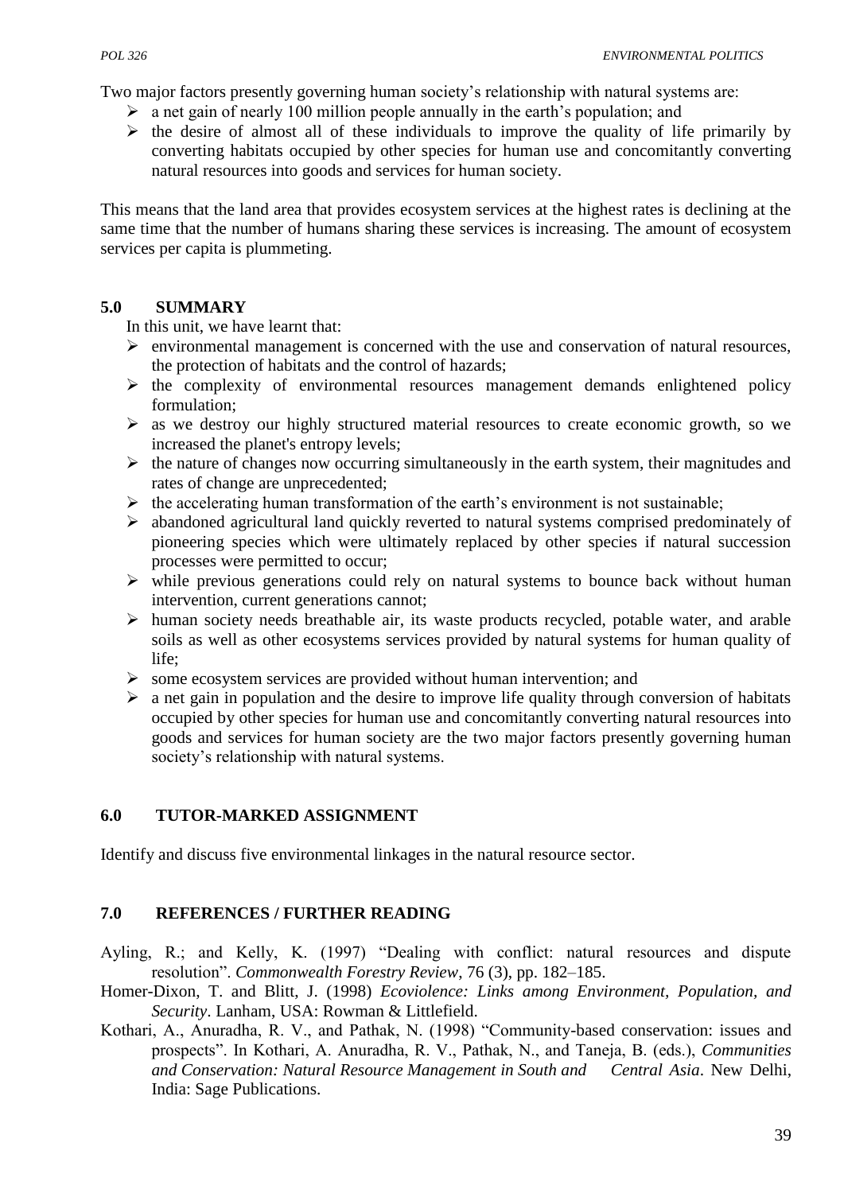Two major factors presently governing human society's relationship with natural systems are:

- a net gain of nearly 100 million people annually in the earth's population; and
- the desire of almost all of these individuals to improve the quality of life primarily by converting habitats occupied by other species for human use and concomitantly converting natural resources into goods and services for human society.

This means that the land area that provides ecosystem services at the highest rates is declining at the same time that the number of humans sharing these services is increasing. The amount of ecosystem services per capita is plummeting.

## 5.0 SUMMARY

In this unit, we have learnt that:

- environmental management is concerned with the use and conservation of natural resources, the protection of habitats and the control of hazards;
- the complexity of environmental resources management demands enlightened policy formulation;
- as we destroy our highly structured material resources to create economic growth, so we increased the planet's entropy levels;
- the nature of changes now occurring simultaneously in the earth system, their magnitudes and rates of change are unprecedented;
- the accelerating human transformation of the earth's environment is not sustainable;
- abandoned agricultural land quickly reverted to natural systems comprised predominately of pioneering species which were ultimately replaced by other species if natural succession processes were permitted to occur;
- while previous generations could rely on natural systems to bounce back without human intervention, current generations cannot;
- human society needs breathable air, its waste products recycled, potable water, and arable soils as well as other ecosystems services provided by natural systems for human quality of life;
- some ecosystem services are provided without human intervention; and
- a net gain in population and the desire to improve life quality through conversion of habitats occupied by other species for human use and concomitantly converting natural resources into goods and services for human society are the two major factors presently governing human society's relationship with natural systems.

## 6.0 TUTOR-MARKED ASSIGNMENT

Identify and discuss five environmental linkages in the natural resource sector.

## 7.0 REFERENCES / FURTHER READING

Ayling, R.; and Kelly, K. (1997) "Dealing with conflict: natural resources and dispute resolution". *Commonwealth Forestry Review*, 76 (3), pp. 182–185.

Homer-Dixon, T. and Blitt, J. (1998) *Ecoviolence: Links among Environment, Population, and Security*. Lanham, USA: Rowman & Littlefield.

Kothari, A., Anuradha, R. V., and Pathak, N. (1998) "Community-based conservation: issues and prospects". In Kothari, A. Anuradha, R. V., Pathak, N., and Taneja, B. (eds.), *Communities and Conservation: Natural Resource Management in South and Central Asia*. New Delhi, India: Sage Publications.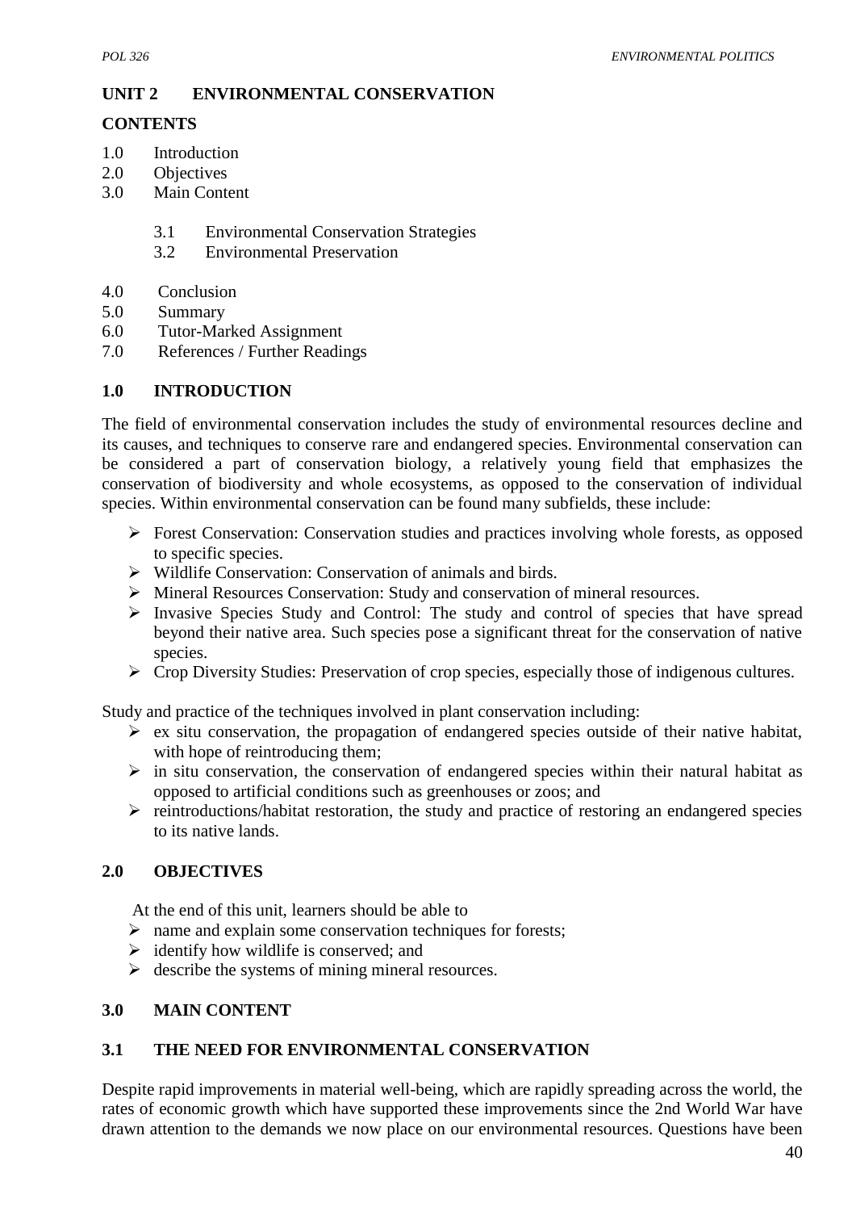## UNIT 2 ENVIRONMENTAL CONSERVATION

**CONTENTS**

1.0 Introduction
2.0 Objectives
3.0 Main Content
   3.1 Environmental Conservation Strategies
   3.2 Environmental Preservation
4.0 Conclusion
5.0 Summary
6.0 Tutor-Marked Assignment
7.0 References / Further Readings

### 1.0 INTRODUCTION

The field of environmental conservation includes the study of environmental resources decline and its causes, and techniques to conserve rare and endangered species. Environmental conservation can be considered a part of conservation biology, a relatively young field that emphasizes the conservation of biodiversity and whole ecosystems, as opposed to the conservation of individual species. Within environmental conservation can be found many subfields, these include:

- Forest Conservation: Conservation studies and practices involving whole forests, as opposed to specific species.
- Wildlife Conservation: Conservation of animals and birds.
- Mineral Resources Conservation: Study and conservation of mineral resources.
- Invasive Species Study and Control: The study and control of species that have spread beyond their native area. Such species pose a significant threat for the conservation of native species.
- Crop Diversity Studies: Preservation of crop species, especially those of indigenous cultures.

Study and practice of the techniques involved in plant conservation including:

- ex situ conservation, the propagation of endangered species outside of their native habitat, with hope of reintroducing them;
- in situ conservation, the conservation of endangered species within their natural habitat as opposed to artificial conditions such as greenhouses or zoos; and
- reintroductions/habitat restoration, the study and practice of restoring an endangered species to its native lands.

### 2.0 OBJECTIVES

At the end of this unit, learners should be able to

- name and explain some conservation techniques for forests;
- identify how wildlife is conserved; and
- describe the systems of mining mineral resources.

### 3.0 MAIN CONTENT

### 3.1 THE NEED FOR ENVIRONMENTAL CONSERVATION

Despite rapid improvements in material well-being, which are rapidly spreading across the world, the rates of economic growth which have supported these improvements since the 2nd World War have drawn attention to the demands we now place on our environmental resources. Questions have been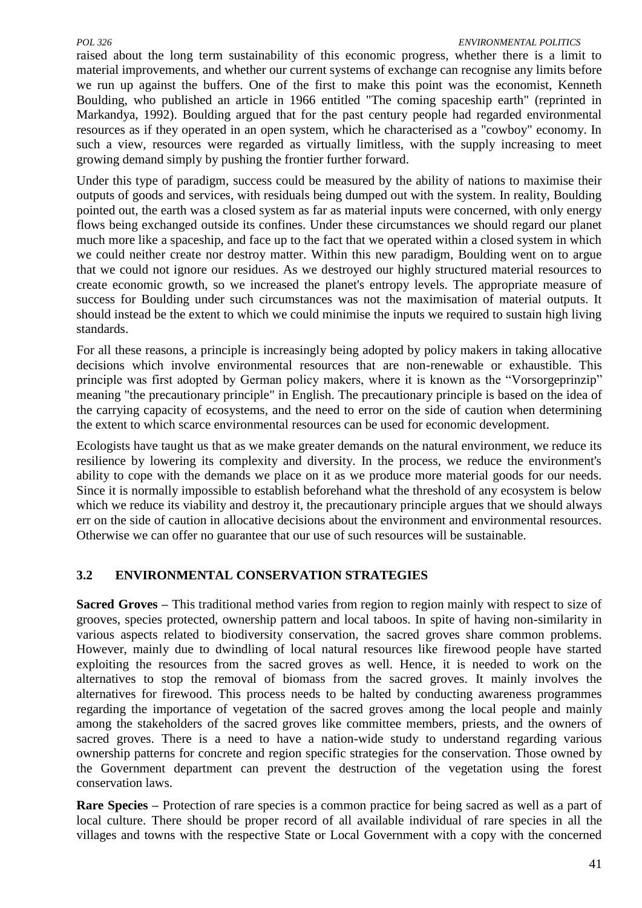raised about the long term sustainability of this economic progress, whether there is a limit to material improvements, and whether our current systems of exchange can recognise any limits before we run up against the buffers. One of the first to make this point was the economist, Kenneth Boulding, who published an article in 1966 entitled "The coming spaceship earth" (reprinted in Markandya, 1992). Boulding argued that for the past century people had regarded environmental resources as if they operated in an open system, which he characterised as a "cowboy" economy. In such a view, resources were regarded as virtually limitless, with the supply increasing to meet growing demand simply by pushing the frontier further forward.

Under this type of paradigm, success could be measured by the ability of nations to maximise their outputs of goods and services, with residuals being dumped out with the system. In reality, Boulding pointed out, the earth was a closed system as far as material inputs were concerned, with only energy flows being exchanged outside its confines. Under these circumstances we should regard our planet much more like a spaceship, and face up to the fact that we operated within a closed system in which we could neither create nor destroy matter. Within this new paradigm, Boulding went on to argue that we could not ignore our residues. As we destroyed our highly structured material resources to create economic growth, so we increased the planet's entropy levels. The appropriate measure of success for Boulding under such circumstances was not the maximisation of material outputs. It should instead be the extent to which we could minimise the inputs we required to sustain high living standards.

For all these reasons, a principle is increasingly being adopted by policy makers in taking allocative decisions which involve environmental resources that are non-renewable or exhaustible. This principle was first adopted by German policy makers, where it is known as the “Vorsorgeprinzip” meaning "the precautionary principle" in English. The precautionary principle is based on the idea of the carrying capacity of ecosystems, and the need to error on the side of caution when determining the extent to which scarce environmental resources can be used for economic development.

Ecologists have taught us that as we make greater demands on the natural environment, we reduce its resilience by lowering its complexity and diversity. In the process, we reduce the environment's ability to cope with the demands we place on it as we produce more material goods for our needs. Since it is normally impossible to establish beforehand what the threshold of any ecosystem is below which we reduce its viability and destroy it, the precautionary principle argues that we should always err on the side of caution in allocative decisions about the environment and environmental resources. Otherwise we can offer no guarantee that our use of such resources will be sustainable.

## 3.2 ENVIRONMENTAL CONSERVATION STRATEGIES

**Sacred Groves –** This traditional method varies from region to region mainly with respect to size of grooves, species protected, ownership pattern and local taboos. In spite of having non-similarity in various aspects related to biodiversity conservation, the sacred groves share common problems. However, mainly due to dwindling of local natural resources like firewood people have started exploiting the resources from the sacred groves as well. Hence, it is needed to work on the alternatives to stop the removal of biomass from the sacred groves. It mainly involves the alternatives for firewood. This process needs to be halted by conducting awareness programmes regarding the importance of vegetation of the sacred groves among the local people and mainly among the stakeholders of the sacred groves like committee members, priests, and the owners of sacred groves. There is a need to have a nation-wide study to understand regarding various ownership patterns for concrete and region specific strategies for the conservation. Those owned by the Government department can prevent the destruction of the vegetation using the forest conservation laws.

**Rare Species –** Protection of rare species is a common practice for being sacred as well as a part of local culture. There should be proper record of all available individual of rare species in all the villages and towns with the respective State or Local Government with a copy with the concerned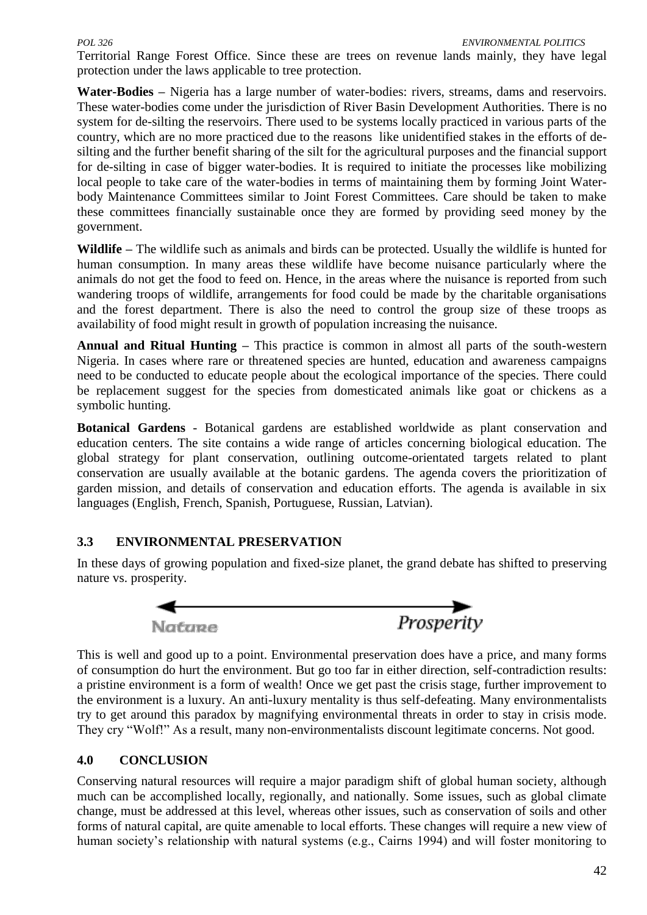Territorial Range Forest Office. Since these are trees on revenue lands mainly, they have legal protection under the laws applicable to tree protection.

**Water-Bodies –** Nigeria has a large number of water-bodies: rivers, streams, dams and reservoirs. These water-bodies come under the jurisdiction of River Basin Development Authorities. There is no system for de-silting the reservoirs. There used to be systems locally practiced in various parts of the country, which are no more practiced due to the reasons like unidentified stakes in the efforts of de-silting and the further benefit sharing of the silt for the agricultural purposes and the financial support for de-silting in case of bigger water-bodies. It is required to initiate the processes like mobilizing local people to take care of the water-bodies in terms of maintaining them by forming Joint Water-body Maintenance Committees similar to Joint Forest Committees. Care should be taken to make these committees financially sustainable once they are formed by providing seed money by the government.

**Wildlife –** The wildlife such as animals and birds can be protected. Usually the wildlife is hunted for human consumption. In many areas these wildlife have become nuisance particularly where the animals do not get the food to feed on. Hence, in the areas where the nuisance is reported from such wandering troops of wildlife, arrangements for food could be made by the charitable organisations and the forest department. There is also the need to control the group size of these troops as availability of food might result in growth of population increasing the nuisance.

**Annual and Ritual Hunting –** This practice is common in almost all parts of the south-western Nigeria. In cases where rare or threatened species are hunted, education and awareness campaigns need to be conducted to educate people about the ecological importance of the species. There could be replacement suggest for the species from domesticated animals like goat or chickens as a symbolic hunting.

**Botanical Gardens** - Botanical gardens are established worldwide as plant conservation and education centers. The site contains a wide range of articles concerning biological education. The global strategy for plant conservation, outlining outcome-orientated targets related to plant conservation are usually available at the botanic gardens. The agenda covers the prioritization of garden mission, and details of conservation and education efforts. The agenda is available in six languages (English, French, Spanish, Portuguese, Russian, Latvian).

## 3.3 ENVIRONMENTAL PRESERVATION

In these days of growing population and fixed-size planet, the grand debate has shifted to preserving nature vs. prosperity.

Nature ⟵⟶ Prosperity

This is well and good up to a point. Environmental preservation does have a price, and many forms of consumption do hurt the environment. But go too far in either direction, self-contradiction results: a pristine environment is a form of wealth! Once we get past the crisis stage, further improvement to the environment is a luxury. An anti-luxury mentality is thus self-defeating. Many environmentalists try to get around this paradox by magnifying environmental threats in order to stay in crisis mode. They cry "Wolf!" As a result, many non-environmentalists discount legitimate concerns. Not good.

# 4.0 CONCLUSION

Conserving natural resources will require a major paradigm shift of global human society, although much can be accomplished locally, regionally, and nationally. Some issues, such as global climate change, must be addressed at this level, whereas other issues, such as conservation of soils and other forms of natural capital, are quite amenable to local efforts. These changes will require a new view of human society's relationship with natural systems (e.g., Cairns 1994) and will foster monitoring to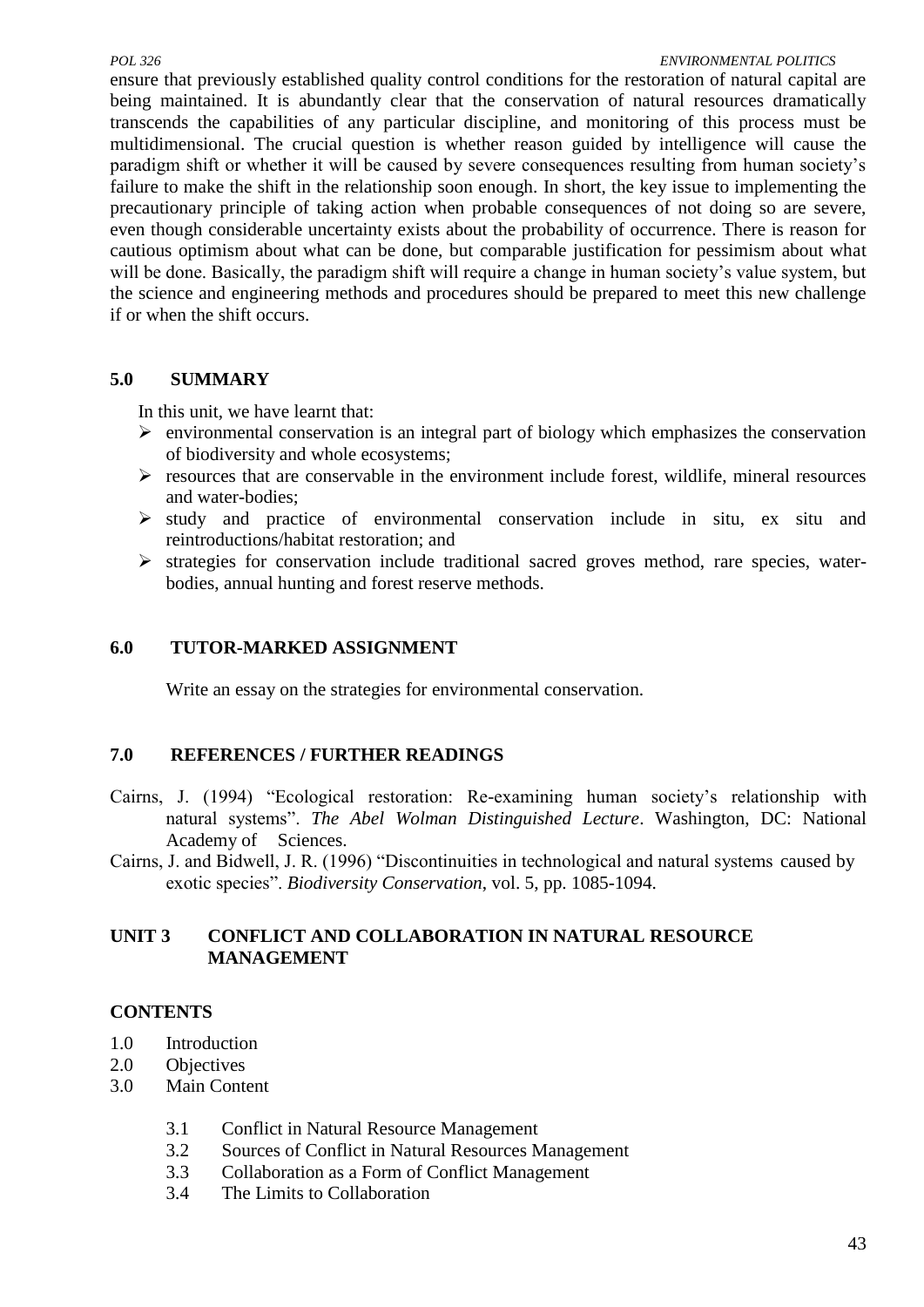ensure that previously established quality control conditions for the restoration of natural capital are being maintained. It is abundantly clear that the conservation of natural resources dramatically transcends the capabilities of any particular discipline, and monitoring of this process must be multidimensional. The crucial question is whether reason guided by intelligence will cause the paradigm shift or whether it will be caused by severe consequences resulting from human society's failure to make the shift in the relationship soon enough. In short, the key issue to implementing the precautionary principle of taking action when probable consequences of not doing so are severe, even though considerable uncertainty exists about the probability of occurrence. There is reason for cautious optimism about what can be done, but comparable justification for pessimism about what will be done. Basically, the paradigm shift will require a change in human society's value system, but the science and engineering methods and procedures should be prepared to meet this new challenge if or when the shift occurs.

## 5.0 SUMMARY

In this unit, we have learnt that:

- environmental conservation is an integral part of biology which emphasizes the conservation of biodiversity and whole ecosystems;
- resources that are conservable in the environment include forest, wildlife, mineral resources and water-bodies;
- study and practice of environmental conservation include in situ, ex situ and reintroductions/habitat restoration; and
- strategies for conservation include traditional sacred groves method, rare species, water-bodies, annual hunting and forest reserve methods.

## 6.0 TUTOR-MARKED ASSIGNMENT

Write an essay on the strategies for environmental conservation.

## 7.0 REFERENCES / FURTHER READINGS

Cairns, J. (1994) "Ecological restoration: Re-examining human society's relationship with natural systems". *The Abel Wolman Distinguished Lecture*. Washington, DC: National Academy of Sciences.

Cairns, J. and Bidwell, J. R. (1996) "Discontinuities in technological and natural systems caused by exotic species". *Biodiversity Conservation*, vol. 5, pp. 1085-1094.

# UNIT 3 CONFLICT AND COLLABORATION IN NATURAL RESOURCE MANAGEMENT

## CONTENTS

1.0 Introduction
2.0 Objectives
3.0 Main Content
  3.1 Conflict in Natural Resource Management
  3.2 Sources of Conflict in Natural Resources Management
  3.3 Collaboration as a Form of Conflict Management
  3.4 The Limits to Collaboration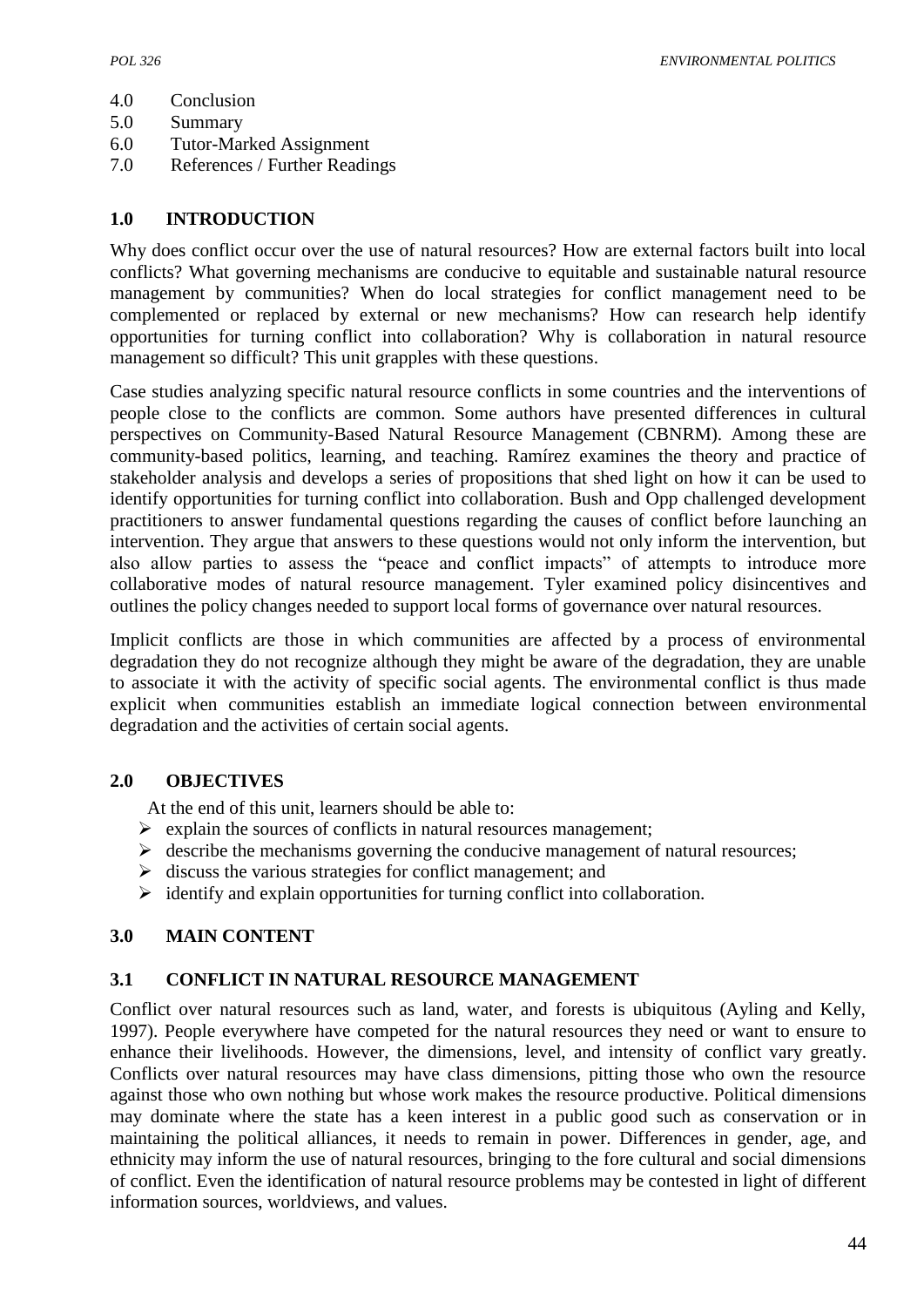4.0 Conclusion
5.0 Summary
6.0 Tutor-Marked Assignment
7.0 References / Further Readings

## 1.0 INTRODUCTION

Why does conflict occur over the use of natural resources? How are external factors built into local conflicts? What governing mechanisms are conducive to equitable and sustainable natural resource management by communities? When do local strategies for conflict management need to be complemented or replaced by external or new mechanisms? How can research help identify opportunities for turning conflict into collaboration? Why is collaboration in natural resource management so difficult? This unit grapples with these questions.

Case studies analyzing specific natural resource conflicts in some countries and the interventions of people close to the conflicts are common. Some authors have presented differences in cultural perspectives on Community-Based Natural Resource Management (CBNRM). Among these are community-based politics, learning, and teaching. Ramírez examines the theory and practice of stakeholder analysis and develops a series of propositions that shed light on how it can be used to identify opportunities for turning conflict into collaboration. Bush and Opp challenged development practitioners to answer fundamental questions regarding the causes of conflict before launching an intervention. They argue that answers to these questions would not only inform the intervention, but also allow parties to assess the "peace and conflict impacts" of attempts to introduce more collaborative modes of natural resource management. Tyler examined policy disincentives and outlines the policy changes needed to support local forms of governance over natural resources.

Implicit conflicts are those in which communities are affected by a process of environmental degradation they do not recognize although they might be aware of the degradation, they are unable to associate it with the activity of specific social agents. The environmental conflict is thus made explicit when communities establish an immediate logical connection between environmental degradation and the activities of certain social agents.

## 2.0 OBJECTIVES

At the end of this unit, learners should be able to:

- explain the sources of conflicts in natural resources management;
- describe the mechanisms governing the conducive management of natural resources;
- discuss the various strategies for conflict management; and
- identify and explain opportunities for turning conflict into collaboration.

## 3.0 MAIN CONTENT

### 3.1 CONFLICT IN NATURAL RESOURCE MANAGEMENT

Conflict over natural resources such as land, water, and forests is ubiquitous (Ayling and Kelly, 1997). People everywhere have competed for the natural resources they need or want to ensure to enhance their livelihoods. However, the dimensions, level, and intensity of conflict vary greatly. Conflicts over natural resources may have class dimensions, pitting those who own the resource against those who own nothing but whose work makes the resource productive. Political dimensions may dominate where the state has a keen interest in a public good such as conservation or in maintaining the political alliances, it needs to remain in power. Differences in gender, age, and ethnicity may inform the use of natural resources, bringing to the fore cultural and social dimensions of conflict. Even the identification of natural resource problems may be contested in light of different information sources, worldviews, and values.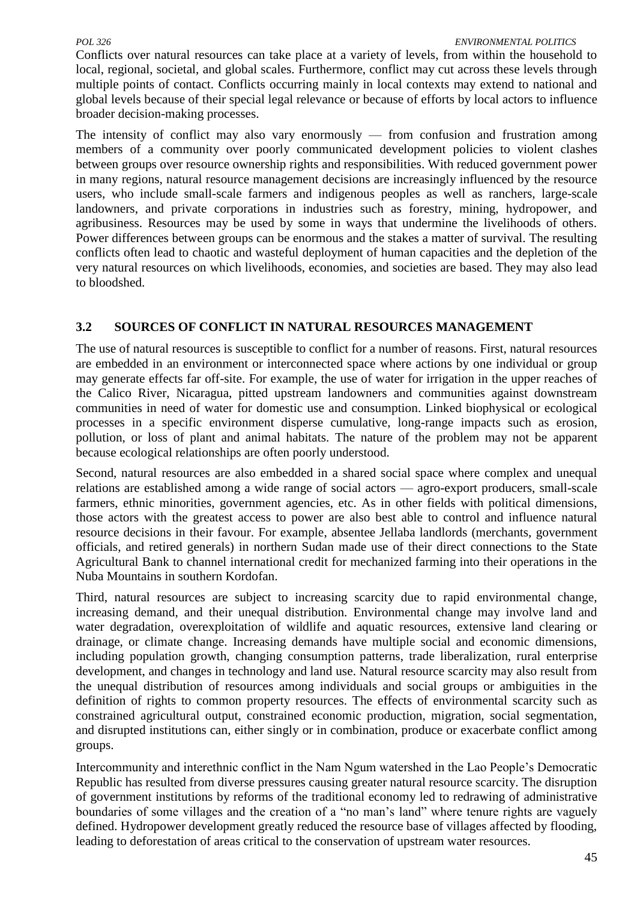Conflicts over natural resources can take place at a variety of levels, from within the household to local, regional, societal, and global scales. Furthermore, conflict may cut across these levels through multiple points of contact. Conflicts occurring mainly in local contexts may extend to national and global levels because of their special legal relevance or because of efforts by local actors to influence broader decision-making processes.

The intensity of conflict may also vary enormously — from confusion and frustration among members of a community over poorly communicated development policies to violent clashes between groups over resource ownership rights and responsibilities. With reduced government power in many regions, natural resource management decisions are increasingly influenced by the resource users, who include small-scale farmers and indigenous peoples as well as ranchers, large-scale landowners, and private corporations in industries such as forestry, mining, hydropower, and agribusiness. Resources may be used by some in ways that undermine the livelihoods of others. Power differences between groups can be enormous and the stakes a matter of survival. The resulting conflicts often lead to chaotic and wasteful deployment of human capacities and the depletion of the very natural resources on which livelihoods, economies, and societies are based. They may also lead to bloodshed.

## 3.2 SOURCES OF CONFLICT IN NATURAL RESOURCES MANAGEMENT

The use of natural resources is susceptible to conflict for a number of reasons. First, natural resources are embedded in an environment or interconnected space where actions by one individual or group may generate effects far off-site. For example, the use of water for irrigation in the upper reaches of the Calico River, Nicaragua, pitted upstream landowners and communities against downstream communities in need of water for domestic use and consumption. Linked biophysical or ecological processes in a specific environment disperse cumulative, long-range impacts such as erosion, pollution, or loss of plant and animal habitats. The nature of the problem may not be apparent because ecological relationships are often poorly understood.

Second, natural resources are also embedded in a shared social space where complex and unequal relations are established among a wide range of social actors — agro-export producers, small-scale farmers, ethnic minorities, government agencies, etc. As in other fields with political dimensions, those actors with the greatest access to power are also best able to control and influence natural resource decisions in their favour. For example, absentee Jellaba landlords (merchants, government officials, and retired generals) in northern Sudan made use of their direct connections to the State Agricultural Bank to channel international credit for mechanized farming into their operations in the Nuba Mountains in southern Kordofan.

Third, natural resources are subject to increasing scarcity due to rapid environmental change, increasing demand, and their unequal distribution. Environmental change may involve land and water degradation, overexploitation of wildlife and aquatic resources, extensive land clearing or drainage, or climate change. Increasing demands have multiple social and economic dimensions, including population growth, changing consumption patterns, trade liberalization, rural enterprise development, and changes in technology and land use. Natural resource scarcity may also result from the unequal distribution of resources among individuals and social groups or ambiguities in the definition of rights to common property resources. The effects of environmental scarcity such as constrained agricultural output, constrained economic production, migration, social segmentation, and disrupted institutions can, either singly or in combination, produce or exacerbate conflict among groups.

Intercommunity and interethnic conflict in the Nam Ngum watershed in the Lao People's Democratic Republic has resulted from diverse pressures causing greater natural resource scarcity. The disruption of government institutions by reforms of the traditional economy led to redrawing of administrative boundaries of some villages and the creation of a "no man's land" where tenure rights are vaguely defined. Hydropower development greatly reduced the resource base of villages affected by flooding, leading to deforestation of areas critical to the conservation of upstream water resources.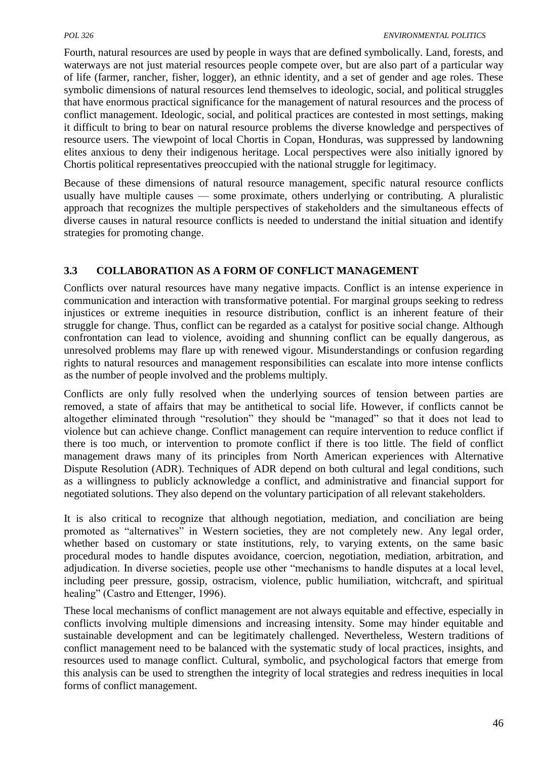Fourth, natural resources are used by people in ways that are defined symbolically. Land, forests, and waterways are not just material resources people compete over, but are also part of a particular way of life (farmer, rancher, fisher, logger), an ethnic identity, and a set of gender and age roles. These symbolic dimensions of natural resources lend themselves to ideologic, social, and political struggles that have enormous practical significance for the management of natural resources and the process of conflict management. Ideologic, social, and political practices are contested in most settings, making it difficult to bring to bear on natural resource problems the diverse knowledge and perspectives of resource users. The viewpoint of local Chortis in Copan, Honduras, was suppressed by landowning elites anxious to deny their indigenous heritage. Local perspectives were also initially ignored by Chortis political representatives preoccupied with the national struggle for legitimacy.

Because of these dimensions of natural resource management, specific natural resource conflicts usually have multiple causes — some proximate, others underlying or contributing. A pluralistic approach that recognizes the multiple perspectives of stakeholders and the simultaneous effects of diverse causes in natural resource conflicts is needed to understand the initial situation and identify strategies for promoting change.

### 3.3 COLLABORATION AS A FORM OF CONFLICT MANAGEMENT

Conflicts over natural resources have many negative impacts. Conflict is an intense experience in communication and interaction with transformative potential. For marginal groups seeking to redress injustices or extreme inequities in resource distribution, conflict is an inherent feature of their struggle for change. Thus, conflict can be regarded as a catalyst for positive social change. Although confrontation can lead to violence, avoiding and shunning conflict can be equally dangerous, as unresolved problems may flare up with renewed vigour. Misunderstandings or confusion regarding rights to natural resources and management responsibilities can escalate into more intense conflicts as the number of people involved and the problems multiply.

Conflicts are only fully resolved when the underlying sources of tension between parties are removed, a state of affairs that may be antithetical to social life. However, if conflicts cannot be altogether eliminated through "resolution" they should be "managed" so that it does not lead to violence but can achieve change. Conflict management can require intervention to reduce conflict if there is too much, or intervention to promote conflict if there is too little. The field of conflict management draws many of its principles from North American experiences with Alternative Dispute Resolution (ADR). Techniques of ADR depend on both cultural and legal conditions, such as a willingness to publicly acknowledge a conflict, and administrative and financial support for negotiated solutions. They also depend on the voluntary participation of all relevant stakeholders.

It is also critical to recognize that although negotiation, mediation, and conciliation are being promoted as "alternatives" in Western societies, they are not completely new. Any legal order, whether based on customary or state institutions, rely, to varying extents, on the same basic procedural modes to handle disputes avoidance, coercion, negotiation, mediation, arbitration, and adjudication. In diverse societies, people use other "mechanisms to handle disputes at a local level, including peer pressure, gossip, ostracism, violence, public humiliation, witchcraft, and spiritual healing" (Castro and Ettenger, 1996).

These local mechanisms of conflict management are not always equitable and effective, especially in conflicts involving multiple dimensions and increasing intensity. Some may hinder equitable and sustainable development and can be legitimately challenged. Nevertheless, Western traditions of conflict management need to be balanced with the systematic study of local practices, insights, and resources used to manage conflict. Cultural, symbolic, and psychological factors that emerge from this analysis can be used to strengthen the integrity of local strategies and redress inequities in local forms of conflict management.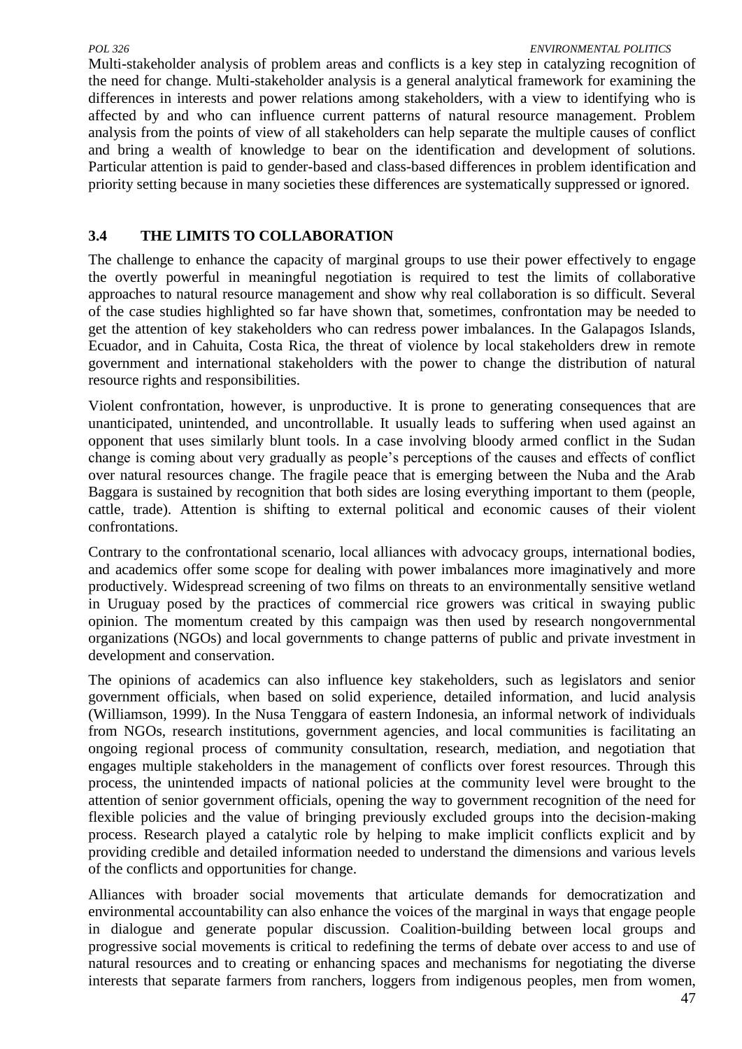Multi-stakeholder analysis of problem areas and conflicts is a key step in catalyzing recognition of the need for change. Multi-stakeholder analysis is a general analytical framework for examining the differences in interests and power relations among stakeholders, with a view to identifying who is affected by and who can influence current patterns of natural resource management. Problem analysis from the points of view of all stakeholders can help separate the multiple causes of conflict and bring a wealth of knowledge to bear on the identification and development of solutions. Particular attention is paid to gender-based and class-based differences in problem identification and priority setting because in many societies these differences are systematically suppressed or ignored.

## 3.4 THE LIMITS TO COLLABORATION

The challenge to enhance the capacity of marginal groups to use their power effectively to engage the overtly powerful in meaningful negotiation is required to test the limits of collaborative approaches to natural resource management and show why real collaboration is so difficult. Several of the case studies highlighted so far have shown that, sometimes, confrontation may be needed to get the attention of key stakeholders who can redress power imbalances. In the Galapagos Islands, Ecuador, and in Cahuita, Costa Rica, the threat of violence by local stakeholders drew in remote government and international stakeholders with the power to change the distribution of natural resource rights and responsibilities.

Violent confrontation, however, is unproductive. It is prone to generating consequences that are unanticipated, unintended, and uncontrollable. It usually leads to suffering when used against an opponent that uses similarly blunt tools. In a case involving bloody armed conflict in the Sudan change is coming about very gradually as people's perceptions of the causes and effects of conflict over natural resources change. The fragile peace that is emerging between the Nuba and the Arab Baggara is sustained by recognition that both sides are losing everything important to them (people, cattle, trade). Attention is shifting to external political and economic causes of their violent confrontations.

Contrary to the confrontational scenario, local alliances with advocacy groups, international bodies, and academics offer some scope for dealing with power imbalances more imaginatively and more productively. Widespread screening of two films on threats to an environmentally sensitive wetland in Uruguay posed by the practices of commercial rice growers was critical in swaying public opinion. The momentum created by this campaign was then used by research nongovernmental organizations (NGOs) and local governments to change patterns of public and private investment in development and conservation.

The opinions of academics can also influence key stakeholders, such as legislators and senior government officials, when based on solid experience, detailed information, and lucid analysis (Williamson, 1999). In the Nusa Tenggara of eastern Indonesia, an informal network of individuals from NGOs, research institutions, government agencies, and local communities is facilitating an ongoing regional process of community consultation, research, mediation, and negotiation that engages multiple stakeholders in the management of conflicts over forest resources. Through this process, the unintended impacts of national policies at the community level were brought to the attention of senior government officials, opening the way to government recognition of the need for flexible policies and the value of bringing previously excluded groups into the decision-making process. Research played a catalytic role by helping to make implicit conflicts explicit and by providing credible and detailed information needed to understand the dimensions and various levels of the conflicts and opportunities for change.

Alliances with broader social movements that articulate demands for democratization and environmental accountability can also enhance the voices of the marginal in ways that engage people in dialogue and generate popular discussion. Coalition-building between local groups and progressive social movements is critical to redefining the terms of debate over access to and use of natural resources and to creating or enhancing spaces and mechanisms for negotiating the diverse interests that separate farmers from ranchers, loggers from indigenous peoples, men from women,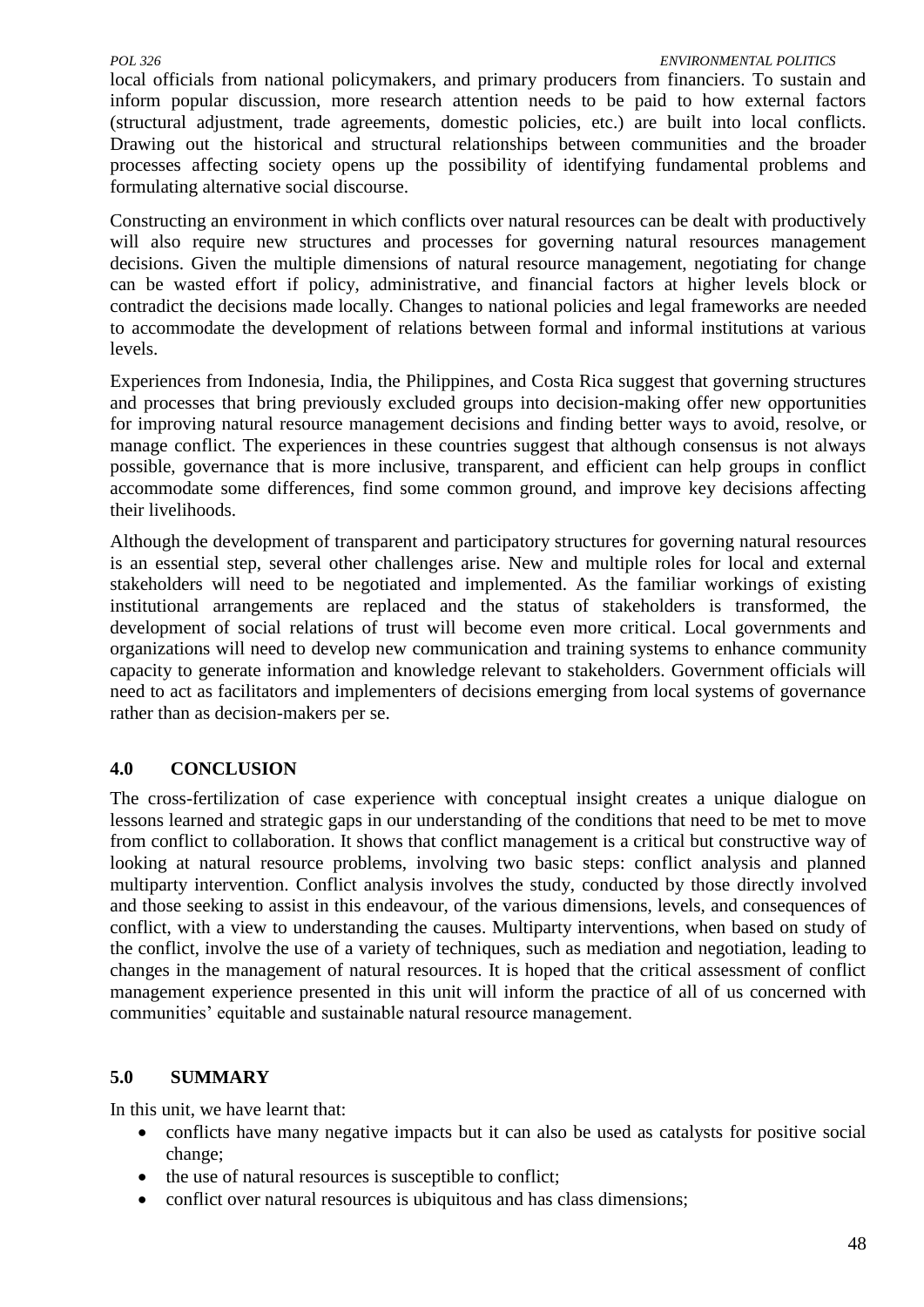local officials from national policymakers, and primary producers from financiers. To sustain and inform popular discussion, more research attention needs to be paid to how external factors (structural adjustment, trade agreements, domestic policies, etc.) are built into local conflicts. Drawing out the historical and structural relationships between communities and the broader processes affecting society opens up the possibility of identifying fundamental problems and formulating alternative social discourse.

Constructing an environment in which conflicts over natural resources can be dealt with productively will also require new structures and processes for governing natural resources management decisions. Given the multiple dimensions of natural resource management, negotiating for change can be wasted effort if policy, administrative, and financial factors at higher levels block or contradict the decisions made locally. Changes to national policies and legal frameworks are needed to accommodate the development of relations between formal and informal institutions at various levels.

Experiences from Indonesia, India, the Philippines, and Costa Rica suggest that governing structures and processes that bring previously excluded groups into decision-making offer new opportunities for improving natural resource management decisions and finding better ways to avoid, resolve, or manage conflict. The experiences in these countries suggest that although consensus is not always possible, governance that is more inclusive, transparent, and efficient can help groups in conflict accommodate some differences, find some common ground, and improve key decisions affecting their livelihoods.

Although the development of transparent and participatory structures for governing natural resources is an essential step, several other challenges arise. New and multiple roles for local and external stakeholders will need to be negotiated and implemented. As the familiar workings of existing institutional arrangements are replaced and the status of stakeholders is transformed, the development of social relations of trust will become even more critical. Local governments and organizations will need to develop new communication and training systems to enhance community capacity to generate information and knowledge relevant to stakeholders. Government officials will need to act as facilitators and implementers of decisions emerging from local systems of governance rather than as decision-makers per se.

## 4.0 CONCLUSION

The cross-fertilization of case experience with conceptual insight creates a unique dialogue on lessons learned and strategic gaps in our understanding of the conditions that need to be met to move from conflict to collaboration. It shows that conflict management is a critical but constructive way of looking at natural resource problems, involving two basic steps: conflict analysis and planned multiparty intervention. Conflict analysis involves the study, conducted by those directly involved and those seeking to assist in this endeavour, of the various dimensions, levels, and consequences of conflict, with a view to understanding the causes. Multiparty interventions, when based on study of the conflict, involve the use of a variety of techniques, such as mediation and negotiation, leading to changes in the management of natural resources. It is hoped that the critical assessment of conflict management experience presented in this unit will inform the practice of all of us concerned with communities' equitable and sustainable natural resource management.

## 5.0 SUMMARY

In this unit, we have learnt that:

- conflicts have many negative impacts but it can also be used as catalysts for positive social change;
- the use of natural resources is susceptible to conflict;
- conflict over natural resources is ubiquitous and has class dimensions;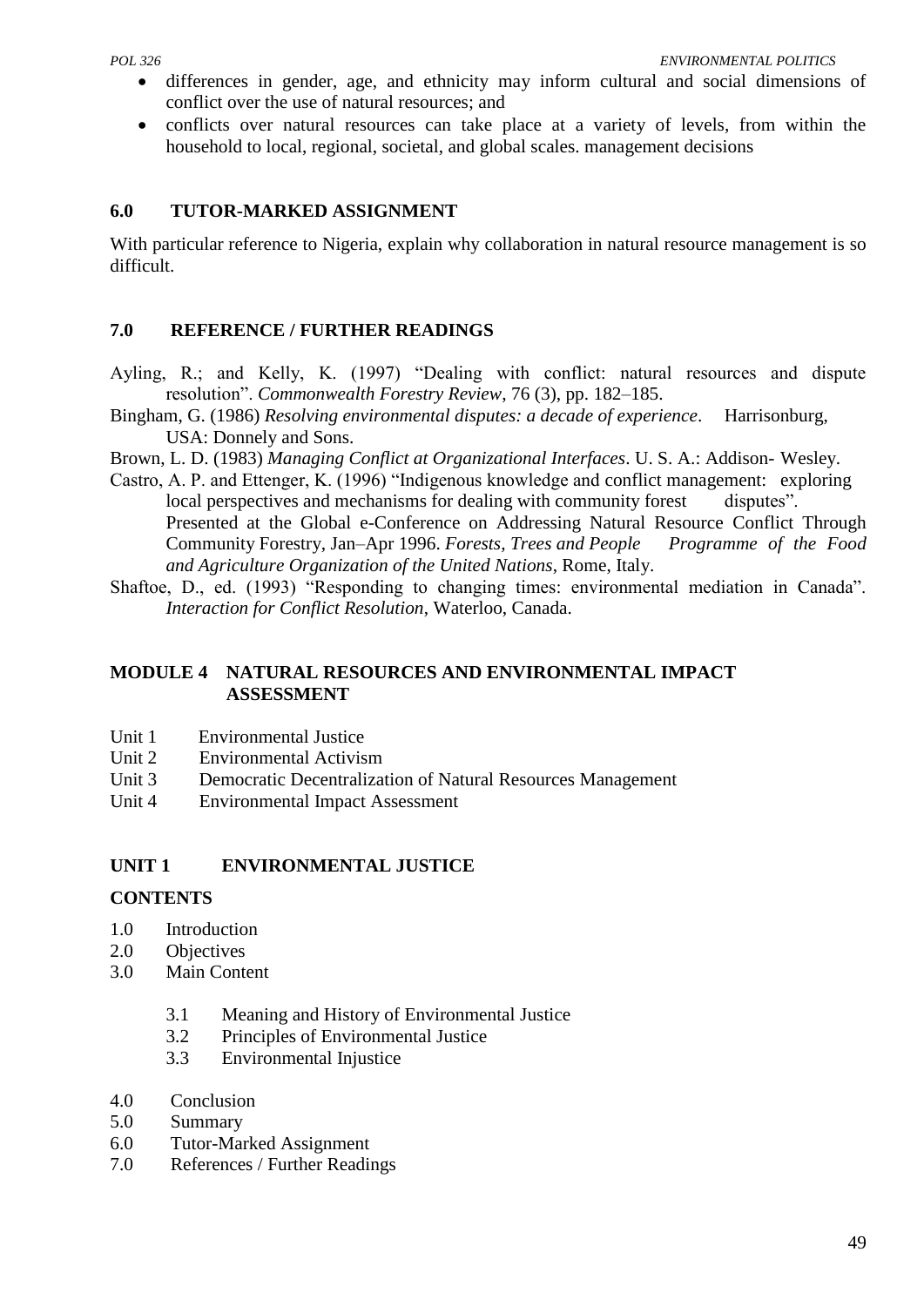- differences in gender, age, and ethnicity may inform cultural and social dimensions of conflict over the use of natural resources; and
- conflicts over natural resources can take place at a variety of levels, from within the household to local, regional, societal, and global scales. management decisions

## 6.0 TUTOR-MARKED ASSIGNMENT

With particular reference to Nigeria, explain why collaboration in natural resource management is so difficult.

## 7.0 REFERENCE / FURTHER READINGS

Ayling, R.; and Kelly, K. (1997) "Dealing with conflict: natural resources and dispute resolution". *Commonwealth Forestry Review*, 76 (3), pp. 182–185.

Bingham, G. (1986) *Resolving environmental disputes: a decade of experience*. Harrisonburg, USA: Donnely and Sons.

Brown, L. D. (1983) *Managing Conflict at Organizational Interfaces*. U. S. A.: Addison- Wesley.

Castro, A. P. and Ettenger, K. (1996) "Indigenous knowledge and conflict management: exploring local perspectives and mechanisms for dealing with community forest disputes". Presented at the Global e-Conference on Addressing Natural Resource Conflict Through Community Forestry, Jan–Apr 1996. *Forests, Trees and People Programme of the Food and Agriculture Organization of the United Nations*, Rome, Italy.

Shaftoe, D., ed. (1993) "Responding to changing times: environmental mediation in Canada". *Interaction for Conflict Resolution*, Waterloo, Canada.

# MODULE 4 NATURAL RESOURCES AND ENVIRONMENTAL IMPACT ASSESSMENT

Unit 1 Environmental Justice
Unit 2 Environmental Activism
Unit 3 Democratic Decentralization of Natural Resources Management
Unit 4 Environmental Impact Assessment

## UNIT 1 ENVIRONMENTAL JUSTICE

### CONTENTS

1.0 Introduction
2.0 Objectives
3.0 Main Content

- 3.1 Meaning and History of Environmental Justice
- 3.2 Principles of Environmental Justice
- 3.3 Environmental Injustice

4.0 Conclusion
5.0 Summary
6.0 Tutor-Marked Assignment
7.0 References / Further Readings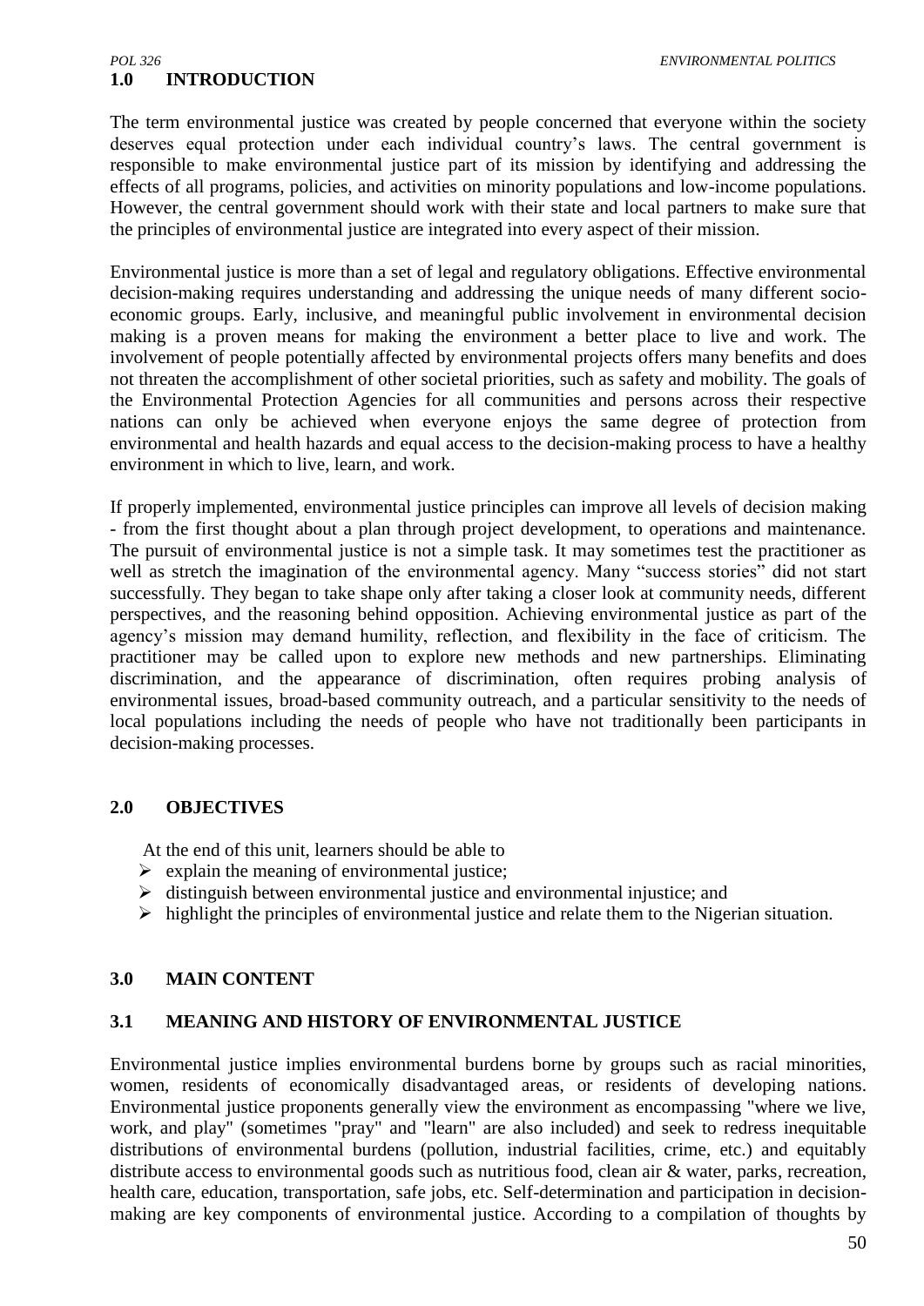## 1.0 INTRODUCTION

The term environmental justice was created by people concerned that everyone within the society deserves equal protection under each individual country's laws. The central government is responsible to make environmental justice part of its mission by identifying and addressing the effects of all programs, policies, and activities on minority populations and low-income populations. However, the central government should work with their state and local partners to make sure that the principles of environmental justice are integrated into every aspect of their mission.

Environmental justice is more than a set of legal and regulatory obligations. Effective environmental decision-making requires understanding and addressing the unique needs of many different socio-economic groups. Early, inclusive, and meaningful public involvement in environmental decision making is a proven means for making the environment a better place to live and work. The involvement of people potentially affected by environmental projects offers many benefits and does not threaten the accomplishment of other societal priorities, such as safety and mobility. The goals of the Environmental Protection Agencies for all communities and persons across their respective nations can only be achieved when everyone enjoys the same degree of protection from environmental and health hazards and equal access to the decision-making process to have a healthy environment in which to live, learn, and work.

If properly implemented, environmental justice principles can improve all levels of decision making - from the first thought about a plan through project development, to operations and maintenance. The pursuit of environmental justice is not a simple task. It may sometimes test the practitioner as well as stretch the imagination of the environmental agency. Many "success stories" did not start successfully. They began to take shape only after taking a closer look at community needs, different perspectives, and the reasoning behind opposition. Achieving environmental justice as part of the agency's mission may demand humility, reflection, and flexibility in the face of criticism. The practitioner may be called upon to explore new methods and new partnerships. Eliminating discrimination, and the appearance of discrimination, often requires probing analysis of environmental issues, broad-based community outreach, and a particular sensitivity to the needs of local populations including the needs of people who have not traditionally been participants in decision-making processes.

## 2.0 OBJECTIVES

At the end of this unit, learners should be able to

- explain the meaning of environmental justice;
- distinguish between environmental justice and environmental injustice; and
- highlight the principles of environmental justice and relate them to the Nigerian situation.

## 3.0 MAIN CONTENT

### 3.1 MEANING AND HISTORY OF ENVIRONMENTAL JUSTICE

Environmental justice implies environmental burdens borne by groups such as racial minorities, women, residents of economically disadvantaged areas, or residents of developing nations. Environmental justice proponents generally view the environment as encompassing "where we live, work, and play" (sometimes "pray" and "learn" are also included) and seek to redress inequitable distributions of environmental burdens (pollution, industrial facilities, crime, etc.) and equitably distribute access to environmental goods such as nutritious food, clean air & water, parks, recreation, health care, education, transportation, safe jobs, etc. Self-determination and participation in decision-making are key components of environmental justice. According to a compilation of thoughts by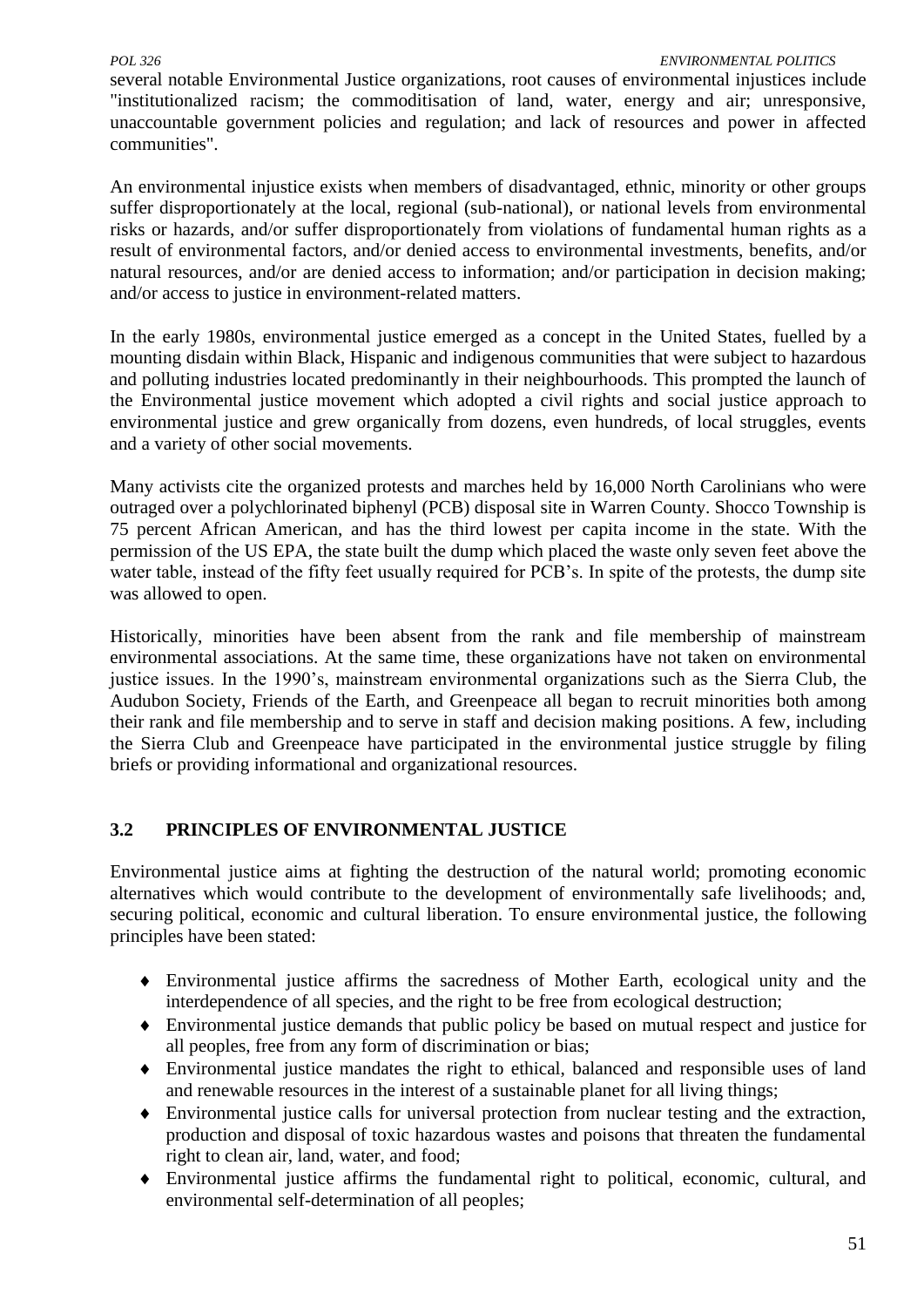several notable Environmental Justice organizations, root causes of environmental injustices include "institutionalized racism; the commoditisation of land, water, energy and air; unresponsive, unaccountable government policies and regulation; and lack of resources and power in affected communities".

An environmental injustice exists when members of disadvantaged, ethnic, minority or other groups suffer disproportionately at the local, regional (sub-national), or national levels from environmental risks or hazards, and/or suffer disproportionately from violations of fundamental human rights as a result of environmental factors, and/or denied access to environmental investments, benefits, and/or natural resources, and/or are denied access to information; and/or participation in decision making; and/or access to justice in environment-related matters.

In the early 1980s, environmental justice emerged as a concept in the United States, fuelled by a mounting disdain within Black, Hispanic and indigenous communities that were subject to hazardous and polluting industries located predominantly in their neighbourhoods. This prompted the launch of the Environmental justice movement which adopted a civil rights and social justice approach to environmental justice and grew organically from dozens, even hundreds, of local struggles, events and a variety of other social movements.

Many activists cite the organized protests and marches held by 16,000 North Carolinians who were outraged over a polychlorinated biphenyl (PCB) disposal site in Warren County. Shocco Township is 75 percent African American, and has the third lowest per capita income in the state. With the permission of the US EPA, the state built the dump which placed the waste only seven feet above the water table, instead of the fifty feet usually required for PCB's. In spite of the protests, the dump site was allowed to open.

Historically, minorities have been absent from the rank and file membership of mainstream environmental associations. At the same time, these organizations have not taken on environmental justice issues. In the 1990's, mainstream environmental organizations such as the Sierra Club, the Audubon Society, Friends of the Earth, and Greenpeace all began to recruit minorities both among their rank and file membership and to serve in staff and decision making positions. A few, including the Sierra Club and Greenpeace have participated in the environmental justice struggle by filing briefs or providing informational and organizational resources.

## 3.2 PRINCIPLES OF ENVIRONMENTAL JUSTICE

Environmental justice aims at fighting the destruction of the natural world; promoting economic alternatives which would contribute to the development of environmentally safe livelihoods; and, securing political, economic and cultural liberation. To ensure environmental justice, the following principles have been stated:

- Environmental justice affirms the sacredness of Mother Earth, ecological unity and the interdependence of all species, and the right to be free from ecological destruction;
- Environmental justice demands that public policy be based on mutual respect and justice for all peoples, free from any form of discrimination or bias;
- Environmental justice mandates the right to ethical, balanced and responsible uses of land and renewable resources in the interest of a sustainable planet for all living things;
- Environmental justice calls for universal protection from nuclear testing and the extraction, production and disposal of toxic hazardous wastes and poisons that threaten the fundamental right to clean air, land, water, and food;
- Environmental justice affirms the fundamental right to political, economic, cultural, and environmental self-determination of all peoples;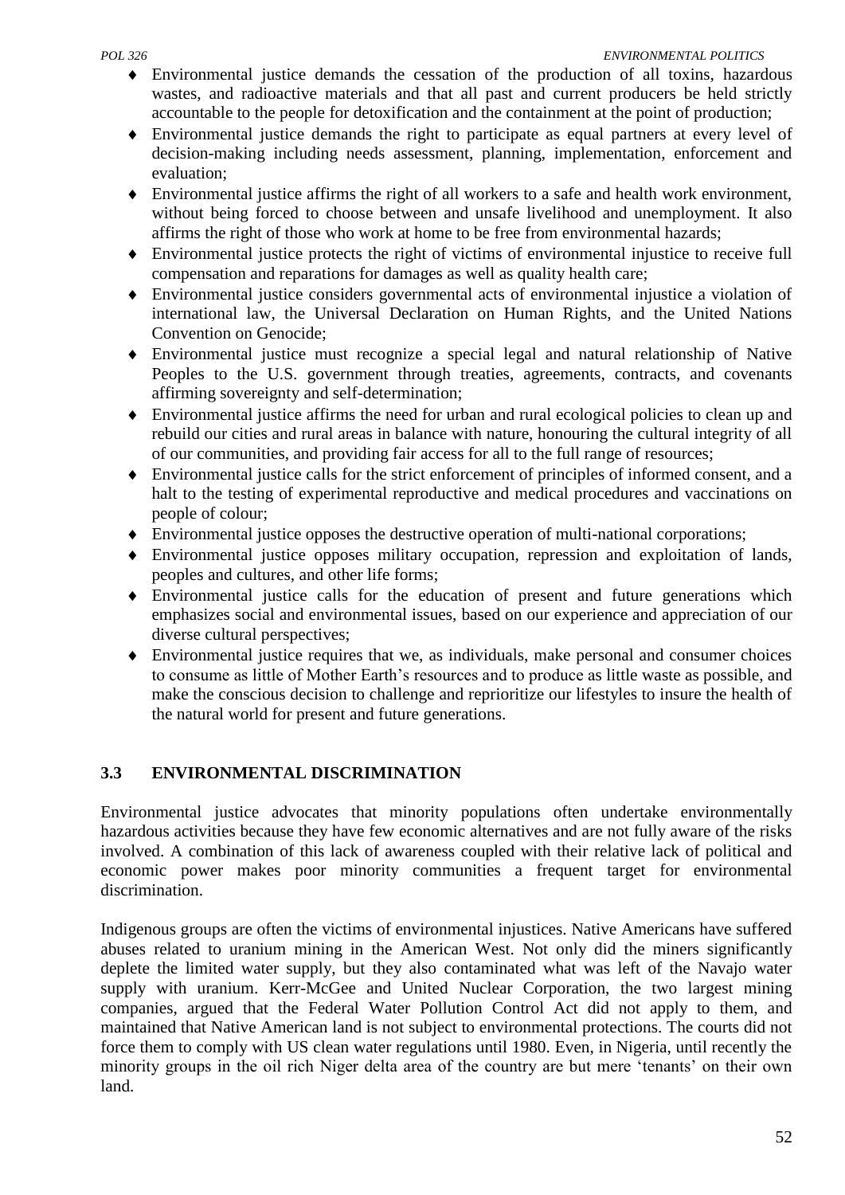- Environmental justice demands the cessation of the production of all toxins, hazardous wastes, and radioactive materials and that all past and current producers be held strictly accountable to the people for detoxification and the containment at the point of production;
- Environmental justice demands the right to participate as equal partners at every level of decision-making including needs assessment, planning, implementation, enforcement and evaluation;
- Environmental justice affirms the right of all workers to a safe and health work environment, without being forced to choose between and unsafe livelihood and unemployment. It also affirms the right of those who work at home to be free from environmental hazards;
- Environmental justice protects the right of victims of environmental injustice to receive full compensation and reparations for damages as well as quality health care;
- Environmental justice considers governmental acts of environmental injustice a violation of international law, the Universal Declaration on Human Rights, and the United Nations Convention on Genocide;
- Environmental justice must recognize a special legal and natural relationship of Native Peoples to the U.S. government through treaties, agreements, contracts, and covenants affirming sovereignty and self-determination;
- Environmental justice affirms the need for urban and rural ecological policies to clean up and rebuild our cities and rural areas in balance with nature, honouring the cultural integrity of all of our communities, and providing fair access for all to the full range of resources;
- Environmental justice calls for the strict enforcement of principles of informed consent, and a halt to the testing of experimental reproductive and medical procedures and vaccinations on people of colour;
- Environmental justice opposes the destructive operation of multi-national corporations;
- Environmental justice opposes military occupation, repression and exploitation of lands, peoples and cultures, and other life forms;
- Environmental justice calls for the education of present and future generations which emphasizes social and environmental issues, based on our experience and appreciation of our diverse cultural perspectives;
- Environmental justice requires that we, as individuals, make personal and consumer choices to consume as little of Mother Earth's resources and to produce as little waste as possible, and make the conscious decision to challenge and reprioritize our lifestyles to insure the health of the natural world for present and future generations.

### 3.3 ENVIRONMENTAL DISCRIMINATION

Environmental justice advocates that minority populations often undertake environmentally hazardous activities because they have few economic alternatives and are not fully aware of the risks involved. A combination of this lack of awareness coupled with their relative lack of political and economic power makes poor minority communities a frequent target for environmental discrimination.

Indigenous groups are often the victims of environmental injustices. Native Americans have suffered abuses related to uranium mining in the American West. Not only did the miners significantly deplete the limited water supply, but they also contaminated what was left of the Navajo water supply with uranium. Kerr-McGee and United Nuclear Corporation, the two largest mining companies, argued that the Federal Water Pollution Control Act did not apply to them, and maintained that Native American land is not subject to environmental protections. The courts did not force them to comply with US clean water regulations until 1980. Even, in Nigeria, until recently the minority groups in the oil rich Niger delta area of the country are but mere 'tenants' on their own land.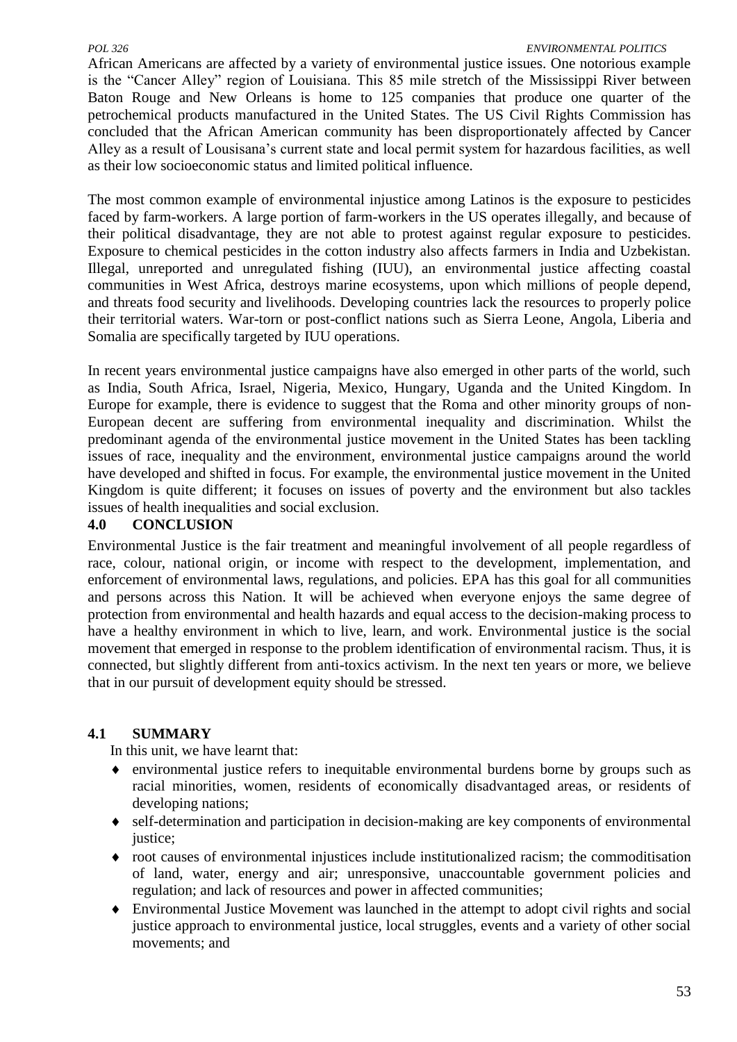African Americans are affected by a variety of environmental justice issues. One notorious example is the "Cancer Alley" region of Louisiana. This 85 mile stretch of the Mississippi River between Baton Rouge and New Orleans is home to 125 companies that produce one quarter of the petrochemical products manufactured in the United States. The US Civil Rights Commission has concluded that the African American community has been disproportionately affected by Cancer Alley as a result of Lousisana's current state and local permit system for hazardous facilities, as well as their low socioeconomic status and limited political influence.

The most common example of environmental injustice among Latinos is the exposure to pesticides faced by farm-workers. A large portion of farm-workers in the US operates illegally, and because of their political disadvantage, they are not able to protest against regular exposure to pesticides. Exposure to chemical pesticides in the cotton industry also affects farmers in India and Uzbekistan. Illegal, unreported and unregulated fishing (IUU), an environmental justice affecting coastal communities in West Africa, destroys marine ecosystems, upon which millions of people depend, and threats food security and livelihoods. Developing countries lack the resources to properly police their territorial waters. War-torn or post-conflict nations such as Sierra Leone, Angola, Liberia and Somalia are specifically targeted by IUU operations.

In recent years environmental justice campaigns have also emerged in other parts of the world, such as India, South Africa, Israel, Nigeria, Mexico, Hungary, Uganda and the United Kingdom. In Europe for example, there is evidence to suggest that the Roma and other minority groups of non-European decent are suffering from environmental inequality and discrimination. Whilst the predominant agenda of the environmental justice movement in the United States has been tackling issues of race, inequality and the environment, environmental justice campaigns around the world have developed and shifted in focus. For example, the environmental justice movement in the United Kingdom is quite different; it focuses on issues of poverty and the environment but also tackles issues of health inequalities and social exclusion.

## 4.0 CONCLUSION

Environmental Justice is the fair treatment and meaningful involvement of all people regardless of race, colour, national origin, or income with respect to the development, implementation, and enforcement of environmental laws, regulations, and policies. EPA has this goal for all communities and persons across this Nation. It will be achieved when everyone enjoys the same degree of protection from environmental and health hazards and equal access to the decision-making process to have a healthy environment in which to live, learn, and work. Environmental justice is the social movement that emerged in response to the problem identification of environmental racism. Thus, it is connected, but slightly different from anti-toxics activism. In the next ten years or more, we believe that in our pursuit of development equity should be stressed.

## 4.1 SUMMARY

In this unit, we have learnt that:

- environmental justice refers to inequitable environmental burdens borne by groups such as racial minorities, women, residents of economically disadvantaged areas, or residents of developing nations;
- self-determination and participation in decision-making are key components of environmental justice;
- root causes of environmental injustices include institutionalized racism; the commoditisation of land, water, energy and air; unresponsive, unaccountable government policies and regulation; and lack of resources and power in affected communities;
- Environmental Justice Movement was launched in the attempt to adopt civil rights and social justice approach to environmental justice, local struggles, events and a variety of other social movements; and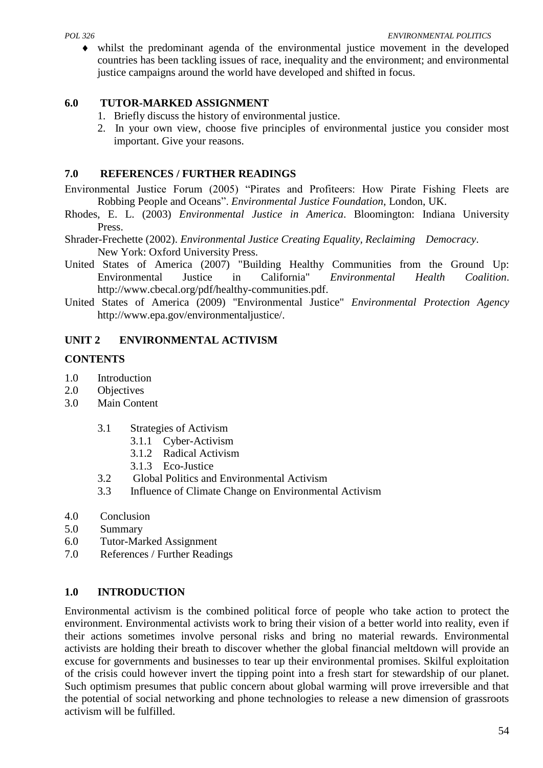- whilst the predominant agenda of the environmental justice movement in the developed countries has been tackling issues of race, inequality and the environment; and environmental justice campaigns around the world have developed and shifted in focus.

## 6.0 TUTOR-MARKED ASSIGNMENT

1. Briefly discuss the history of environmental justice.
2. In your own view, choose five principles of environmental justice you consider most important. Give your reasons.

## 7.0 REFERENCES / FURTHER READINGS

Environmental Justice Forum (2005) "Pirates and Profiteers: How Pirate Fishing Fleets are Robbing People and Oceans". *Environmental Justice Foundation*, London, UK.

Rhodes, E. L. (2003) *Environmental Justice in America*. Bloomington: Indiana University Press.

Shrader-Frechette (2002). *Environmental Justice Creating Equality, Reclaiming Democracy*. New York: Oxford University Press.

United States of America (2007) "Building Healthy Communities from the Ground Up: Environmental Justice in California" *Environmental Health Coalition*. http://www.cbecal.org/pdf/healthy-communities.pdf.

United States of America (2009) "Environmental Justice" *Environmental Protection Agency* http://www.epa.gov/environmentaljustice/.

# UNIT 2 ENVIRONMENTAL ACTIVISM

## CONTENTS

1.0 Introduction
2.0 Objectives
3.0 Main Content
   - 3.1 Strategies of Activism
     - 3.1.1 Cyber-Activism
     - 3.1.2 Radical Activism
     - 3.1.3 Eco-Justice
   - 3.2 Global Politics and Environmental Activism
   - 3.3 Influence of Climate Change on Environmental Activism

4.0 Conclusion
5.0 Summary
6.0 Tutor-Marked Assignment
7.0 References / Further Readings

## 1.0 INTRODUCTION

Environmental activism is the combined political force of people who take action to protect the environment. Environmental activists work to bring their vision of a better world into reality, even if their actions sometimes involve personal risks and bring no material rewards. Environmental activists are holding their breath to discover whether the global financial meltdown will provide an excuse for governments and businesses to tear up their environmental promises. Skilful exploitation of the crisis could however invert the tipping point into a fresh start for stewardship of our planet. Such optimism presumes that public concern about global warming will prove irreversible and that the potential of social networking and phone technologies to release a new dimension of grassroots activism will be fulfilled.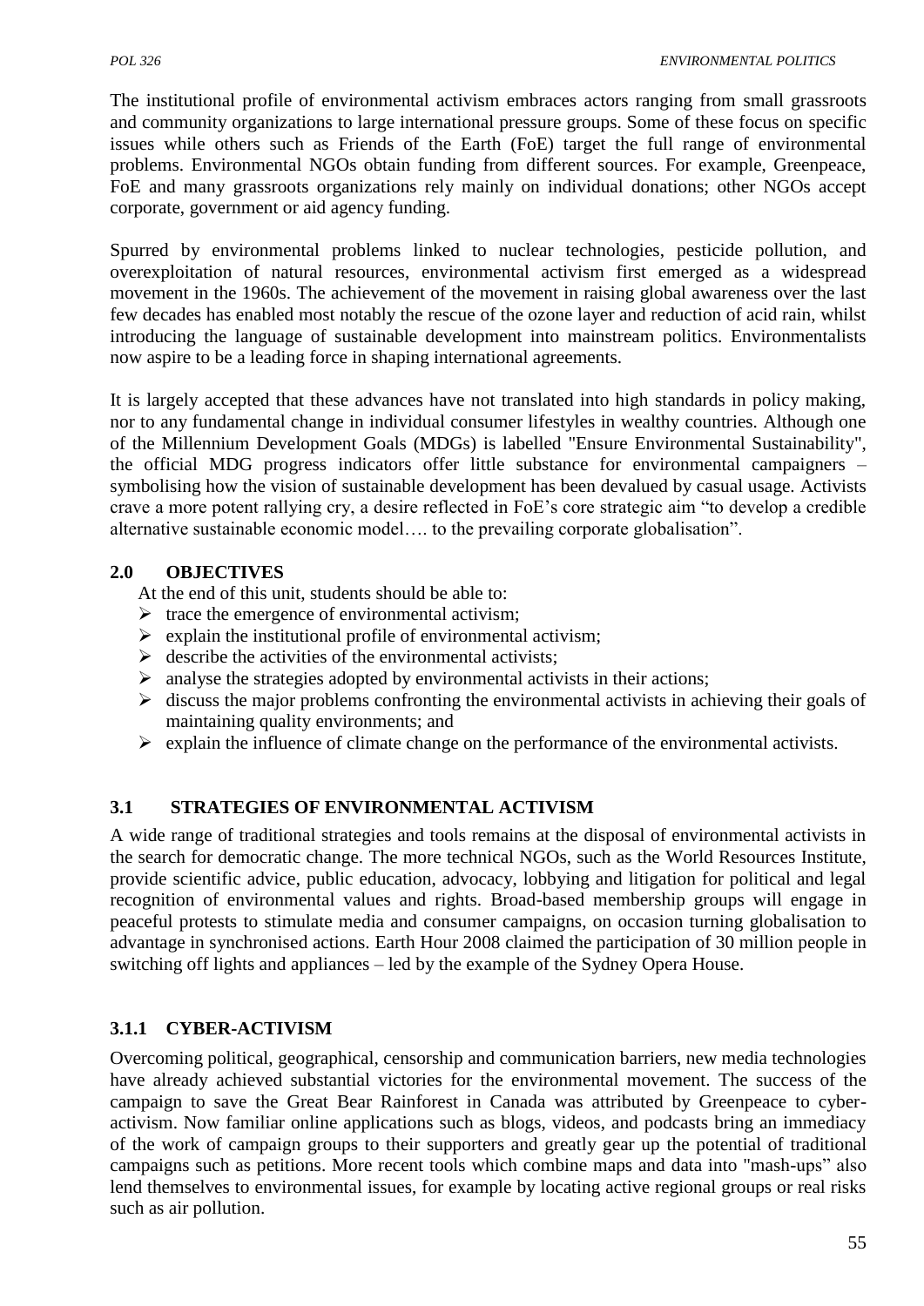The institutional profile of environmental activism embraces actors ranging from small grassroots and community organizations to large international pressure groups. Some of these focus on specific issues while others such as Friends of the Earth (FoE) target the full range of environmental problems. Environmental NGOs obtain funding from different sources. For example, Greenpeace, FoE and many grassroots organizations rely mainly on individual donations; other NGOs accept corporate, government or aid agency funding.

Spurred by environmental problems linked to nuclear technologies, pesticide pollution, and overexploitation of natural resources, environmental activism first emerged as a widespread movement in the 1960s. The achievement of the movement in raising global awareness over the last few decades has enabled most notably the rescue of the ozone layer and reduction of acid rain, whilst introducing the language of sustainable development into mainstream politics. Environmentalists now aspire to be a leading force in shaping international agreements.

It is largely accepted that these advances have not translated into high standards in policy making, nor to any fundamental change in individual consumer lifestyles in wealthy countries. Although one of the Millennium Development Goals (MDGs) is labelled "Ensure Environmental Sustainability", the official MDG progress indicators offer little substance for environmental campaigners – symbolising how the vision of sustainable development has been devalued by casual usage. Activists crave a more potent rallying cry, a desire reflected in FoE's core strategic aim "to develop a credible alternative sustainable economic model…. to the prevailing corporate globalisation".

## 2.0 OBJECTIVES

At the end of this unit, students should be able to:

- trace the emergence of environmental activism;
- explain the institutional profile of environmental activism;
- describe the activities of the environmental activists;
- analyse the strategies adopted by environmental activists in their actions;
- discuss the major problems confronting the environmental activists in achieving their goals of maintaining quality environments; and
- explain the influence of climate change on the performance of the environmental activists.

## 3.1 STRATEGIES OF ENVIRONMENTAL ACTIVISM

A wide range of traditional strategies and tools remains at the disposal of environmental activists in the search for democratic change. The more technical NGOs, such as the World Resources Institute, provide scientific advice, public education, advocacy, lobbying and litigation for political and legal recognition of environmental values and rights. Broad-based membership groups will engage in peaceful protests to stimulate media and consumer campaigns, on occasion turning globalisation to advantage in synchronised actions. Earth Hour 2008 claimed the participation of 30 million people in switching off lights and appliances – led by the example of the Sydney Opera House.

### 3.1.1 CYBER-ACTIVISM

Overcoming political, geographical, censorship and communication barriers, new media technologies have already achieved substantial victories for the environmental movement. The success of the campaign to save the Great Bear Rainforest in Canada was attributed by Greenpeace to cyber-activism. Now familiar online applications such as blogs, videos, and podcasts bring an immediacy of the work of campaign groups to their supporters and greatly gear up the potential of traditional campaigns such as petitions. More recent tools which combine maps and data into "mash-ups" also lend themselves to environmental issues, for example by locating active regional groups or real risks such as air pollution.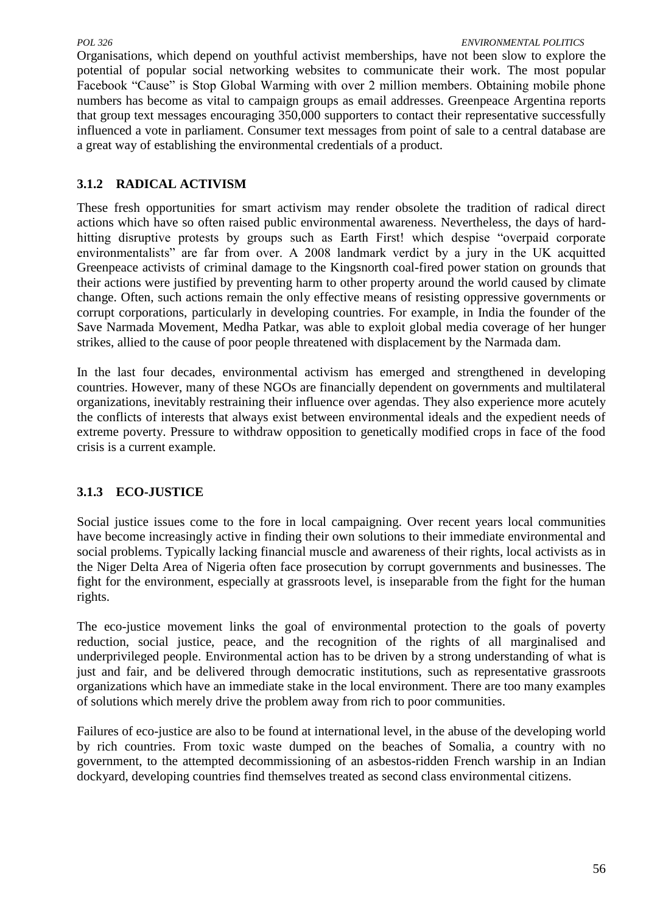Organisations, which depend on youthful activist memberships, have not been slow to explore the potential of popular social networking websites to communicate their work. The most popular Facebook "Cause" is Stop Global Warming with over 2 million members. Obtaining mobile phone numbers has become as vital to campaign groups as email addresses. Greenpeace Argentina reports that group text messages encouraging 350,000 supporters to contact their representative successfully influenced a vote in parliament. Consumer text messages from point of sale to a central database are a great way of establishing the environmental credentials of a product.

### 3.1.2 RADICAL ACTIVISM

These fresh opportunities for smart activism may render obsolete the tradition of radical direct actions which have so often raised public environmental awareness. Nevertheless, the days of hard-hitting disruptive protests by groups such as Earth First! which despise "overpaid corporate environmentalists" are far from over. A 2008 landmark verdict by a jury in the UK acquitted Greenpeace activists of criminal damage to the Kingsnorth coal-fired power station on grounds that their actions were justified by preventing harm to other property around the world caused by climate change. Often, such actions remain the only effective means of resisting oppressive governments or corrupt corporations, particularly in developing countries. For example, in India the founder of the Save Narmada Movement, Medha Patkar, was able to exploit global media coverage of her hunger strikes, allied to the cause of poor people threatened with displacement by the Narmada dam.

In the last four decades, environmental activism has emerged and strengthened in developing countries. However, many of these NGOs are financially dependent on governments and multilateral organizations, inevitably restraining their influence over agendas. They also experience more acutely the conflicts of interests that always exist between environmental ideals and the expedient needs of extreme poverty. Pressure to withdraw opposition to genetically modified crops in face of the food crisis is a current example.

### 3.1.3 ECO-JUSTICE

Social justice issues come to the fore in local campaigning. Over recent years local communities have become increasingly active in finding their own solutions to their immediate environmental and social problems. Typically lacking financial muscle and awareness of their rights, local activists as in the Niger Delta Area of Nigeria often face prosecution by corrupt governments and businesses. The fight for the environment, especially at grassroots level, is inseparable from the fight for the human rights.

The eco-justice movement links the goal of environmental protection to the goals of poverty reduction, social justice, peace, and the recognition of the rights of all marginalised and underprivileged people. Environmental action has to be driven by a strong understanding of what is just and fair, and be delivered through democratic institutions, such as representative grassroots organizations which have an immediate stake in the local environment. There are too many examples of solutions which merely drive the problem away from rich to poor communities.

Failures of eco-justice are also to be found at international level, in the abuse of the developing world by rich countries. From toxic waste dumped on the beaches of Somalia, a country with no government, to the attempted decommissioning of an asbestos-ridden French warship in an Indian dockyard, developing countries find themselves treated as second class environmental citizens.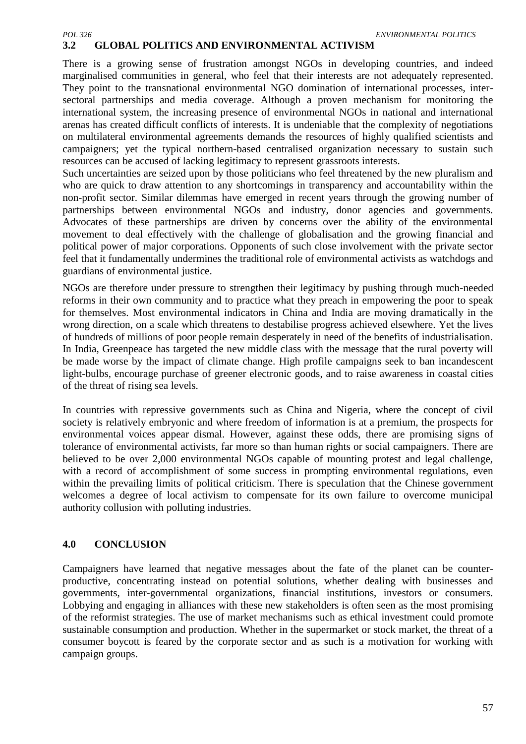## 3.2 GLOBAL POLITICS AND ENVIRONMENTAL ACTIVISM

There is a growing sense of frustration amongst NGOs in developing countries, and indeed marginalised communities in general, who feel that their interests are not adequately represented. They point to the transnational environmental NGO domination of international processes, inter-sectoral partnerships and media coverage. Although a proven mechanism for monitoring the international system, the increasing presence of environmental NGOs in national and international arenas has created difficult conflicts of interests. It is undeniable that the complexity of negotiations on multilateral environmental agreements demands the resources of highly qualified scientists and campaigners; yet the typical northern-based centralised organization necessary to sustain such resources can be accused of lacking legitimacy to represent grassroots interests.

Such uncertainties are seized upon by those politicians who feel threatened by the new pluralism and who are quick to draw attention to any shortcomings in transparency and accountability within the non-profit sector. Similar dilemmas have emerged in recent years through the growing number of partnerships between environmental NGOs and industry, donor agencies and governments. Advocates of these partnerships are driven by concerns over the ability of the environmental movement to deal effectively with the challenge of globalisation and the growing financial and political power of major corporations. Opponents of such close involvement with the private sector feel that it fundamentally undermines the traditional role of environmental activists as watchdogs and guardians of environmental justice.

NGOs are therefore under pressure to strengthen their legitimacy by pushing through much-needed reforms in their own community and to practice what they preach in empowering the poor to speak for themselves. Most environmental indicators in China and India are moving dramatically in the wrong direction, on a scale which threatens to destabilise progress achieved elsewhere. Yet the lives of hundreds of millions of poor people remain desperately in need of the benefits of industrialisation. In India, Greenpeace has targeted the new middle class with the message that the rural poverty will be made worse by the impact of climate change. High profile campaigns seek to ban incandescent light-bulbs, encourage purchase of greener electronic goods, and to raise awareness in coastal cities of the threat of rising sea levels.

In countries with repressive governments such as China and Nigeria, where the concept of civil society is relatively embryonic and where freedom of information is at a premium, the prospects for environmental voices appear dismal. However, against these odds, there are promising signs of tolerance of environmental activists, far more so than human rights or social campaigners. There are believed to be over 2,000 environmental NGOs capable of mounting protest and legal challenge, with a record of accomplishment of some success in prompting environmental regulations, even within the prevailing limits of political criticism. There is speculation that the Chinese government welcomes a degree of local activism to compensate for its own failure to overcome municipal authority collusion with polluting industries.

# 4.0 CONCLUSION

Campaigners have learned that negative messages about the fate of the planet can be counter-productive, concentrating instead on potential solutions, whether dealing with businesses and governments, inter-governmental organizations, financial institutions, investors or consumers. Lobbying and engaging in alliances with these new stakeholders is often seen as the most promising of the reformist strategies. The use of market mechanisms such as ethical investment could promote sustainable consumption and production. Whether in the supermarket or stock market, the threat of a consumer boycott is feared by the corporate sector and as such is a motivation for working with campaign groups.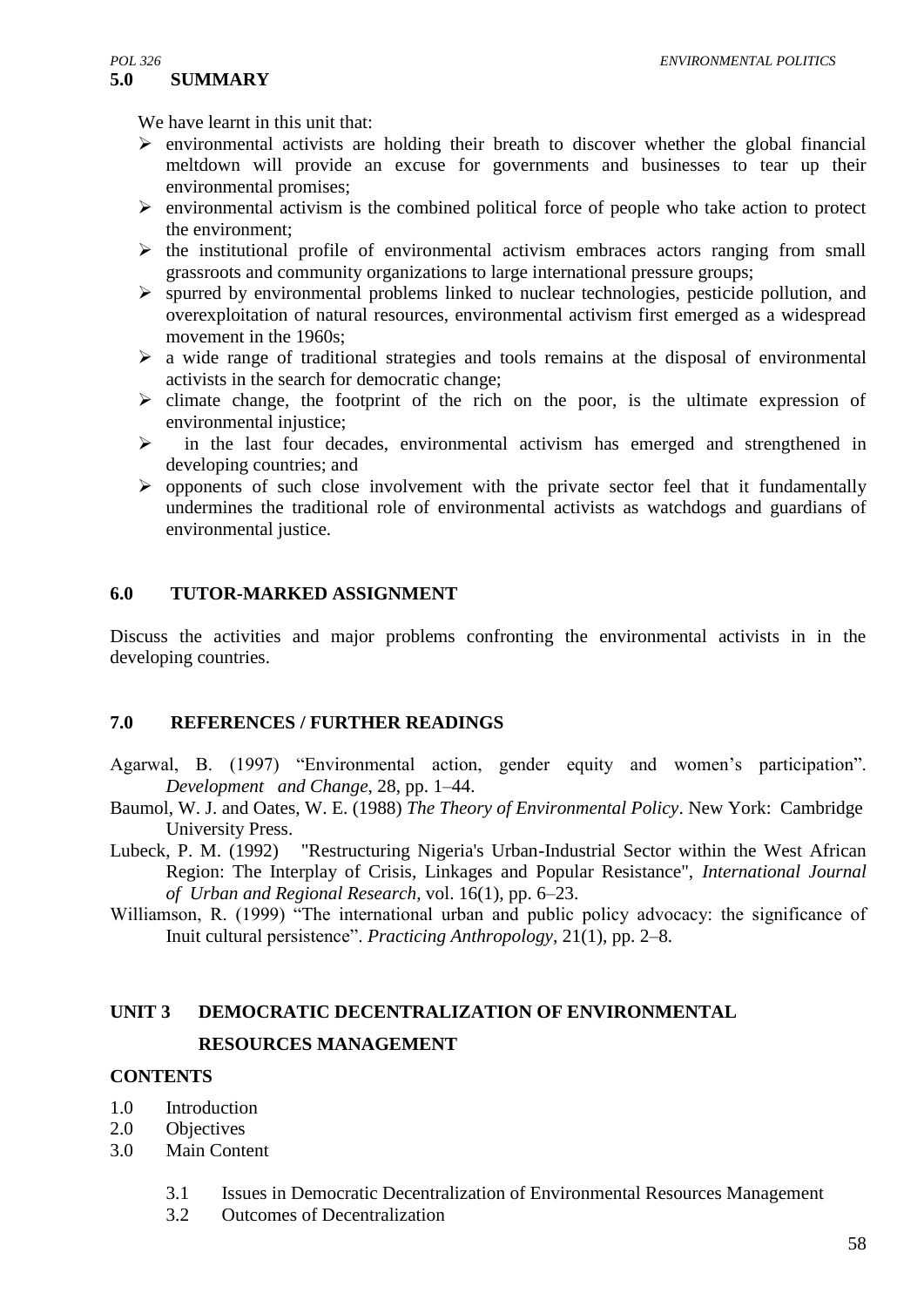## 5.0 SUMMARY

We have learnt in this unit that:

- environmental activists are holding their breath to discover whether the global financial meltdown will provide an excuse for governments and businesses to tear up their environmental promises;
- environmental activism is the combined political force of people who take action to protect the environment;
- the institutional profile of environmental activism embraces actors ranging from small grassroots and community organizations to large international pressure groups;
- spurred by environmental problems linked to nuclear technologies, pesticide pollution, and overexploitation of natural resources, environmental activism first emerged as a widespread movement in the 1960s;
- a wide range of traditional strategies and tools remains at the disposal of environmental activists in the search for democratic change;
- climate change, the footprint of the rich on the poor, is the ultimate expression of environmental injustice;
- in the last four decades, environmental activism has emerged and strengthened in developing countries; and
- opponents of such close involvement with the private sector feel that it fundamentally undermines the traditional role of environmental activists as watchdogs and guardians of environmental justice.

## 6.0 TUTOR-MARKED ASSIGNMENT

Discuss the activities and major problems confronting the environmental activists in in the developing countries.

## 7.0 REFERENCES / FURTHER READINGS

Agarwal, B. (1997) "Environmental action, gender equity and women's participation". *Development and Change*, 28, pp. 1–44.

Baumol, W. J. and Oates, W. E. (1988) *The Theory of Environmental Policy*. New York: Cambridge University Press.

Lubeck, P. M. (1992) "Restructuring Nigeria's Urban-Industrial Sector within the West African Region: The Interplay of Crisis, Linkages and Popular Resistance", *International Journal of Urban and Regional Research*, vol. 16(1), pp. 6–23.

Williamson, R. (1999) "The international urban and public policy advocacy: the significance of Inuit cultural persistence". *Practicing Anthropology*, 21(1), pp. 2–8.

# UNIT 3 DEMOCRATIC DECENTRALIZATION OF ENVIRONMENTAL RESOURCES MANAGEMENT

**CONTENTS**

1.0 Introduction
2.0 Objectives
3.0 Main Content
   3.1 Issues in Democratic Decentralization of Environmental Resources Management
   3.2 Outcomes of Decentralization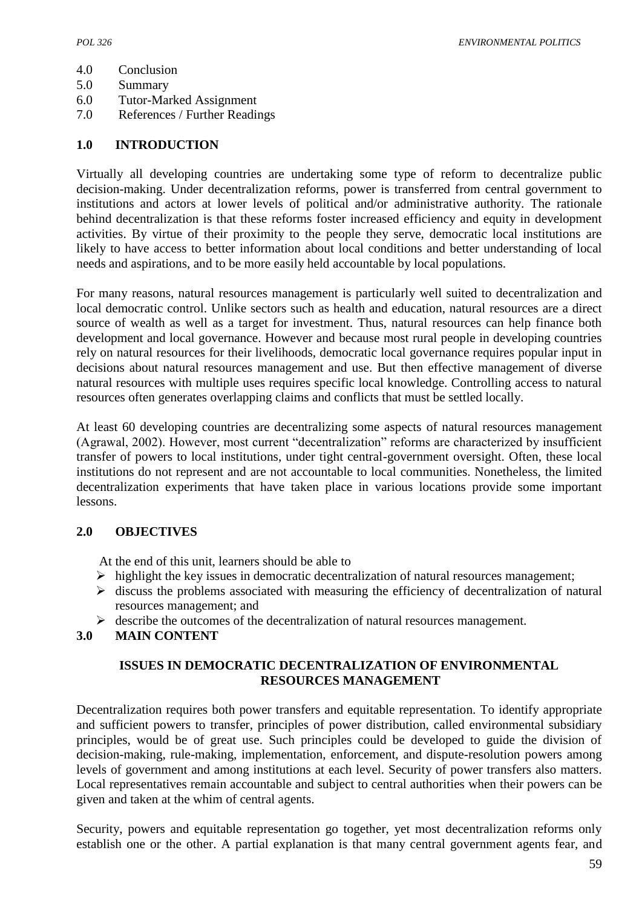4.0 Conclusion
5.0 Summary
6.0 Tutor-Marked Assignment
7.0 References / Further Readings

## 1.0 INTRODUCTION

Virtually all developing countries are undertaking some type of reform to decentralize public decision-making. Under decentralization reforms, power is transferred from central government to institutions and actors at lower levels of political and/or administrative authority. The rationale behind decentralization is that these reforms foster increased efficiency and equity in development activities. By virtue of their proximity to the people they serve, democratic local institutions are likely to have access to better information about local conditions and better understanding of local needs and aspirations, and to be more easily held accountable by local populations.

For many reasons, natural resources management is particularly well suited to decentralization and local democratic control. Unlike sectors such as health and education, natural resources are a direct source of wealth as well as a target for investment. Thus, natural resources can help finance both development and local governance. However and because most rural people in developing countries rely on natural resources for their livelihoods, democratic local governance requires popular input in decisions about natural resources management and use. But then effective management of diverse natural resources with multiple uses requires specific local knowledge. Controlling access to natural resources often generates overlapping claims and conflicts that must be settled locally.

At least 60 developing countries are decentralizing some aspects of natural resources management (Agrawal, 2002). However, most current "decentralization" reforms are characterized by insufficient transfer of powers to local institutions, under tight central-government oversight. Often, these local institutions do not represent and are not accountable to local communities. Nonetheless, the limited decentralization experiments that have taken place in various locations provide some important lessons.

## 2.0 OBJECTIVES

At the end of this unit, learners should be able to

- highlight the key issues in democratic decentralization of natural resources management;
- discuss the problems associated with measuring the efficiency of decentralization of natural resources management; and
- describe the outcomes of the decentralization of natural resources management.

## 3.0 MAIN CONTENT

### ISSUES IN DEMOCRATIC DECENTRALIZATION OF ENVIRONMENTAL RESOURCES MANAGEMENT

Decentralization requires both power transfers and equitable representation. To identify appropriate and sufficient powers to transfer, principles of power distribution, called environmental subsidiary principles, would be of great use. Such principles could be developed to guide the division of decision-making, rule-making, implementation, enforcement, and dispute-resolution powers among levels of government and among institutions at each level. Security of power transfers also matters. Local representatives remain accountable and subject to central authorities when their powers can be given and taken at the whim of central agents.

Security, powers and equitable representation go together, yet most decentralization reforms only establish one or the other. A partial explanation is that many central government agents fear, and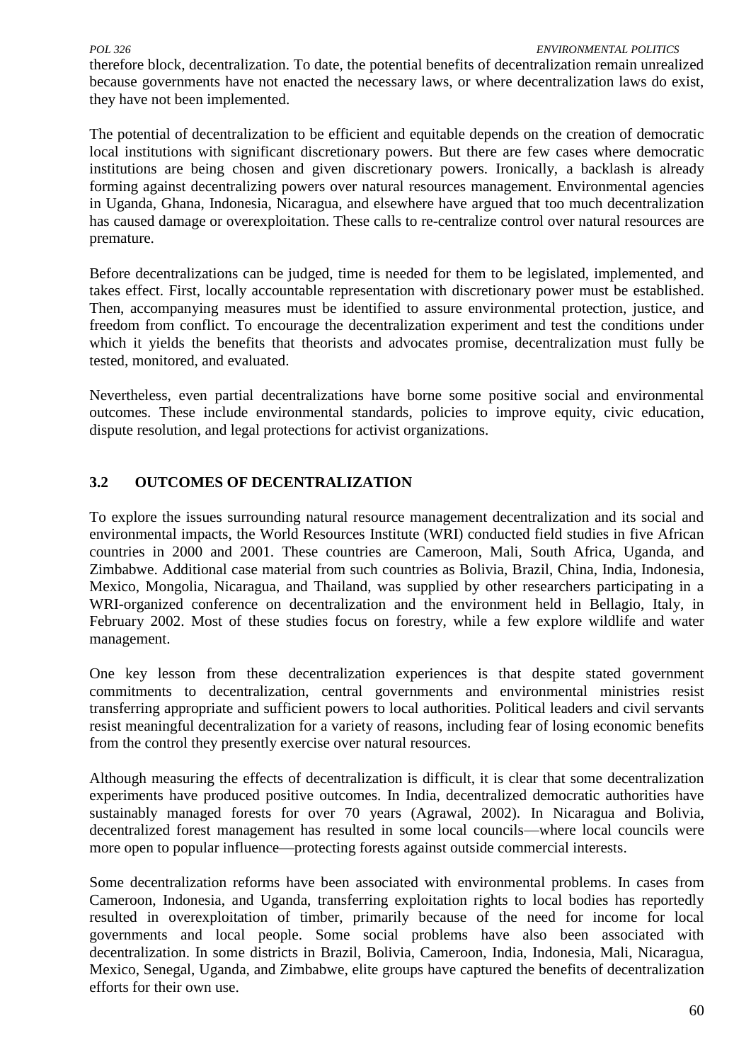therefore block, decentralization. To date, the potential benefits of decentralization remain unrealized because governments have not enacted the necessary laws, or where decentralization laws do exist, they have not been implemented.

The potential of decentralization to be efficient and equitable depends on the creation of democratic local institutions with significant discretionary powers. But there are few cases where democratic institutions are being chosen and given discretionary powers. Ironically, a backlash is already forming against decentralizing powers over natural resources management. Environmental agencies in Uganda, Ghana, Indonesia, Nicaragua, and elsewhere have argued that too much decentralization has caused damage or overexploitation. These calls to re-centralize control over natural resources are premature.

Before decentralizations can be judged, time is needed for them to be legislated, implemented, and takes effect. First, locally accountable representation with discretionary power must be established. Then, accompanying measures must be identified to assure environmental protection, justice, and freedom from conflict. To encourage the decentralization experiment and test the conditions under which it yields the benefits that theorists and advocates promise, decentralization must fully be tested, monitored, and evaluated.

Nevertheless, even partial decentralizations have borne some positive social and environmental outcomes. These include environmental standards, policies to improve equity, civic education, dispute resolution, and legal protections for activist organizations.

### 3.2 OUTCOMES OF DECENTRALIZATION

To explore the issues surrounding natural resource management decentralization and its social and environmental impacts, the World Resources Institute (WRI) conducted field studies in five African countries in 2000 and 2001. These countries are Cameroon, Mali, South Africa, Uganda, and Zimbabwe. Additional case material from such countries as Bolivia, Brazil, China, India, Indonesia, Mexico, Mongolia, Nicaragua, and Thailand, was supplied by other researchers participating in a WRI-organized conference on decentralization and the environment held in Bellagio, Italy, in February 2002. Most of these studies focus on forestry, while a few explore wildlife and water management.

One key lesson from these decentralization experiences is that despite stated government commitments to decentralization, central governments and environmental ministries resist transferring appropriate and sufficient powers to local authorities. Political leaders and civil servants resist meaningful decentralization for a variety of reasons, including fear of losing economic benefits from the control they presently exercise over natural resources.

Although measuring the effects of decentralization is difficult, it is clear that some decentralization experiments have produced positive outcomes. In India, decentralized democratic authorities have sustainably managed forests for over 70 years (Agrawal, 2002). In Nicaragua and Bolivia, decentralized forest management has resulted in some local councils—where local councils were more open to popular influence—protecting forests against outside commercial interests.

Some decentralization reforms have been associated with environmental problems. In cases from Cameroon, Indonesia, and Uganda, transferring exploitation rights to local bodies has reportedly resulted in overexploitation of timber, primarily because of the need for income for local governments and local people. Some social problems have also been associated with decentralization. In some districts in Brazil, Bolivia, Cameroon, India, Indonesia, Mali, Nicaragua, Mexico, Senegal, Uganda, and Zimbabwe, elite groups have captured the benefits of decentralization efforts for their own use.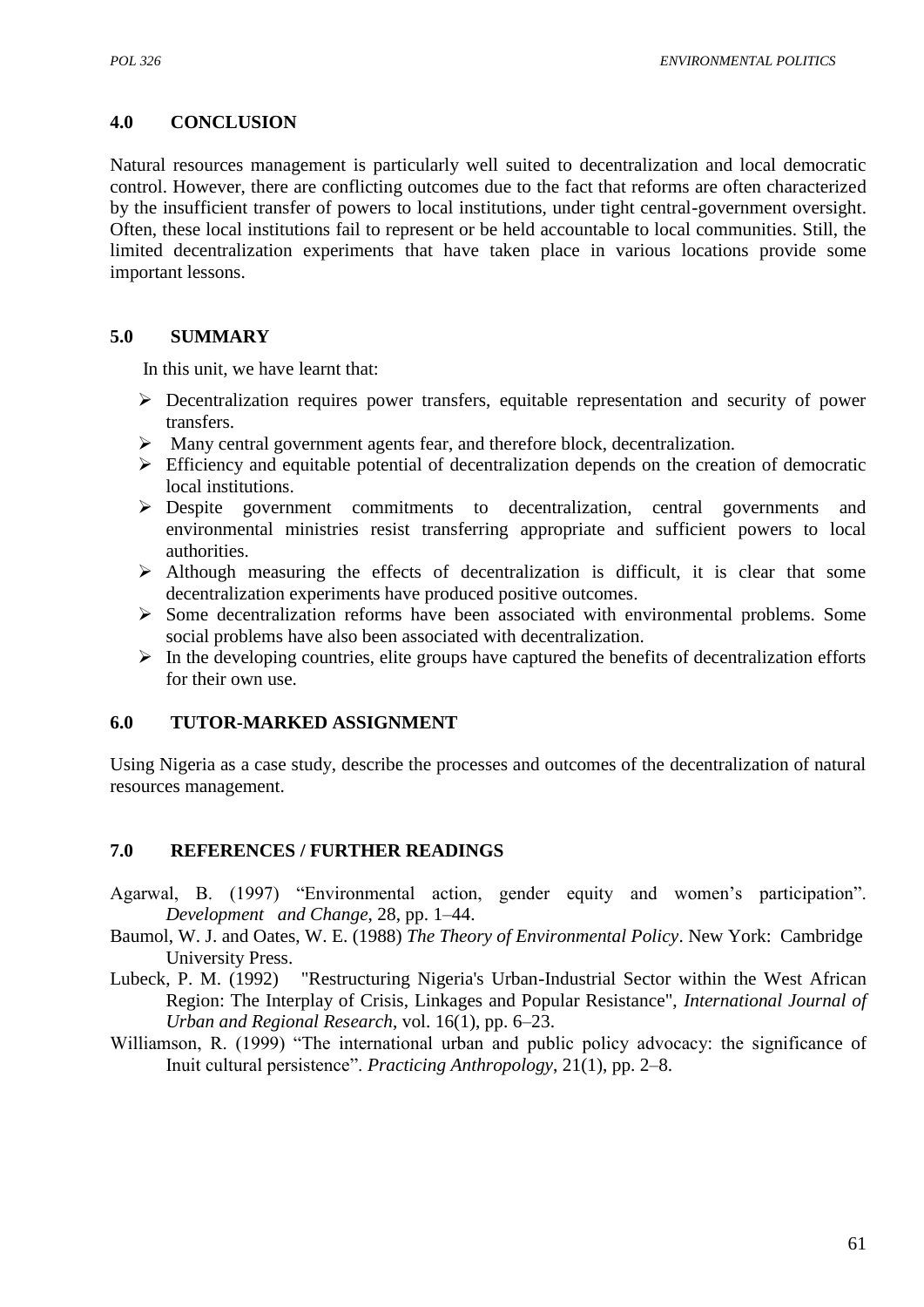## 4.0 CONCLUSION

Natural resources management is particularly well suited to decentralization and local democratic control. However, there are conflicting outcomes due to the fact that reforms are often characterized by the insufficient transfer of powers to local institutions, under tight central-government oversight. Often, these local institutions fail to represent or be held accountable to local communities. Still, the limited decentralization experiments that have taken place in various locations provide some important lessons.

## 5.0 SUMMARY

In this unit, we have learnt that:

- Decentralization requires power transfers, equitable representation and security of power transfers.
- Many central government agents fear, and therefore block, decentralization.
- Efficiency and equitable potential of decentralization depends on the creation of democratic local institutions.
- Despite government commitments to decentralization, central governments and environmental ministries resist transferring appropriate and sufficient powers to local authorities.
- Although measuring the effects of decentralization is difficult, it is clear that some decentralization experiments have produced positive outcomes.
- Some decentralization reforms have been associated with environmental problems. Some social problems have also been associated with decentralization.
- In the developing countries, elite groups have captured the benefits of decentralization efforts for their own use.

## 6.0 TUTOR-MARKED ASSIGNMENT

Using Nigeria as a case study, describe the processes and outcomes of the decentralization of natural resources management.

## 7.0 REFERENCES / FURTHER READINGS

Agarwal, B. (1997) "Environmental action, gender equity and women's participation". *Development and Change*, 28, pp. 1–44.

Baumol, W. J. and Oates, W. E. (1988) *The Theory of Environmental Policy*. New York: Cambridge University Press.

Lubeck, P. M. (1992) "Restructuring Nigeria's Urban-Industrial Sector within the West African Region: The Interplay of Crisis, Linkages and Popular Resistance", *International Journal of Urban and Regional Research*, vol. 16(1), pp. 6–23.

Williamson, R. (1999) "The international urban and public policy advocacy: the significance of Inuit cultural persistence". *Practicing Anthropology*, 21(1), pp. 2–8.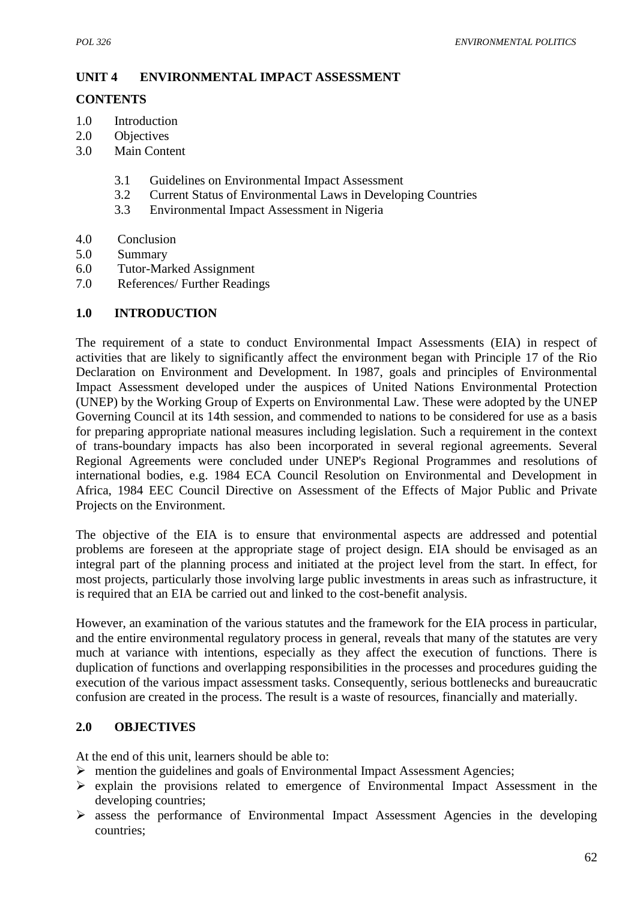## UNIT 4 ENVIRONMENTAL IMPACT ASSESSMENT

**CONTENTS**

1.0 Introduction
2.0 Objectives
3.0 Main Content
   3.1 Guidelines on Environmental Impact Assessment
   3.2 Current Status of Environmental Laws in Developing Countries
   3.3 Environmental Impact Assessment in Nigeria
4.0 Conclusion
5.0 Summary
6.0 Tutor-Marked Assignment
7.0 References/ Further Readings

### 1.0 INTRODUCTION

The requirement of a state to conduct Environmental Impact Assessments (EIA) in respect of activities that are likely to significantly affect the environment began with Principle 17 of the Rio Declaration on Environment and Development. In 1987, goals and principles of Environmental Impact Assessment developed under the auspices of United Nations Environmental Protection (UNEP) by the Working Group of Experts on Environmental Law. These were adopted by the UNEP Governing Council at its 14th session, and commended to nations to be considered for use as a basis for preparing appropriate national measures including legislation. Such a requirement in the context of trans-boundary impacts has also been incorporated in several regional agreements. Several Regional Agreements were concluded under UNEP's Regional Programmes and resolutions of international bodies, e.g. 1984 ECA Council Resolution on Environmental and Development in Africa, 1984 EEC Council Directive on Assessment of the Effects of Major Public and Private Projects on the Environment.

The objective of the EIA is to ensure that environmental aspects are addressed and potential problems are foreseen at the appropriate stage of project design. EIA should be envisaged as an integral part of the planning process and initiated at the project level from the start. In effect, for most projects, particularly those involving large public investments in areas such as infrastructure, it is required that an EIA be carried out and linked to the cost-benefit analysis.

However, an examination of the various statutes and the framework for the EIA process in particular, and the entire environmental regulatory process in general, reveals that many of the statutes are very much at variance with intentions, especially as they affect the execution of functions. There is duplication of functions and overlapping responsibilities in the processes and procedures guiding the execution of the various impact assessment tasks. Consequently, serious bottlenecks and bureaucratic confusion are created in the process. The result is a waste of resources, financially and materially.

### 2.0 OBJECTIVES

At the end of this unit, learners should be able to:

- mention the guidelines and goals of Environmental Impact Assessment Agencies;
- explain the provisions related to emergence of Environmental Impact Assessment in the developing countries;
- assess the performance of Environmental Impact Assessment Agencies in the developing countries;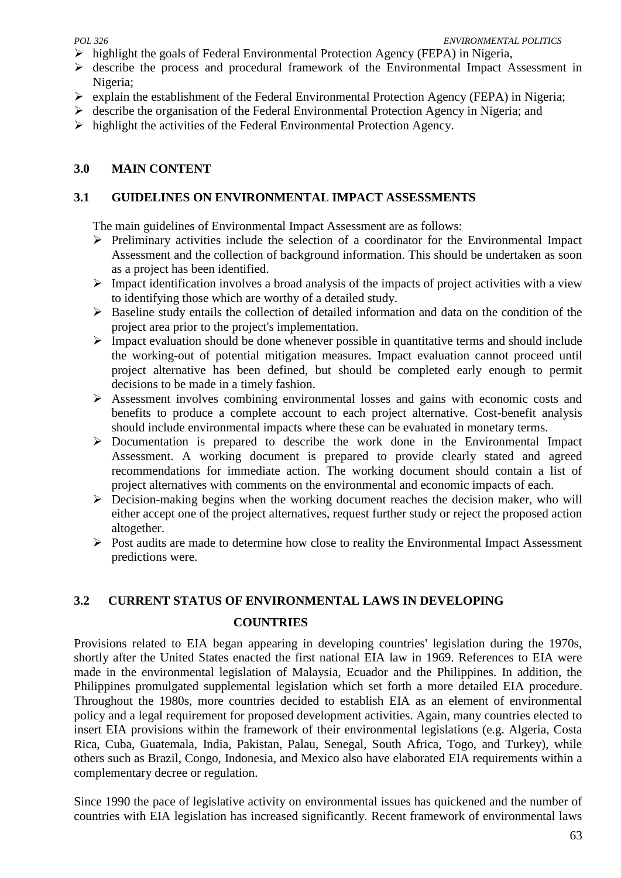- highlight the goals of Federal Environmental Protection Agency (FEPA) in Nigeria,
- describe the process and procedural framework of the Environmental Impact Assessment in Nigeria;
- explain the establishment of the Federal Environmental Protection Agency (FEPA) in Nigeria;
- describe the organisation of the Federal Environmental Protection Agency in Nigeria; and
- highlight the activities of the Federal Environmental Protection Agency.

## 3.0 MAIN CONTENT

### 3.1 GUIDELINES ON ENVIRONMENTAL IMPACT ASSESSMENTS

The main guidelines of Environmental Impact Assessment are as follows:

- Preliminary activities include the selection of a coordinator for the Environmental Impact Assessment and the collection of background information. This should be undertaken as soon as a project has been identified.
- Impact identification involves a broad analysis of the impacts of project activities with a view to identifying those which are worthy of a detailed study.
- Baseline study entails the collection of detailed information and data on the condition of the project area prior to the project's implementation.
- Impact evaluation should be done whenever possible in quantitative terms and should include the working-out of potential mitigation measures. Impact evaluation cannot proceed until project alternative has been defined, but should be completed early enough to permit decisions to be made in a timely fashion.
- Assessment involves combining environmental losses and gains with economic costs and benefits to produce a complete account to each project alternative. Cost-benefit analysis should include environmental impacts where these can be evaluated in monetary terms.
- Documentation is prepared to describe the work done in the Environmental Impact Assessment. A working document is prepared to provide clearly stated and agreed recommendations for immediate action. The working document should contain a list of project alternatives with comments on the environmental and economic impacts of each.
- Decision-making begins when the working document reaches the decision maker, who will either accept one of the project alternatives, request further study or reject the proposed action altogether.
- Post audits are made to determine how close to reality the Environmental Impact Assessment predictions were.

### 3.2 CURRENT STATUS OF ENVIRONMENTAL LAWS IN DEVELOPING COUNTRIES

Provisions related to EIA began appearing in developing countries' legislation during the 1970s, shortly after the United States enacted the first national EIA law in 1969. References to EIA were made in the environmental legislation of Malaysia, Ecuador and the Philippines. In addition, the Philippines promulgated supplemental legislation which set forth a more detailed EIA procedure. Throughout the 1980s, more countries decided to establish EIA as an element of environmental policy and a legal requirement for proposed development activities. Again, many countries elected to insert EIA provisions within the framework of their environmental legislations (e.g. Algeria, Costa Rica, Cuba, Guatemala, India, Pakistan, Palau, Senegal, South Africa, Togo, and Turkey), while others such as Brazil, Congo, Indonesia, and Mexico also have elaborated EIA requirements within a complementary decree or regulation.

Since 1990 the pace of legislative activity on environmental issues has quickened and the number of countries with EIA legislation has increased significantly. Recent framework of environmental laws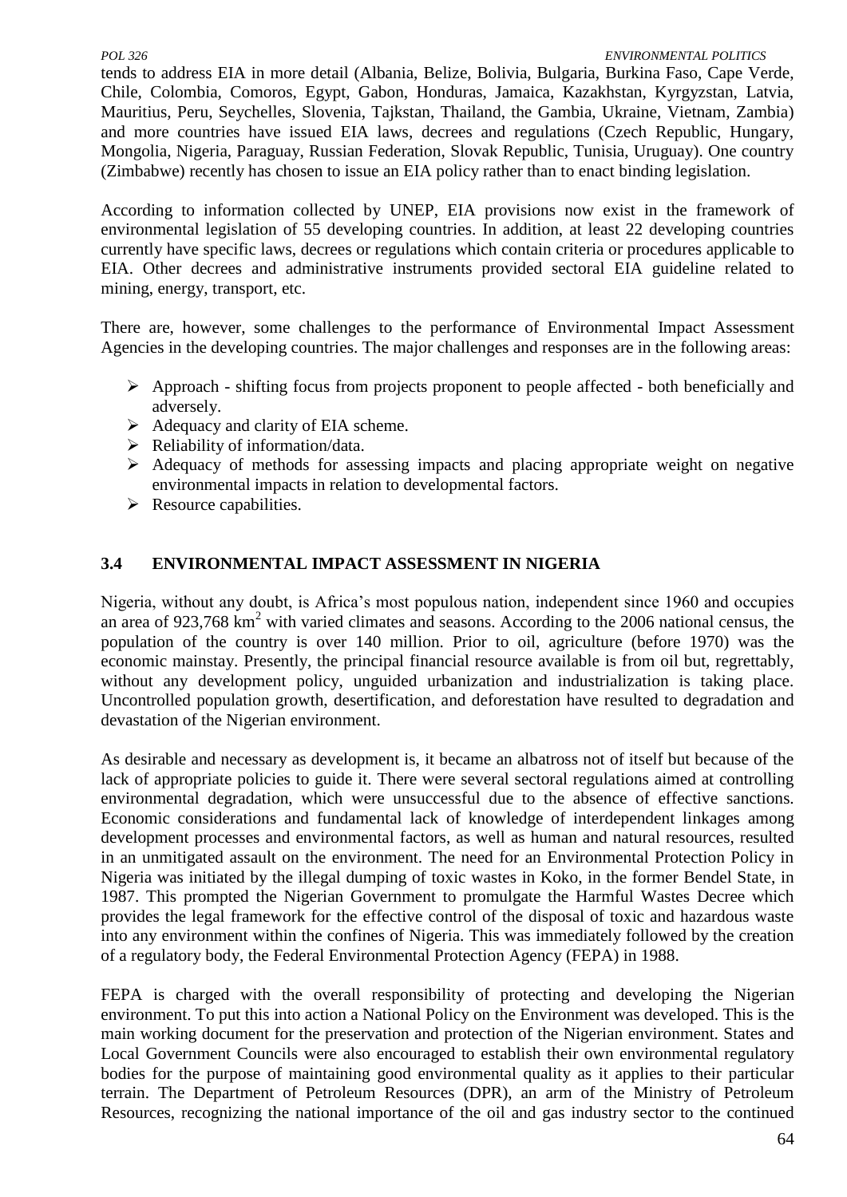tends to address EIA in more detail (Albania, Belize, Bolivia, Bulgaria, Burkina Faso, Cape Verde, Chile, Colombia, Comoros, Egypt, Gabon, Honduras, Jamaica, Kazakhstan, Kyrgyzstan, Latvia, Mauritius, Peru, Seychelles, Slovenia, Tajkstan, Thailand, the Gambia, Ukraine, Vietnam, Zambia) and more countries have issued EIA laws, decrees and regulations (Czech Republic, Hungary, Mongolia, Nigeria, Paraguay, Russian Federation, Slovak Republic, Tunisia, Uruguay). One country (Zimbabwe) recently has chosen to issue an EIA policy rather than to enact binding legislation.

According to information collected by UNEP, EIA provisions now exist in the framework of environmental legislation of 55 developing countries. In addition, at least 22 developing countries currently have specific laws, decrees or regulations which contain criteria or procedures applicable to EIA. Other decrees and administrative instruments provided sectoral EIA guideline related to mining, energy, transport, etc.

There are, however, some challenges to the performance of Environmental Impact Assessment Agencies in the developing countries. The major challenges and responses are in the following areas:

- Approach - shifting focus from projects proponent to people affected - both beneficially and adversely.
- Adequacy and clarity of EIA scheme.
- Reliability of information/data.
- Adequacy of methods for assessing impacts and placing appropriate weight on negative environmental impacts in relation to developmental factors.
- Resource capabilities.

## 3.4 ENVIRONMENTAL IMPACT ASSESSMENT IN NIGERIA

Nigeria, without any doubt, is Africa's most populous nation, independent since 1960 and occupies an area of 923,768 km$^2$ with varied climates and seasons. According to the 2006 national census, the population of the country is over 140 million. Prior to oil, agriculture (before 1970) was the economic mainstay. Presently, the principal financial resource available is from oil but, regrettably, without any development policy, unguided urbanization and industrialization is taking place. Uncontrolled population growth, desertification, and deforestation have resulted to degradation and devastation of the Nigerian environment.

As desirable and necessary as development is, it became an albatross not of itself but because of the lack of appropriate policies to guide it. There were several sectoral regulations aimed at controlling environmental degradation, which were unsuccessful due to the absence of effective sanctions. Economic considerations and fundamental lack of knowledge of interdependent linkages among development processes and environmental factors, as well as human and natural resources, resulted in an unmitigated assault on the environment. The need for an Environmental Protection Policy in Nigeria was initiated by the illegal dumping of toxic wastes in Koko, in the former Bendel State, in 1987. This prompted the Nigerian Government to promulgate the Harmful Wastes Decree which provides the legal framework for the effective control of the disposal of toxic and hazardous waste into any environment within the confines of Nigeria. This was immediately followed by the creation of a regulatory body, the Federal Environmental Protection Agency (FEPA) in 1988.

FEPA is charged with the overall responsibility of protecting and developing the Nigerian environment. To put this into action a National Policy on the Environment was developed. This is the main working document for the preservation and protection of the Nigerian environment. States and Local Government Councils were also encouraged to establish their own environmental regulatory bodies for the purpose of maintaining good environmental quality as it applies to their particular terrain. The Department of Petroleum Resources (DPR), an arm of the Ministry of Petroleum Resources, recognizing the national importance of the oil and gas industry sector to the continued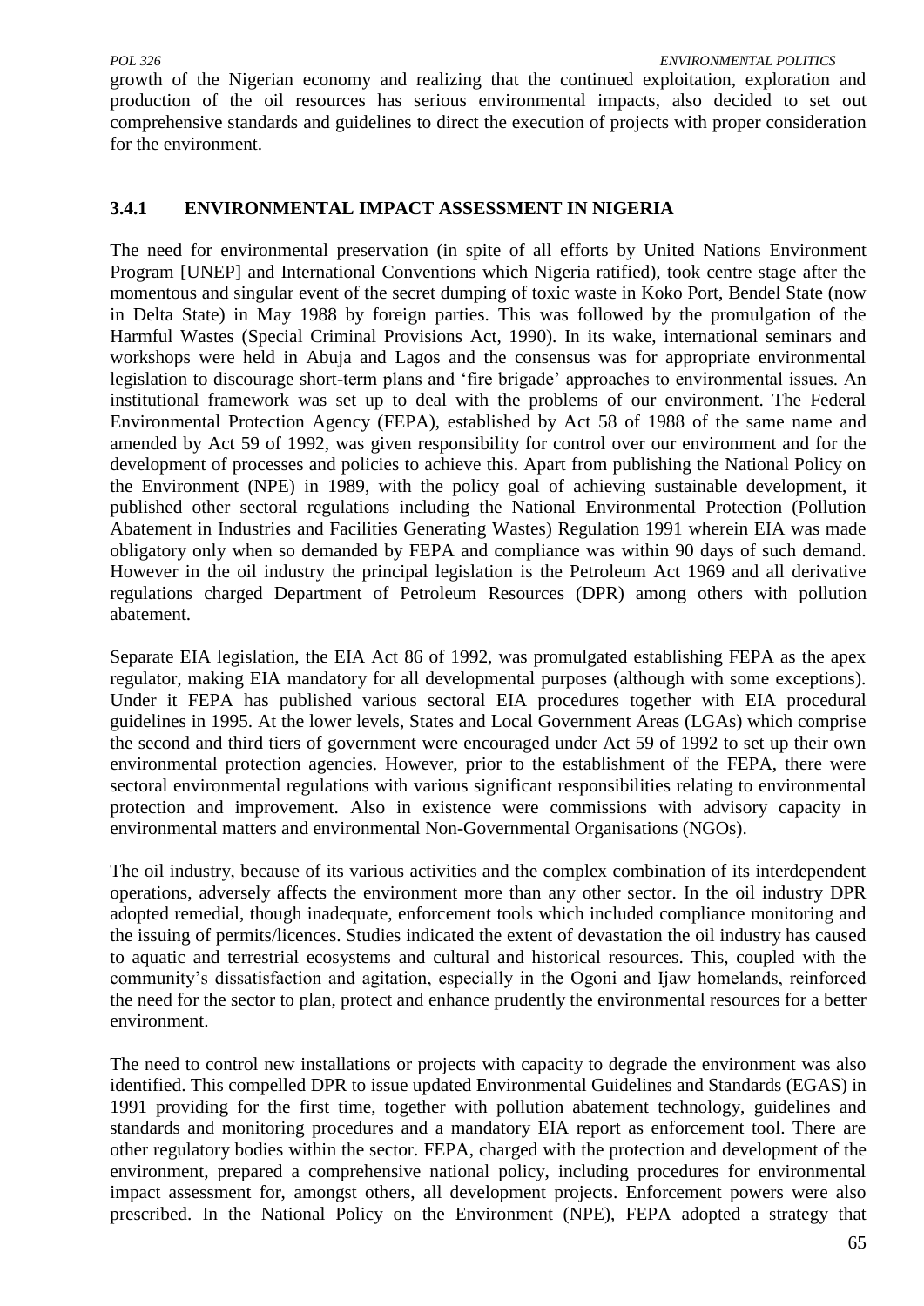growth of the Nigerian economy and realizing that the continued exploitation, exploration and production of the oil resources has serious environmental impacts, also decided to set out comprehensive standards and guidelines to direct the execution of projects with proper consideration for the environment.

### 3.4.1 ENVIRONMENTAL IMPACT ASSESSMENT IN NIGERIA

The need for environmental preservation (in spite of all efforts by United Nations Environment Program [UNEP] and International Conventions which Nigeria ratified), took centre stage after the momentous and singular event of the secret dumping of toxic waste in Koko Port, Bendel State (now in Delta State) in May 1988 by foreign parties. This was followed by the promulgation of the Harmful Wastes (Special Criminal Provisions Act, 1990). In its wake, international seminars and workshops were held in Abuja and Lagos and the consensus was for appropriate environmental legislation to discourage short-term plans and 'fire brigade' approaches to environmental issues. An institutional framework was set up to deal with the problems of our environment. The Federal Environmental Protection Agency (FEPA), established by Act 58 of 1988 of the same name and amended by Act 59 of 1992, was given responsibility for control over our environment and for the development of processes and policies to achieve this. Apart from publishing the National Policy on the Environment (NPE) in 1989, with the policy goal of achieving sustainable development, it published other sectoral regulations including the National Environmental Protection (Pollution Abatement in Industries and Facilities Generating Wastes) Regulation 1991 wherein EIA was made obligatory only when so demanded by FEPA and compliance was within 90 days of such demand. However in the oil industry the principal legislation is the Petroleum Act 1969 and all derivative regulations charged Department of Petroleum Resources (DPR) among others with pollution abatement.

Separate EIA legislation, the EIA Act 86 of 1992, was promulgated establishing FEPA as the apex regulator, making EIA mandatory for all developmental purposes (although with some exceptions). Under it FEPA has published various sectoral EIA procedures together with EIA procedural guidelines in 1995. At the lower levels, States and Local Government Areas (LGAs) which comprise the second and third tiers of government were encouraged under Act 59 of 1992 to set up their own environmental protection agencies. However, prior to the establishment of the FEPA, there were sectoral environmental regulations with various significant responsibilities relating to environmental protection and improvement. Also in existence were commissions with advisory capacity in environmental matters and environmental Non-Governmental Organisations (NGOs).

The oil industry, because of its various activities and the complex combination of its interdependent operations, adversely affects the environment more than any other sector. In the oil industry DPR adopted remedial, though inadequate, enforcement tools which included compliance monitoring and the issuing of permits/licences. Studies indicated the extent of devastation the oil industry has caused to aquatic and terrestrial ecosystems and cultural and historical resources. This, coupled with the community's dissatisfaction and agitation, especially in the Ogoni and Ijaw homelands, reinforced the need for the sector to plan, protect and enhance prudently the environmental resources for a better environment.

The need to control new installations or projects with capacity to degrade the environment was also identified. This compelled DPR to issue updated Environmental Guidelines and Standards (EGAS) in 1991 providing for the first time, together with pollution abatement technology, guidelines and standards and monitoring procedures and a mandatory EIA report as enforcement tool. There are other regulatory bodies within the sector. FEPA, charged with the protection and development of the environment, prepared a comprehensive national policy, including procedures for environmental impact assessment for, amongst others, all development projects. Enforcement powers were also prescribed. In the National Policy on the Environment (NPE), FEPA adopted a strategy that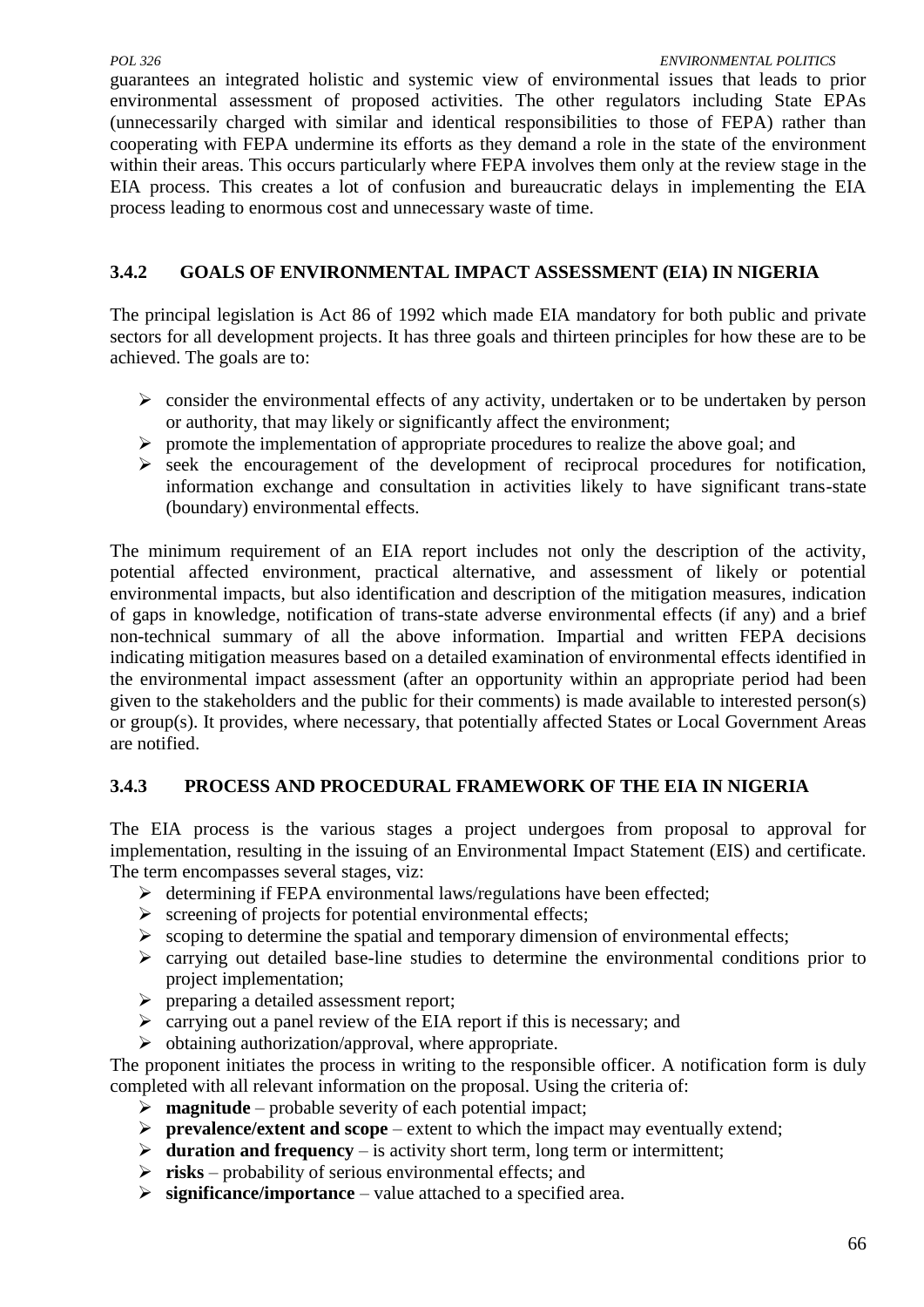guarantees an integrated holistic and systemic view of environmental issues that leads to prior environmental assessment of proposed activities. The other regulators including State EPAs (unnecessarily charged with similar and identical responsibilities to those of FEPA) rather than cooperating with FEPA undermine its efforts as they demand a role in the state of the environment within their areas. This occurs particularly where FEPA involves them only at the review stage in the EIA process. This creates a lot of confusion and bureaucratic delays in implementing the EIA process leading to enormous cost and unnecessary waste of time.

### 3.4.2 GOALS OF ENVIRONMENTAL IMPACT ASSESSMENT (EIA) IN NIGERIA

The principal legislation is Act 86 of 1992 which made EIA mandatory for both public and private sectors for all development projects. It has three goals and thirteen principles for how these are to be achieved. The goals are to:

- consider the environmental effects of any activity, undertaken or to be undertaken by person or authority, that may likely or significantly affect the environment;
- promote the implementation of appropriate procedures to realize the above goal; and
- seek the encouragement of the development of reciprocal procedures for notification, information exchange and consultation in activities likely to have significant trans-state (boundary) environmental effects.

The minimum requirement of an EIA report includes not only the description of the activity, potential affected environment, practical alternative, and assessment of likely or potential environmental impacts, but also identification and description of the mitigation measures, indication of gaps in knowledge, notification of trans-state adverse environmental effects (if any) and a brief non-technical summary of all the above information. Impartial and written FEPA decisions indicating mitigation measures based on a detailed examination of environmental effects identified in the environmental impact assessment (after an opportunity within an appropriate period had been given to the stakeholders and the public for their comments) is made available to interested person(s) or group(s). It provides, where necessary, that potentially affected States or Local Government Areas are notified.

### 3.4.3 PROCESS AND PROCEDURAL FRAMEWORK OF THE EIA IN NIGERIA

The EIA process is the various stages a project undergoes from proposal to approval for implementation, resulting in the issuing of an Environmental Impact Statement (EIS) and certificate. The term encompasses several stages, viz:

- determining if FEPA environmental laws/regulations have been effected;
- screening of projects for potential environmental effects;
- scoping to determine the spatial and temporary dimension of environmental effects;
- carrying out detailed base-line studies to determine the environmental conditions prior to project implementation;
- preparing a detailed assessment report;
- carrying out a panel review of the EIA report if this is necessary; and
- obtaining authorization/approval, where appropriate.

The proponent initiates the process in writing to the responsible officer. A notification form is duly completed with all relevant information on the proposal. Using the criteria of:

- **magnitude** – probable severity of each potential impact;
- **prevalence/extent and scope** – extent to which the impact may eventually extend;
- **duration and frequency** – is activity short term, long term or intermittent;
- **risks** – probability of serious environmental effects; and
- **significance/importance** – value attached to a specified area.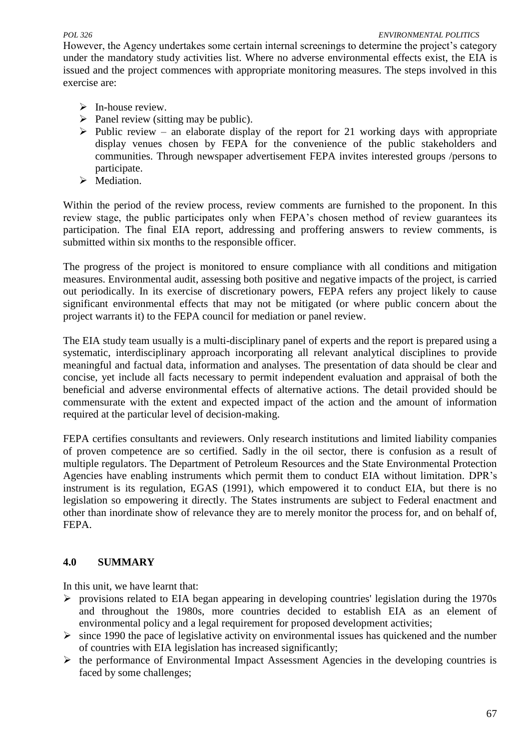However, the Agency undertakes some certain internal screenings to determine the project's category under the mandatory study activities list. Where no adverse environmental effects exist, the EIA is issued and the project commences with appropriate monitoring measures. The steps involved in this exercise are:

- In-house review.
- Panel review (sitting may be public).
- Public review – an elaborate display of the report for 21 working days with appropriate display venues chosen by FEPA for the convenience of the public stakeholders and communities. Through newspaper advertisement FEPA invites interested groups /persons to participate.
- Mediation.

Within the period of the review process, review comments are furnished to the proponent. In this review stage, the public participates only when FEPA's chosen method of review guarantees its participation. The final EIA report, addressing and proffering answers to review comments, is submitted within six months to the responsible officer.

The progress of the project is monitored to ensure compliance with all conditions and mitigation measures. Environmental audit, assessing both positive and negative impacts of the project, is carried out periodically. In its exercise of discretionary powers, FEPA refers any project likely to cause significant environmental effects that may not be mitigated (or where public concern about the project warrants it) to the FEPA council for mediation or panel review.

The EIA study team usually is a multi-disciplinary panel of experts and the report is prepared using a systematic, interdisciplinary approach incorporating all relevant analytical disciplines to provide meaningful and factual data, information and analyses. The presentation of data should be clear and concise, yet include all facts necessary to permit independent evaluation and appraisal of both the beneficial and adverse environmental effects of alternative actions. The detail provided should be commensurate with the extent and expected impact of the action and the amount of information required at the particular level of decision-making.

FEPA certifies consultants and reviewers. Only research institutions and limited liability companies of proven competence are so certified. Sadly in the oil sector, there is confusion as a result of multiple regulators. The Department of Petroleum Resources and the State Environmental Protection Agencies have enabling instruments which permit them to conduct EIA without limitation. DPR's instrument is its regulation, EGAS (1991), which empowered it to conduct EIA, but there is no legislation so empowering it directly. The States instruments are subject to Federal enactment and other than inordinate show of relevance they are to merely monitor the process for, and on behalf of, FEPA.

## 4.0 SUMMARY

In this unit, we have learnt that:

- provisions related to EIA began appearing in developing countries' legislation during the 1970s and throughout the 1980s, more countries decided to establish EIA as an element of environmental policy and a legal requirement for proposed development activities;
- since 1990 the pace of legislative activity on environmental issues has quickened and the number of countries with EIA legislation has increased significantly;
- the performance of Environmental Impact Assessment Agencies in the developing countries is faced by some challenges;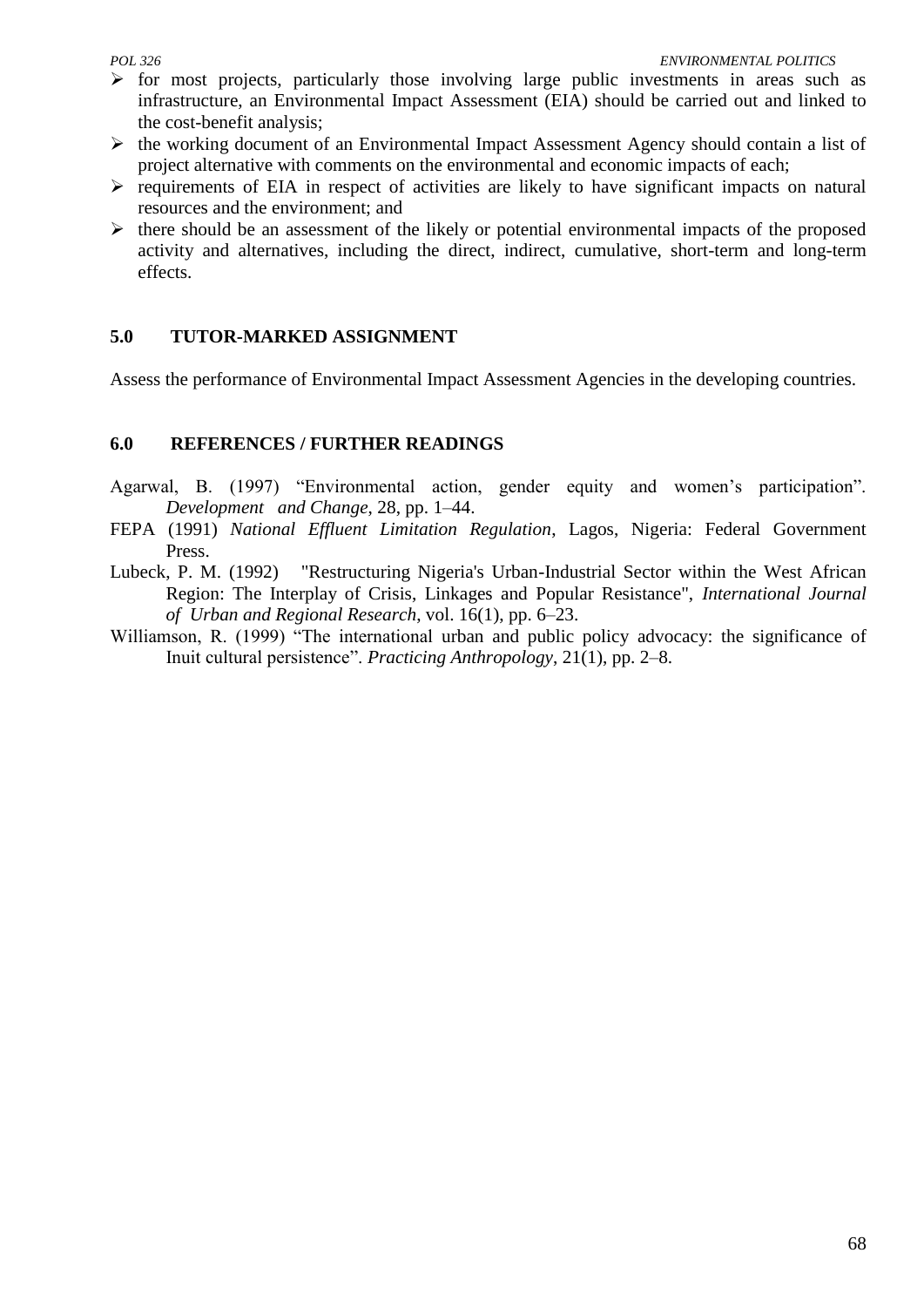- for most projects, particularly those involving large public investments in areas such as infrastructure, an Environmental Impact Assessment (EIA) should be carried out and linked to the cost-benefit analysis;
- the working document of an Environmental Impact Assessment Agency should contain a list of project alternative with comments on the environmental and economic impacts of each;
- requirements of EIA in respect of activities are likely to have significant impacts on natural resources and the environment; and
- there should be an assessment of the likely or potential environmental impacts of the proposed activity and alternatives, including the direct, indirect, cumulative, short-term and long-term effects.

## 5.0 TUTOR-MARKED ASSIGNMENT

Assess the performance of Environmental Impact Assessment Agencies in the developing countries.

## 6.0 REFERENCES / FURTHER READINGS

Agarwal, B. (1997) "Environmental action, gender equity and women's participation". *Development and Change*, 28, pp. 1–44.

FEPA (1991) *National Effluent Limitation Regulation*, Lagos, Nigeria: Federal Government Press.

Lubeck, P. M. (1992) "Restructuring Nigeria's Urban-Industrial Sector within the West African Region: The Interplay of Crisis, Linkages and Popular Resistance", *International Journal of Urban and Regional Research*, vol. 16(1), pp. 6–23.

Williamson, R. (1999) "The international urban and public policy advocacy: the significance of Inuit cultural persistence". *Practicing Anthropology*, 21(1), pp. 2–8.